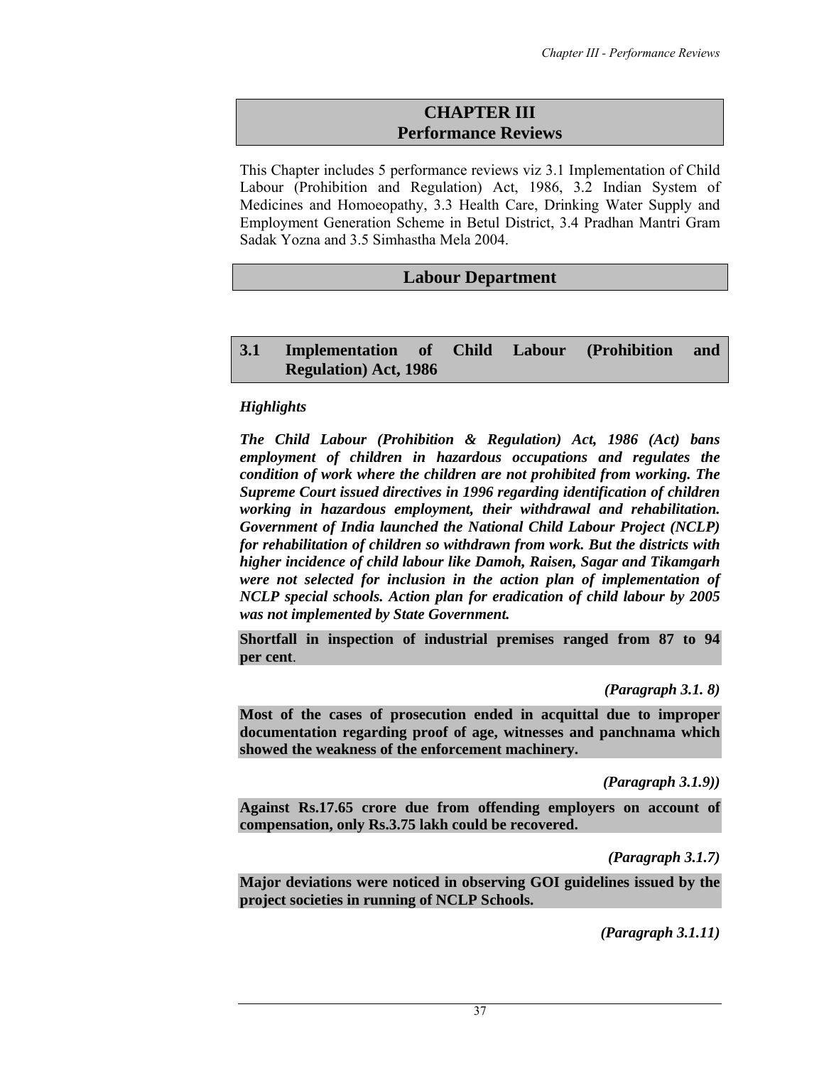# CHAPTER III
# Performance Reviews

This Chapter includes 5 performance reviews viz 3.1 Implementation of Child Labour (Prohibition and Regulation) Act, 1986, 3.2 Indian System of Medicines and Homoeopathy, 3.3 Health Care, Drinking Water Supply and Employment Generation Scheme in Betul District, 3.4 Pradhan Mantri Gram Sadak Yozna and 3.5 Simhastha Mela 2004.

## Labour Department

### 3.1 Implementation of Child Labour (Prohibition and Regulation) Act, 1986

*Highlights*

***The Child Labour (Prohibition & Regulation) Act, 1986 (Act) bans employment of children in hazardous occupations and regulates the condition of work where the children are not prohibited from working. The Supreme Court issued directives in 1996 regarding identification of children working in hazardous employment, their withdrawal and rehabilitation. Government of India launched the National Child Labour Project (NCLP) for rehabilitation of children so withdrawn from work. But the districts with higher incidence of child labour like Damoh, Raisen, Sagar and Tikamgarh were not selected for inclusion in the action plan of implementation of NCLP special schools. Action plan for eradication of child labour by 2005 was not implemented by State Government.***

**Shortfall in inspection of industrial premises ranged from 87 to 94 per cent**.

***(Paragraph 3.1. 8)***

**Most of the cases of prosecution ended in acquittal due to improper documentation regarding proof of age, witnesses and panchnama which showed the weakness of the enforcement machinery.**

***(Paragraph 3.1.9))***

**Against Rs.17.65 crore due from offending employers on account of compensation, only Rs.3.75 lakh could be recovered.**

***(Paragraph 3.1.7)***

**Major deviations were noticed in observing GOI guidelines issued by the project societies in running of NCLP Schools.**

***(Paragraph 3.1.11)***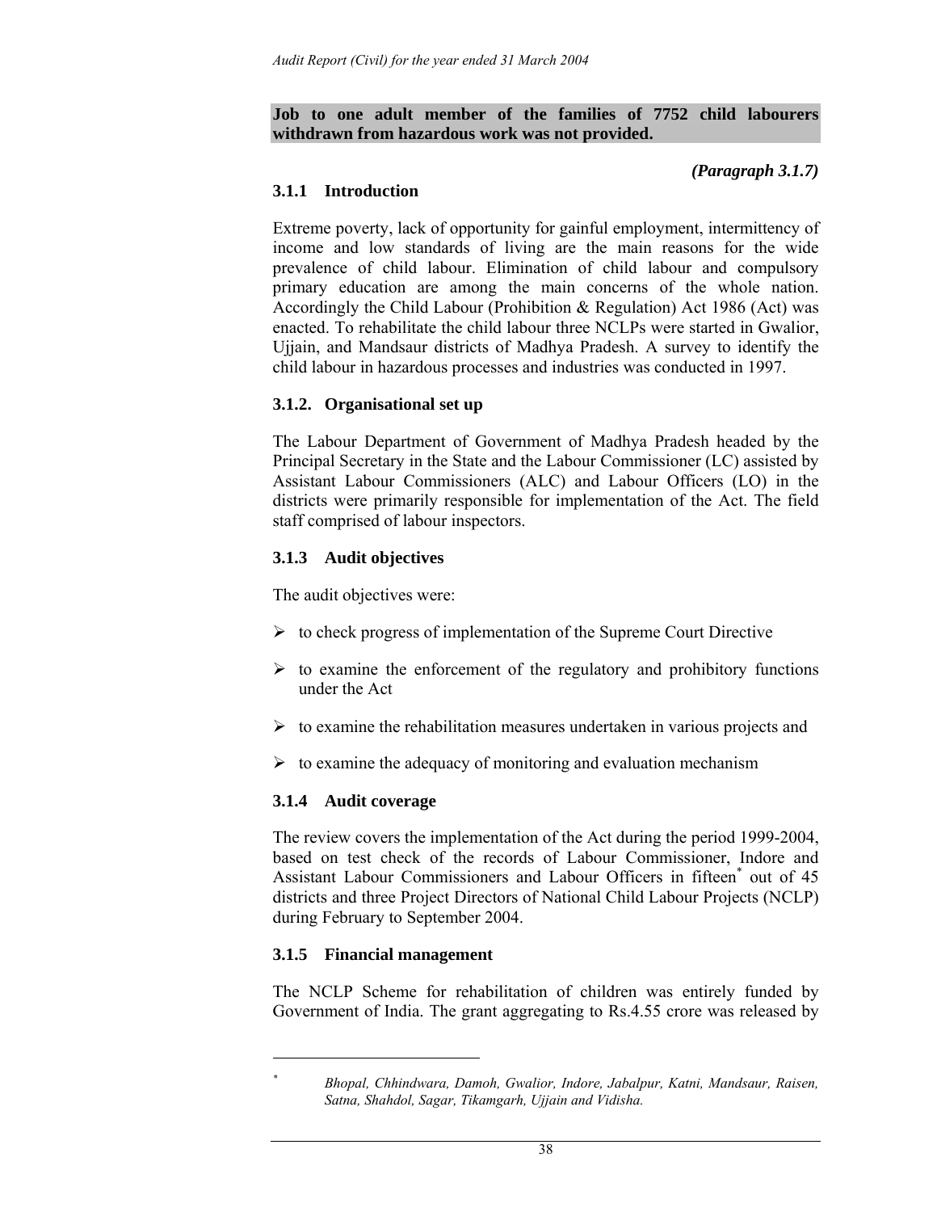**Job to one adult member of the families of 7752 child labourers withdrawn from hazardous work was not provided.**

***(Paragraph 3.1.7)***

### 3.1.1 Introduction

Extreme poverty, lack of opportunity for gainful employment, intermittency of income and low standards of living are the main reasons for the wide prevalence of child labour. Elimination of child labour and compulsory primary education are among the main concerns of the whole nation. Accordingly the Child Labour (Prohibition & Regulation) Act 1986 (Act) was enacted. To rehabilitate the child labour three NCLPs were started in Gwalior, Ujjain, and Mandsaur districts of Madhya Pradesh. A survey to identify the child labour in hazardous processes and industries was conducted in 1997.

### 3.1.2. Organisational set up

The Labour Department of Government of Madhya Pradesh headed by the Principal Secretary in the State and the Labour Commissioner (LC) assisted by Assistant Labour Commissioners (ALC) and Labour Officers (LO) in the districts were primarily responsible for implementation of the Act. The field staff comprised of labour inspectors.

### 3.1.3 Audit objectives

The audit objectives were:

- to check progress of implementation of the Supreme Court Directive
- to examine the enforcement of the regulatory and prohibitory functions under the Act
- to examine the rehabilitation measures undertaken in various projects and
- to examine the adequacy of monitoring and evaluation mechanism

### 3.1.4 Audit coverage

The review covers the implementation of the Act during the period 1999-2004, based on test check of the records of Labour Commissioner, Indore and Assistant Labour Commissioners and Labour Officers in fifteen[*] out of 45 districts and three Project Directors of National Child Labour Projects (NCLP) during February to September 2004.

### 3.1.5 Financial management

The NCLP Scheme for rehabilitation of children was entirely funded by Government of India. The grant aggregating to Rs.4.55 crore was released by

---

[*] *Bhopal, Chhindwara, Damoh, Gwalior, Indore, Jabalpur, Katni, Mandsaur, Raisen, Satna, Shahdol, Sagar, Tikamgarh, Ujjain and Vidisha.*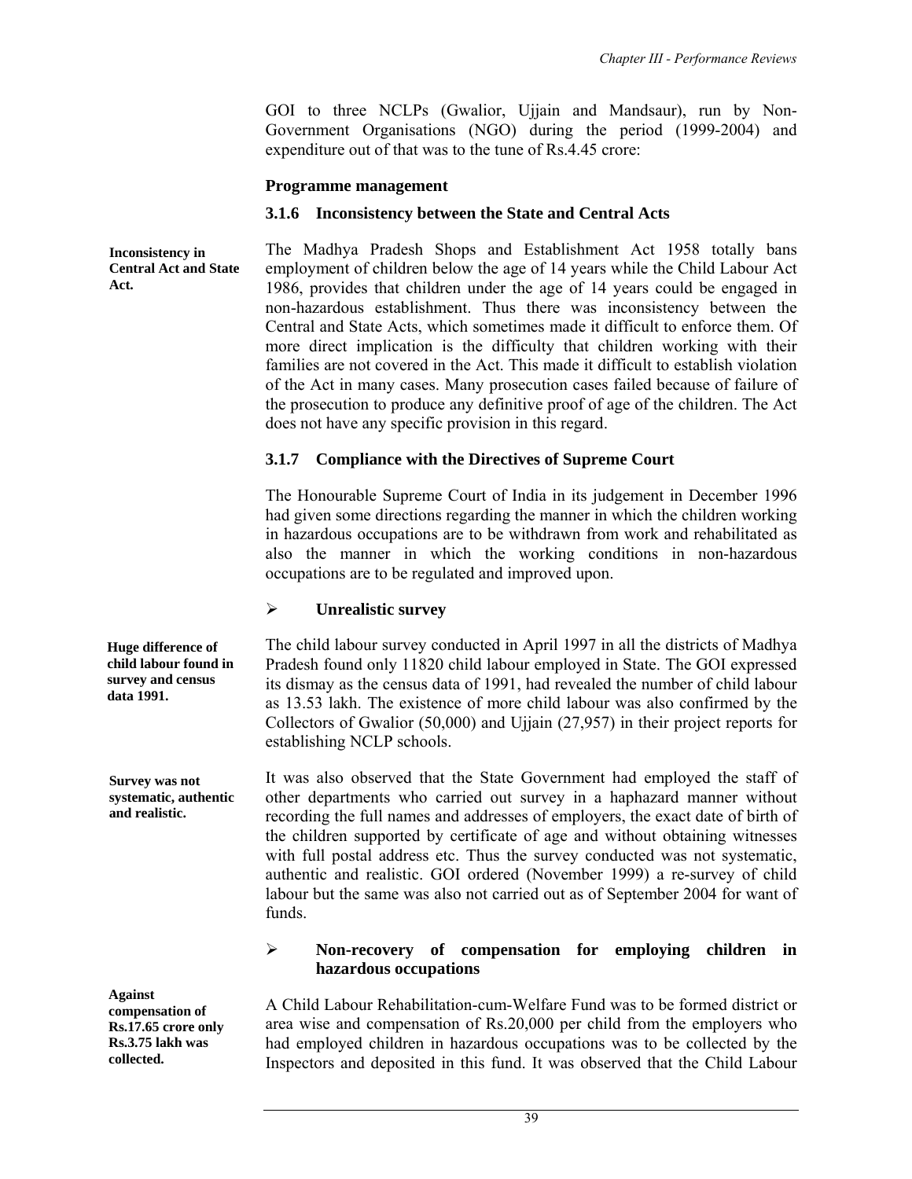GOI to three NCLPs (Gwalior, Ujjain and Mandsaur), run by Non-Government Organisations (NGO) during the period (1999-2004) and expenditure out of that was to the tune of Rs.4.45 crore:

#### Programme management

### 3.1.6 Inconsistency between the State and Central Acts

**Inconsistency in Central Act and State Act.**

The Madhya Pradesh Shops and Establishment Act 1958 totally bans employment of children below the age of 14 years while the Child Labour Act 1986, provides that children under the age of 14 years could be engaged in non-hazardous establishment. Thus there was inconsistency between the Central and State Acts, which sometimes made it difficult to enforce them. Of more direct implication is the difficulty that children working with their families are not covered in the Act. This made it difficult to establish violation of the Act in many cases. Many prosecution cases failed because of failure of the prosecution to produce any definitive proof of age of the children. The Act does not have any specific provision in this regard.

### 3.1.7 Compliance with the Directives of Supreme Court

The Honourable Supreme Court of India in its judgement in December 1996 had given some directions regarding the manner in which the children working in hazardous occupations are to be withdrawn from work and rehabilitated as also the manner in which the working conditions in non-hazardous occupations are to be regulated and improved upon.

- **Unrealistic survey**

**Huge difference of child labour found in survey and census data 1991.**

The child labour survey conducted in April 1997 in all the districts of Madhya Pradesh found only 11820 child labour employed in State. The GOI expressed its dismay as the census data of 1991, had revealed the number of child labour as 13.53 lakh. The existence of more child labour was also confirmed by the Collectors of Gwalior (50,000) and Ujjain (27,957) in their project reports for establishing NCLP schools.

**Survey was not systematic, authentic and realistic.**

It was also observed that the State Government had employed the staff of other departments who carried out survey in a haphazard manner without recording the full names and addresses of employers, the exact date of birth of the children supported by certificate of age and without obtaining witnesses with full postal address etc. Thus the survey conducted was not systematic, authentic and realistic. GOI ordered (November 1999) a re-survey of child labour but the same was also not carried out as of September 2004 for want of funds.

- **Non-recovery of compensation for employing children in hazardous occupations**

**Against compensation of Rs.17.65 crore only Rs.3.75 lakh was collected.**

A Child Labour Rehabilitation-cum-Welfare Fund was to be formed district or area wise and compensation of Rs.20,000 per child from the employers who had employed children in hazardous occupations was to be collected by the Inspectors and deposited in this fund. It was observed that the Child Labour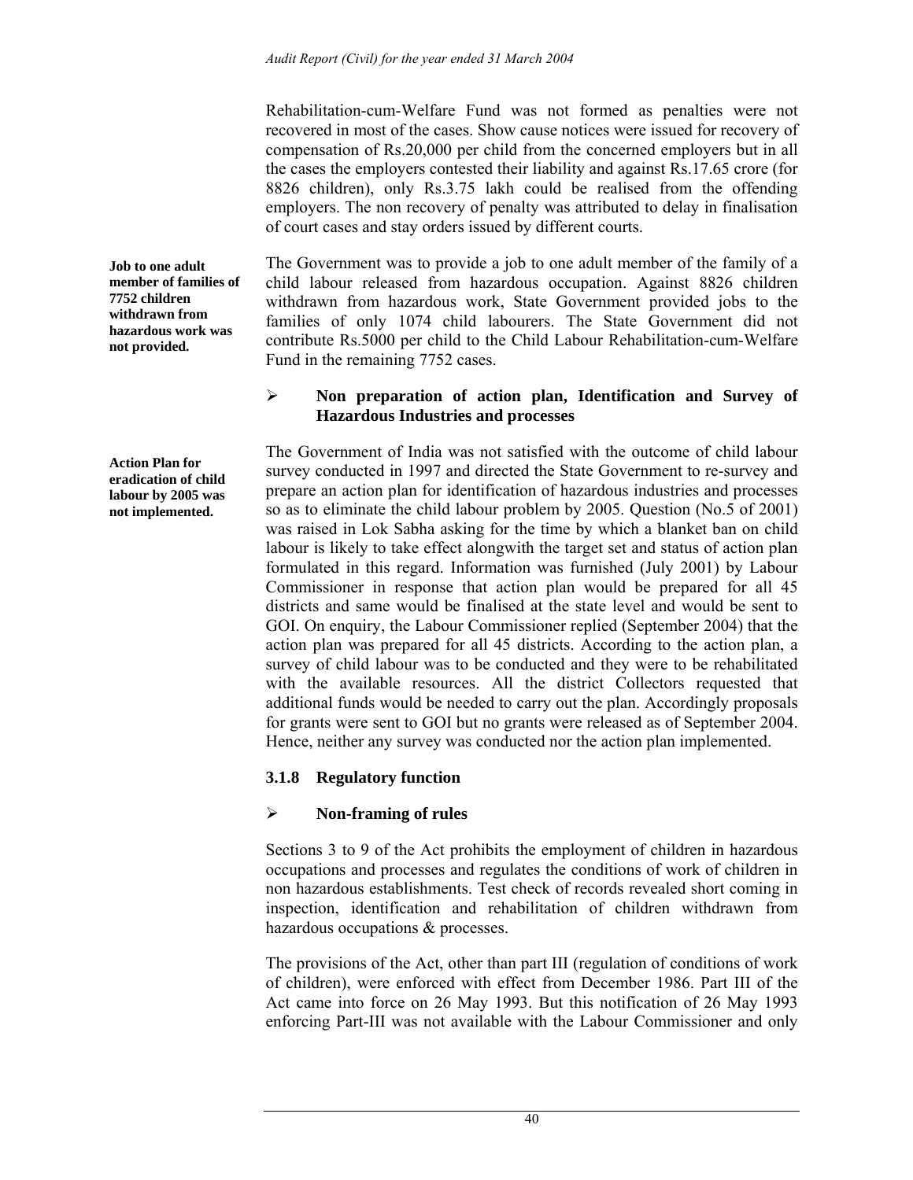Rehabilitation-cum-Welfare Fund was not formed as penalties were not recovered in most of the cases. Show cause notices were issued for recovery of compensation of Rs.20,000 per child from the concerned employers but in all the cases the employers contested their liability and against Rs.17.65 crore (for 8826 children), only Rs.3.75 lakh could be realised from the offending employers. The non recovery of penalty was attributed to delay in finalisation of court cases and stay orders issued by different courts.

**Job to one adult member of families of 7752 children withdrawn from hazardous work was not provided.**

The Government was to provide a job to one adult member of the family of a child labour released from hazardous occupation. Against 8826 children withdrawn from hazardous work, State Government provided jobs to the families of only 1074 child labourers. The State Government did not contribute Rs.5000 per child to the Child Labour Rehabilitation-cum-Welfare Fund in the remaining 7752 cases.

- **Non preparation of action plan, Identification and Survey of Hazardous Industries and processes**

**Action Plan for eradication of child labour by 2005 was not implemented.**

The Government of India was not satisfied with the outcome of child labour survey conducted in 1997 and directed the State Government to re-survey and prepare an action plan for identification of hazardous industries and processes so as to eliminate the child labour problem by 2005. Question (No.5 of 2001) was raised in Lok Sabha asking for the time by which a blanket ban on child labour is likely to take effect alongwith the target set and status of action plan formulated in this regard. Information was furnished (July 2001) by Labour Commissioner in response that action plan would be prepared for all 45 districts and same would be finalised at the state level and would be sent to GOI. On enquiry, the Labour Commissioner replied (September 2004) that the action plan was prepared for all 45 districts. According to the action plan, a survey of child labour was to be conducted and they were to be rehabilitated with the available resources. All the district Collectors requested that additional funds would be needed to carry out the plan. Accordingly proposals for grants were sent to GOI but no grants were released as of September 2004. Hence, neither any survey was conducted nor the action plan implemented.

### 3.1.8 Regulatory function

- **Non-framing of rules**

Sections 3 to 9 of the Act prohibits the employment of children in hazardous occupations and processes and regulates the conditions of work of children in non hazardous establishments. Test check of records revealed short coming in inspection, identification and rehabilitation of children withdrawn from hazardous occupations & processes.

The provisions of the Act, other than part III (regulation of conditions of work of children), were enforced with effect from December 1986. Part III of the Act came into force on 26 May 1993. But this notification of 26 May 1993 enforcing Part-III was not available with the Labour Commissioner and only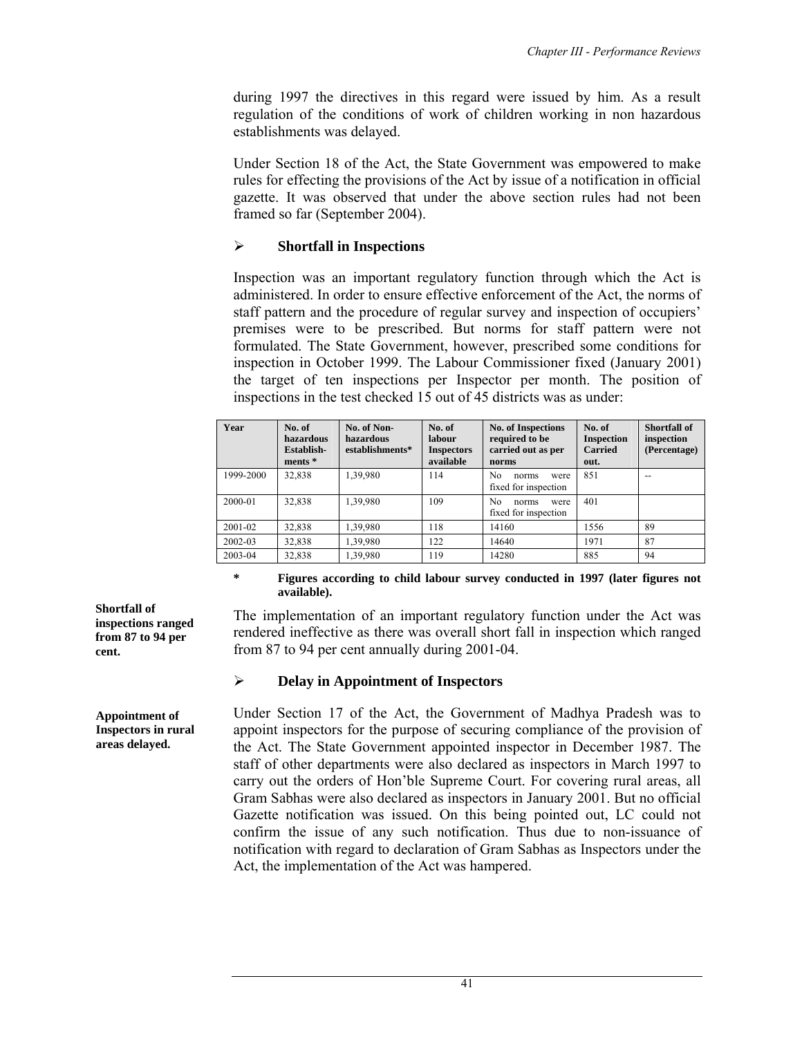during 1997 the directives in this regard were issued by him. As a result regulation of the conditions of work of children working in non hazardous establishments was delayed.

Under Section 18 of the Act, the State Government was empowered to make rules for effecting the provisions of the Act by issue of a notification in official gazette. It was observed that under the above section rules had not been framed so far (September 2004).

### ➢ Shortfall in Inspections

Inspection was an important regulatory function through which the Act is administered. In order to ensure effective enforcement of the Act, the norms of staff pattern and the procedure of regular survey and inspection of occupiers' premises were to be prescribed. But norms for staff pattern were not formulated. The State Government, however, prescribed some conditions for inspection in October 1999. The Labour Commissioner fixed (January 2001) the target of ten inspections per Inspector per month. The position of inspections in the test checked 15 out of 45 districts was as under:

| Year | No. of hazardous Establish-ments * | No. of Non-hazardous establishments* | No. of labour Inspectors available | No. of Inspections required to be carried out as per norms | No. of Inspection Carried out. | Shortfall of inspection (Percentage) |
|---|---|---|---|---|---|---|
| 1999-2000 | 32,838 | 1,39,980 | 114 | No norms were fixed for inspection | 851 | -- |
| 2000-01 | 32,838 | 1,39,980 | 109 | No norms were fixed for inspection | 401 | |
| 2001-02 | 32,838 | 1,39,980 | 118 | 14160 | 1556 | 89 |
| 2002-03 | 32,838 | 1,39,980 | 122 | 14640 | 1971 | 87 |
| 2003-04 | 32,838 | 1,39,980 | 119 | 14280 | 885 | 94 |

**\* Figures according to child labour survey conducted in 1997 (later figures not available).**

**Shortfall of inspections ranged from 87 to 94 per cent.**

The implementation of an important regulatory function under the Act was rendered ineffective as there was overall short fall in inspection which ranged from 87 to 94 per cent annually during 2001-04.

### ➢ Delay in Appointment of Inspectors

**Appointment of Inspectors in rural areas delayed.**

Under Section 17 of the Act, the Government of Madhya Pradesh was to appoint inspectors for the purpose of securing compliance of the provision of the Act. The State Government appointed inspector in December 1987. The staff of other departments were also declared as inspectors in March 1997 to carry out the orders of Hon'ble Supreme Court. For covering rural areas, all Gram Sabhas were also declared as inspectors in January 2001. But no official Gazette notification was issued. On this being pointed out, LC could not confirm the issue of any such notification. Thus due to non-issuance of notification with regard to declaration of Gram Sabhas as Inspectors under the Act, the implementation of the Act was hampered.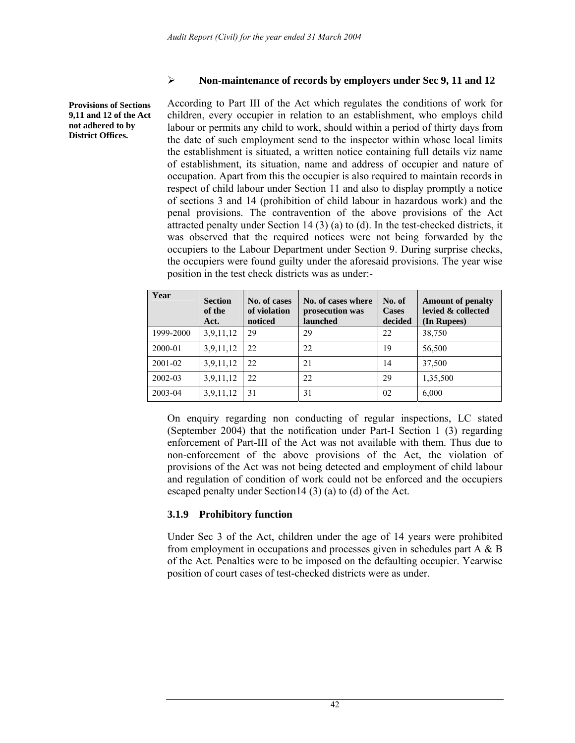- **Non-maintenance of records by employers under Sec 9, 11 and 12**

**Provisions of Sections 9,11 and 12 of the Act not adhered to by District Offices.**

According to Part III of the Act which regulates the conditions of work for children, every occupier in relation to an establishment, who employs child labour or permits any child to work, should within a period of thirty days from the date of such employment send to the inspector within whose local limits the establishment is situated, a written notice containing full details viz name of establishment, its situation, name and address of occupier and nature of occupation. Apart from this the occupier is also required to maintain records in respect of child labour under Section 11 and also to display promptly a notice of sections 3 and 14 (prohibition of child labour in hazardous work) and the penal provisions. The contravention of the above provisions of the Act attracted penalty under Section 14 (3) (a) to (d). In the test-checked districts, it was observed that the required notices were not being forwarded by the occupiers to the Labour Department under Section 9. During surprise checks, the occupiers were found guilty under the aforesaid provisions. The year wise position in the test check districts was as under:-

| Year | Section of the Act. | No. of cases of violation noticed | No. of cases where prosecution was launched | No. of Cases decided | Amount of penalty levied & collected (In Rupees) |
|---|---|---|---|---|---|
| 1999-2000 | 3,9,11,12 | 29 | 29 | 22 | 38,750 |
| 2000-01 | 3,9,11,12 | 22 | 22 | 19 | 56,500 |
| 2001-02 | 3,9,11,12 | 22 | 21 | 14 | 37,500 |
| 2002-03 | 3,9,11,12 | 22 | 22 | 29 | 1,35,500 |
| 2003-04 | 3,9,11,12 | 31 | 31 | 02 | 6,000 |

On enquiry regarding non conducting of regular inspections, LC stated (September 2004) that the notification under Part-I Section 1 (3) regarding enforcement of Part-III of the Act was not available with them. Thus due to non-enforcement of the above provisions of the Act, the violation of provisions of the Act was not being detected and employment of child labour and regulation of condition of work could not be enforced and the occupiers escaped penalty under Section14 (3) (a) to (d) of the Act.

### 3.1.9 Prohibitory function

Under Sec 3 of the Act, children under the age of 14 years were prohibited from employment in occupations and processes given in schedules part A & B of the Act. Penalties were to be imposed on the defaulting occupier. Yearwise position of court cases of test-checked districts were as under.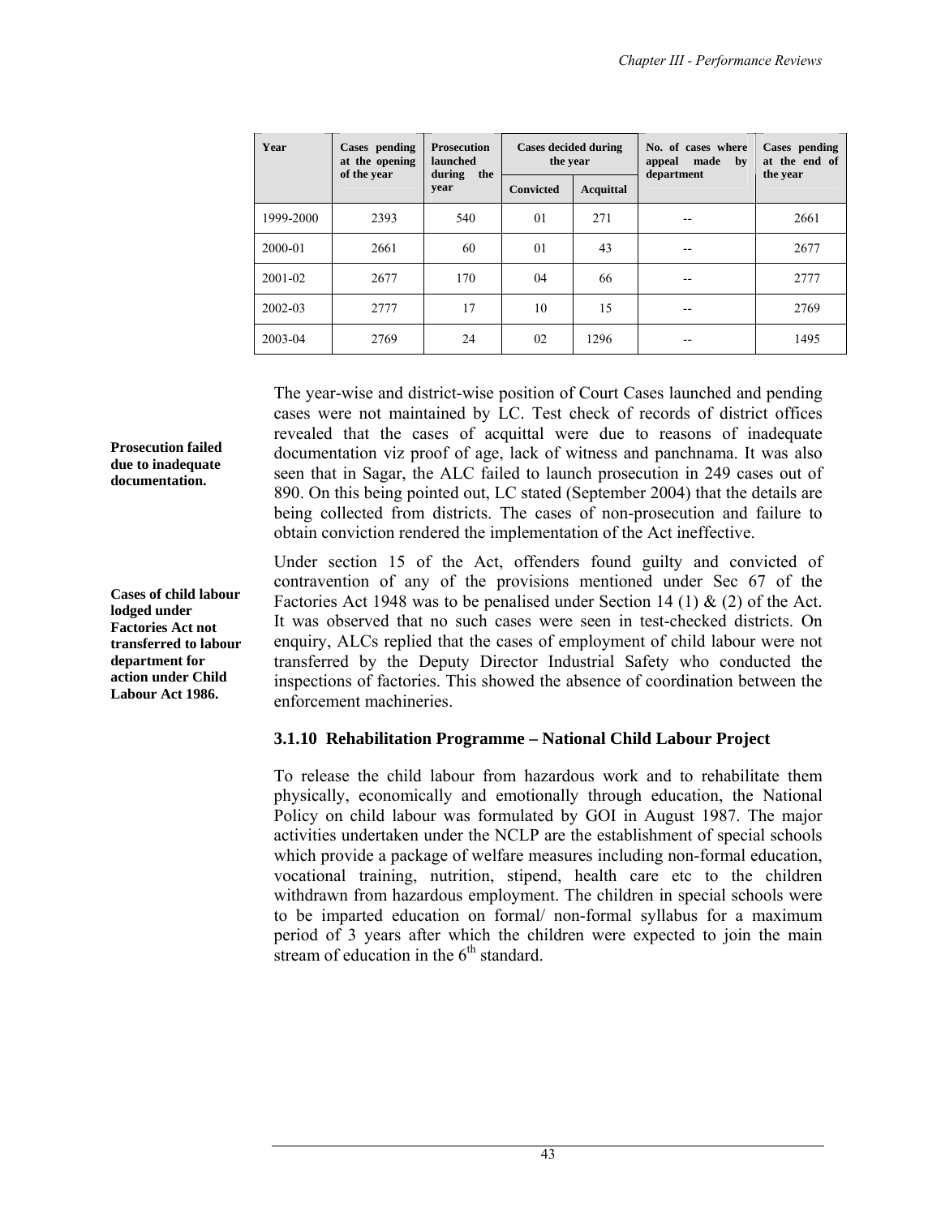| Year | Cases pending at the opening of the year | Prosecution launched during the year | Cases decided during the year | | No. of cases where appeal made by department | Cases pending at the end of the year |
|---|---|---|---|---|---|---|
| | | | Convicted | Acquittal | | |
| 1999-2000 | 2393 | 540 | 01 | 271 | -- | 2661 |
| 2000-01 | 2661 | 60 | 01 | 43 | -- | 2677 |
| 2001-02 | 2677 | 170 | 04 | 66 | -- | 2777 |
| 2002-03 | 2777 | 17 | 10 | 15 | -- | 2769 |
| 2003-04 | 2769 | 24 | 02 | 1296 | -- | 1495 |

**Prosecution failed due to inadequate documentation.**

The year-wise and district-wise position of Court Cases launched and pending cases were not maintained by LC. Test check of records of district offices revealed that the cases of acquittal were due to reasons of inadequate documentation viz proof of age, lack of witness and panchnama. It was also seen that in Sagar, the ALC failed to launch prosecution in 249 cases out of 890. On this being pointed out, LC stated (September 2004) that the details are being collected from districts. The cases of non-prosecution and failure to obtain conviction rendered the implementation of the Act ineffective.

**Cases of child labour lodged under Factories Act not transferred to labour department for action under Child Labour Act 1986.**

Under section 15 of the Act, offenders found guilty and convicted of contravention of any of the provisions mentioned under Sec 67 of the Factories Act 1948 was to be penalised under Section 14 (1) & (2) of the Act. It was observed that no such cases were seen in test-checked districts. On enquiry, ALCs replied that the cases of employment of child labour were not transferred by the Deputy Director Industrial Safety who conducted the inspections of factories. This showed the absence of coordination between the enforcement machineries.

### 3.1.10 Rehabilitation Programme – National Child Labour Project

To release the child labour from hazardous work and to rehabilitate them physically, economically and emotionally through education, the National Policy on child labour was formulated by GOI in August 1987. The major activities undertaken under the NCLP are the establishment of special schools which provide a package of welfare measures including non-formal education, vocational training, nutrition, stipend, health care etc to the children withdrawn from hazardous employment. The children in special schools were to be imparted education on formal/ non-formal syllabus for a maximum period of 3 years after which the children were expected to join the main stream of education in the 6th standard.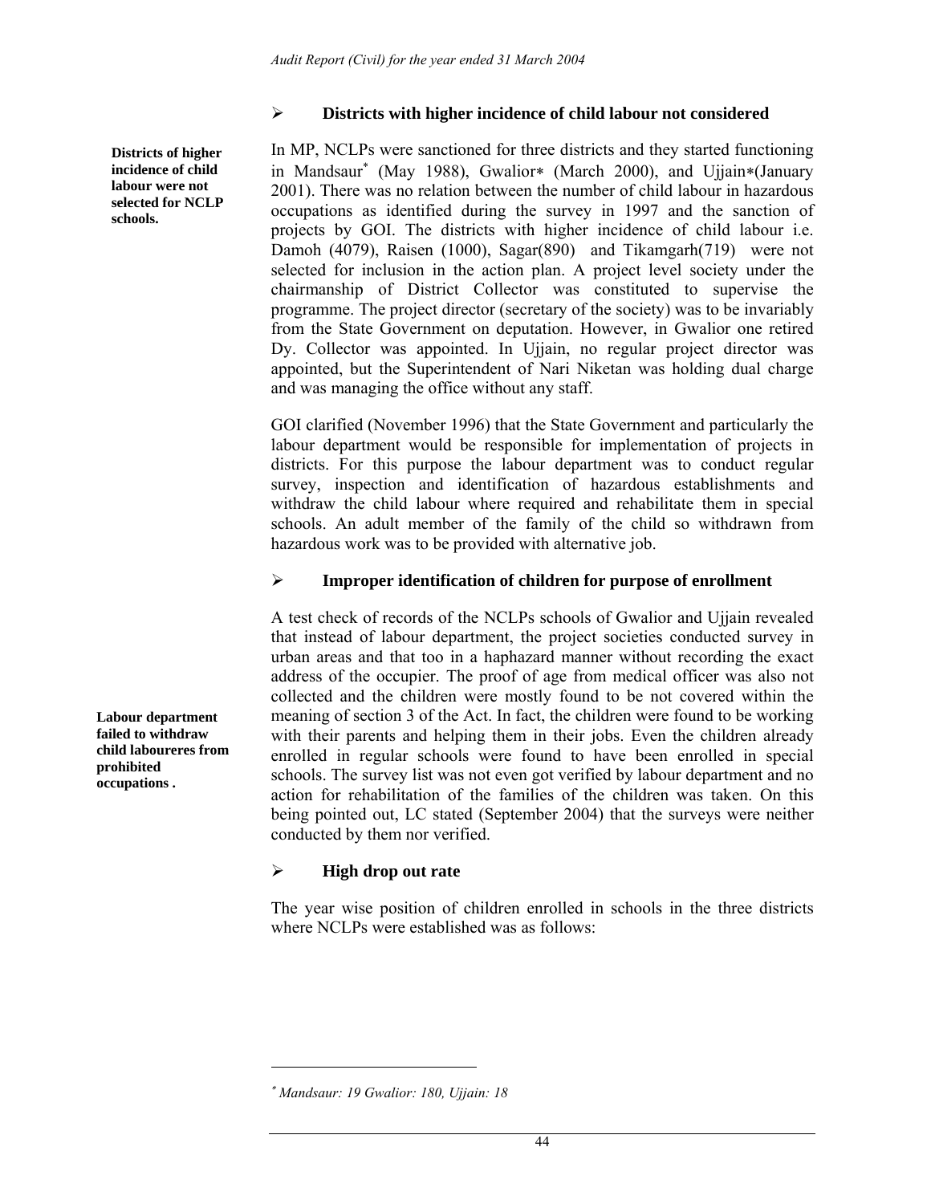## ➢ Districts with higher incidence of child labour not considered

**Districts of higher incidence of child labour were not selected for NCLP schools.**

In MP, NCLPs were sanctioned for three districts and they started functioning in Mandsaur* (May 1988), Gwalior∗ (March 2000), and Ujjain∗(January 2001). There was no relation between the number of child labour in hazardous occupations as identified during the survey in 1997 and the sanction of projects by GOI. The districts with higher incidence of child labour i.e. Damoh (4079), Raisen (1000), Sagar(890) and Tikamgarh(719) were not selected for inclusion in the action plan. A project level society under the chairmanship of District Collector was constituted to supervise the programme. The project director (secretary of the society) was to be invariably from the State Government on deputation. However, in Gwalior one retired Dy. Collector was appointed. In Ujjain, no regular project director was appointed, but the Superintendent of Nari Niketan was holding dual charge and was managing the office without any staff.

GOI clarified (November 1996) that the State Government and particularly the labour department would be responsible for implementation of projects in districts. For this purpose the labour department was to conduct regular survey, inspection and identification of hazardous establishments and withdraw the child labour where required and rehabilitate them in special schools. An adult member of the family of the child so withdrawn from hazardous work was to be provided with alternative job.

## ➢ Improper identification of children for purpose of enrollment

**Labour department failed to withdraw child laboureres from prohibited occupations .**

A test check of records of the NCLPs schools of Gwalior and Ujjain revealed that instead of labour department, the project societies conducted survey in urban areas and that too in a haphazard manner without recording the exact address of the occupier. The proof of age from medical officer was also not collected and the children were mostly found to be not covered within the meaning of section 3 of the Act. In fact, the children were found to be working with their parents and helping them in their jobs. Even the children already enrolled in regular schools were found to have been enrolled in special schools. The survey list was not even got verified by labour department and no action for rehabilitation of the families of the children was taken. On this being pointed out, LC stated (September 2004) that the surveys were neither conducted by them nor verified.

## ➢ High drop out rate

The year wise position of children enrolled in schools in the three districts where NCLPs were established was as follows:

---

* *Mandsaur: 19 Gwalior: 180, Ujjain: 18*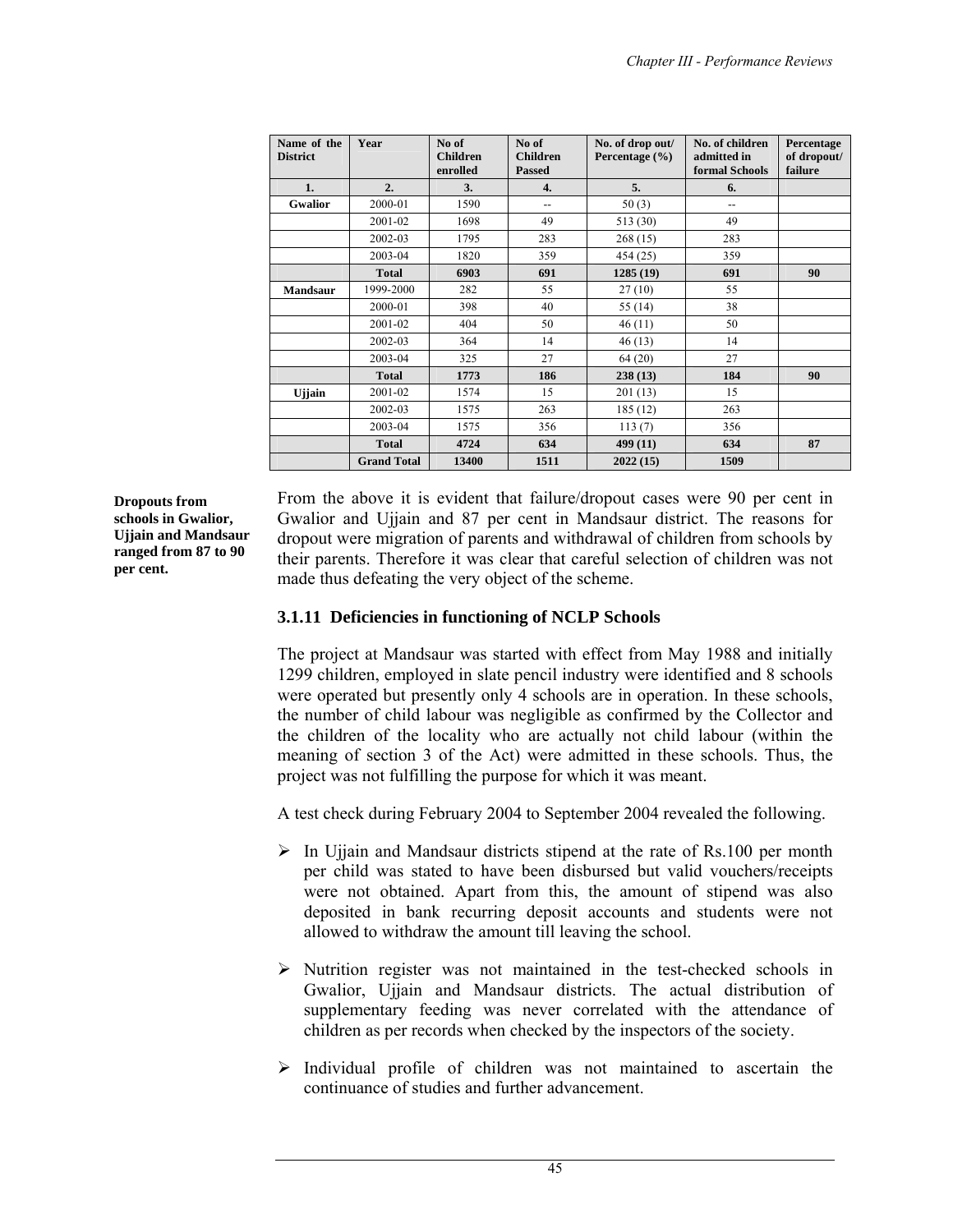| Name of the District | Year | No of Children enrolled | No of Children Passed | No. of drop out/ Percentage (%) | No. of children admitted in formal Schools | Percentage of dropout/ failure |
|---|---|---|---|---|---|---|
| 1. | 2. | 3. | 4. | 5. | 6. | |
| Gwalior | 2000-01 | 1590 | -- | 50 (3) | -- | |
| | 2001-02 | 1698 | 49 | 513 (30) | 49 | |
| | 2002-03 | 1795 | 283 | 268 (15) | 283 | |
| | 2003-04 | 1820 | 359 | 454 (25) | 359 | |
| | **Total** | **6903** | **691** | **1285 (19)** | **691** | **90** |
| Mandsaur | 1999-2000 | 282 | 55 | 27 (10) | 55 | |
| | 2000-01 | 398 | 40 | 55 (14) | 38 | |
| | 2001-02 | 404 | 50 | 46 (11) | 50 | |
| | 2002-03 | 364 | 14 | 46 (13) | 14 | |
| | 2003-04 | 325 | 27 | 64 (20) | 27 | |
| | **Total** | **1773** | **186** | **238 (13)** | **184** | **90** |
| Ujjain | 2001-02 | 1574 | 15 | 201 (13) | 15 | |
| | 2002-03 | 1575 | 263 | 185 (12) | 263 | |
| | 2003-04 | 1575 | 356 | 113 (7) | 356 | |
| | **Total** | **4724** | **634** | **499 (11)** | **634** | **87** |
| | **Grand Total** | **13400** | **1511** | **2022 (15)** | **1509** | |

**Dropouts from schools in Gwalior, Ujjain and Mandsaur ranged from 87 to 90 per cent.**

From the above it is evident that failure/dropout cases were 90 per cent in Gwalior and Ujjain and 87 per cent in Mandsaur district. The reasons for dropout were migration of parents and withdrawal of children from schools by their parents. Therefore it was clear that careful selection of children was not made thus defeating the very object of the scheme.

### 3.1.11 Deficiencies in functioning of NCLP Schools

The project at Mandsaur was started with effect from May 1988 and initially 1299 children, employed in slate pencil industry were identified and 8 schools were operated but presently only 4 schools are in operation. In these schools, the number of child labour was negligible as confirmed by the Collector and the children of the locality who are actually not child labour (within the meaning of section 3 of the Act) were admitted in these schools. Thus, the project was not fulfilling the purpose for which it was meant.

A test check during February 2004 to September 2004 revealed the following.

- In Ujjain and Mandsaur districts stipend at the rate of Rs.100 per month per child was stated to have been disbursed but valid vouchers/receipts were not obtained. Apart from this, the amount of stipend was also deposited in bank recurring deposit accounts and students were not allowed to withdraw the amount till leaving the school.
- Nutrition register was not maintained in the test-checked schools in Gwalior, Ujjain and Mandsaur districts. The actual distribution of supplementary feeding was never correlated with the attendance of children as per records when checked by the inspectors of the society.
- Individual profile of children was not maintained to ascertain the continuance of studies and further advancement.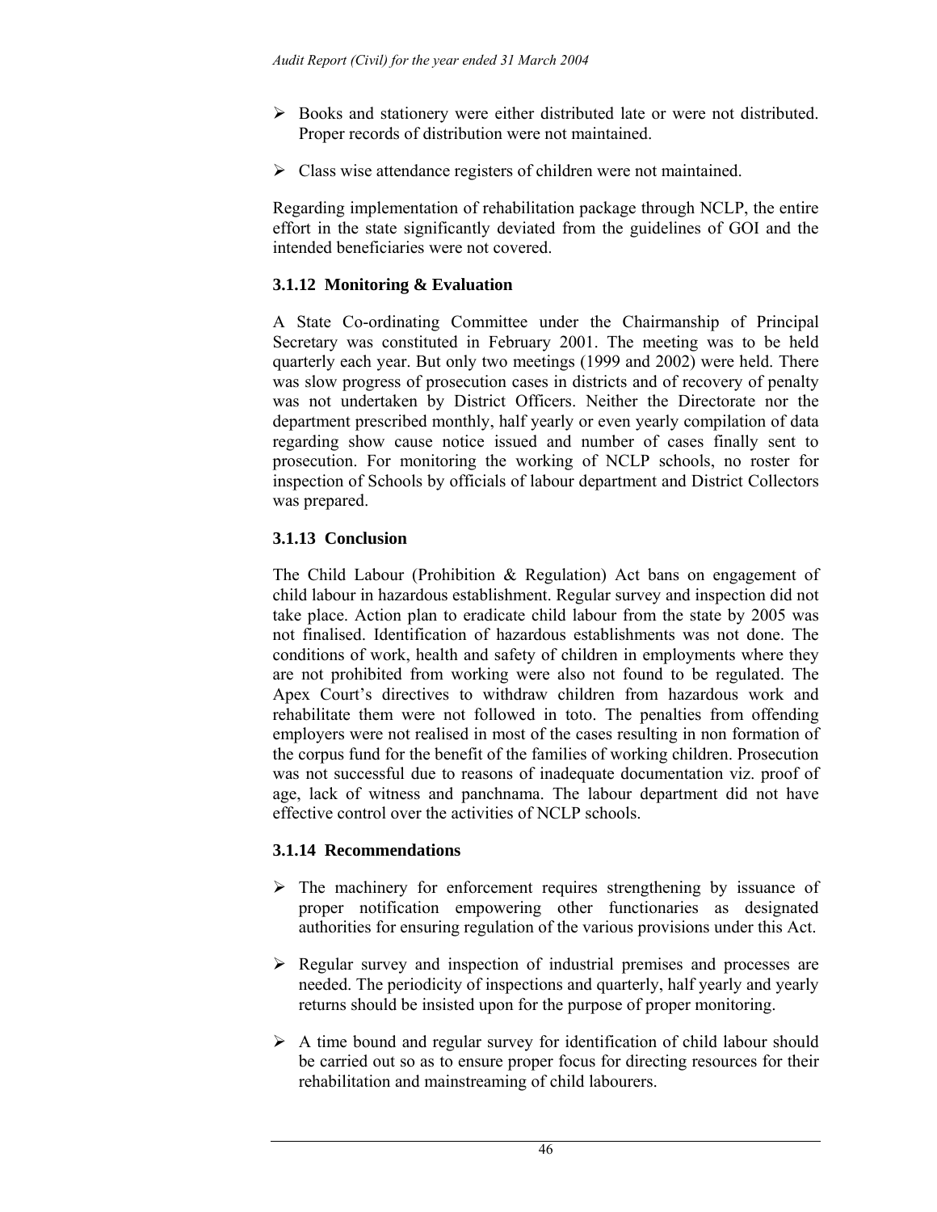- Books and stationery were either distributed late or were not distributed. Proper records of distribution were not maintained.

- Class wise attendance registers of children were not maintained.

Regarding implementation of rehabilitation package through NCLP, the entire effort in the state significantly deviated from the guidelines of GOI and the intended beneficiaries were not covered.

### 3.1.12 Monitoring & Evaluation

A State Co-ordinating Committee under the Chairmanship of Principal Secretary was constituted in February 2001. The meeting was to be held quarterly each year. But only two meetings (1999 and 2002) were held. There was slow progress of prosecution cases in districts and of recovery of penalty was not undertaken by District Officers. Neither the Directorate nor the department prescribed monthly, half yearly or even yearly compilation of data regarding show cause notice issued and number of cases finally sent to prosecution. For monitoring the working of NCLP schools, no roster for inspection of Schools by officials of labour department and District Collectors was prepared.

### 3.1.13 Conclusion

The Child Labour (Prohibition & Regulation) Act bans on engagement of child labour in hazardous establishment. Regular survey and inspection did not take place. Action plan to eradicate child labour from the state by 2005 was not finalised. Identification of hazardous establishments was not done. The conditions of work, health and safety of children in employments where they are not prohibited from working were also not found to be regulated. The Apex Court's directives to withdraw children from hazardous work and rehabilitate them were not followed in toto. The penalties from offending employers were not realised in most of the cases resulting in non formation of the corpus fund for the benefit of the families of working children. Prosecution was not successful due to reasons of inadequate documentation viz. proof of age, lack of witness and panchnama. The labour department did not have effective control over the activities of NCLP schools.

### 3.1.14 Recommendations

- The machinery for enforcement requires strengthening by issuance of proper notification empowering other functionaries as designated authorities for ensuring regulation of the various provisions under this Act.

- Regular survey and inspection of industrial premises and processes are needed. The periodicity of inspections and quarterly, half yearly and yearly returns should be insisted upon for the purpose of proper monitoring.

- A time bound and regular survey for identification of child labour should be carried out so as to ensure proper focus for directing resources for their rehabilitation and mainstreaming of child labourers.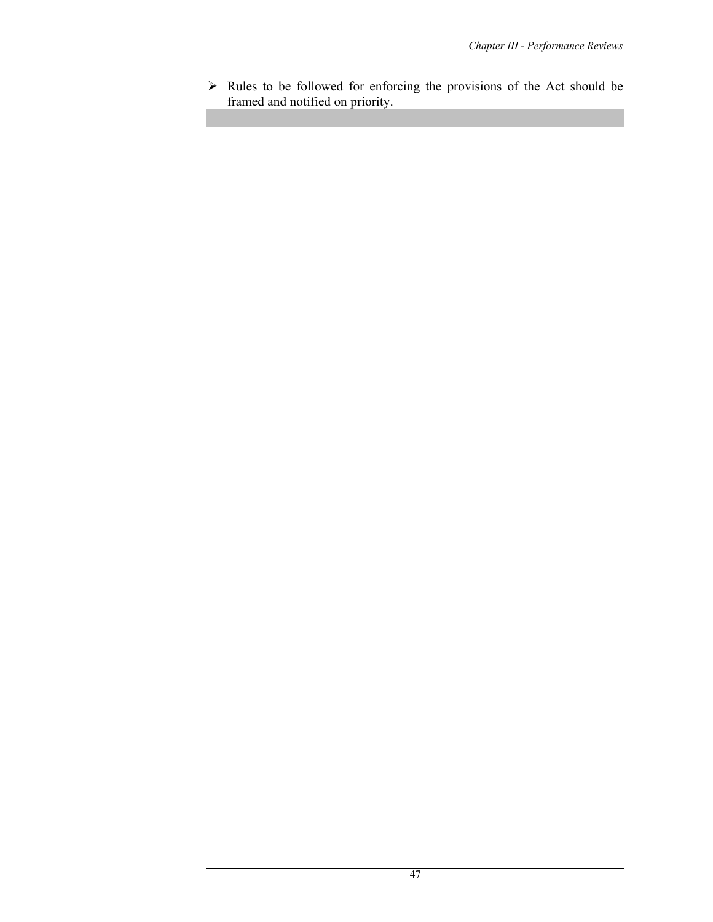- Rules to be followed for enforcing the provisions of the Act should be framed and notified on priority.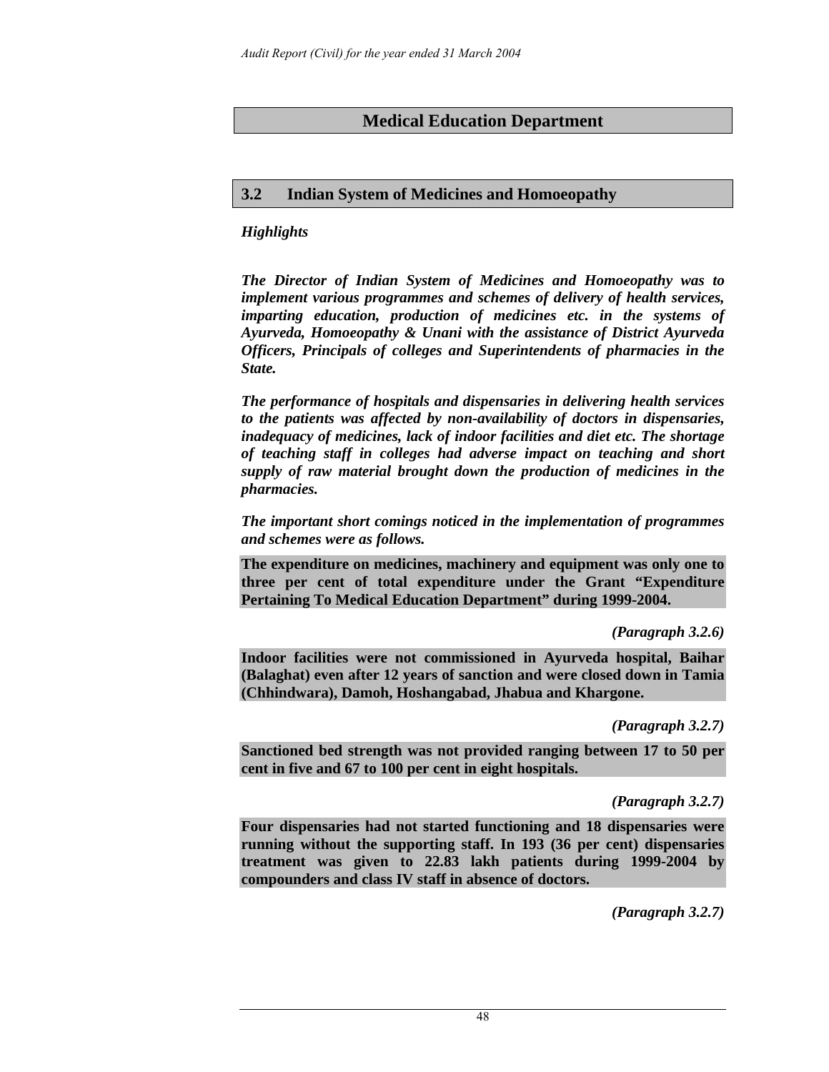## Medical Education Department

### 3.2 Indian System of Medicines and Homoeopathy

***Highlights***

***The Director of Indian System of Medicines and Homoeopathy was to implement various programmes and schemes of delivery of health services, imparting education, production of medicines etc. in the systems of Ayurveda, Homoeopathy & Unani with the assistance of District Ayurveda Officers, Principals of colleges and Superintendents of pharmacies in the State.***

***The performance of hospitals and dispensaries in delivering health services to the patients was affected by non-availability of doctors in dispensaries, inadequacy of medicines, lack of indoor facilities and diet etc. The shortage of teaching staff in colleges had adverse impact on teaching and short supply of raw material brought down the production of medicines in the pharmacies.***

***The important short comings noticed in the implementation of programmes and schemes were as follows.***

**The expenditure on medicines, machinery and equipment was only one to three per cent of total expenditure under the Grant "Expenditure Pertaining To Medical Education Department" during 1999-2004.**

***(Paragraph 3.2.6)***

**Indoor facilities were not commissioned in Ayurveda hospital, Baihar (Balaghat) even after 12 years of sanction and were closed down in Tamia (Chhindwara), Damoh, Hoshangabad, Jhabua and Khargone.**

***(Paragraph 3.2.7)***

**Sanctioned bed strength was not provided ranging between 17 to 50 per cent in five and 67 to 100 per cent in eight hospitals.**

***(Paragraph 3.2.7)***

**Four dispensaries had not started functioning and 18 dispensaries were running without the supporting staff. In 193 (36 per cent) dispensaries treatment was given to 22.83 lakh patients during 1999-2004 by compounders and class IV staff in absence of doctors.**

***(Paragraph 3.2.7)***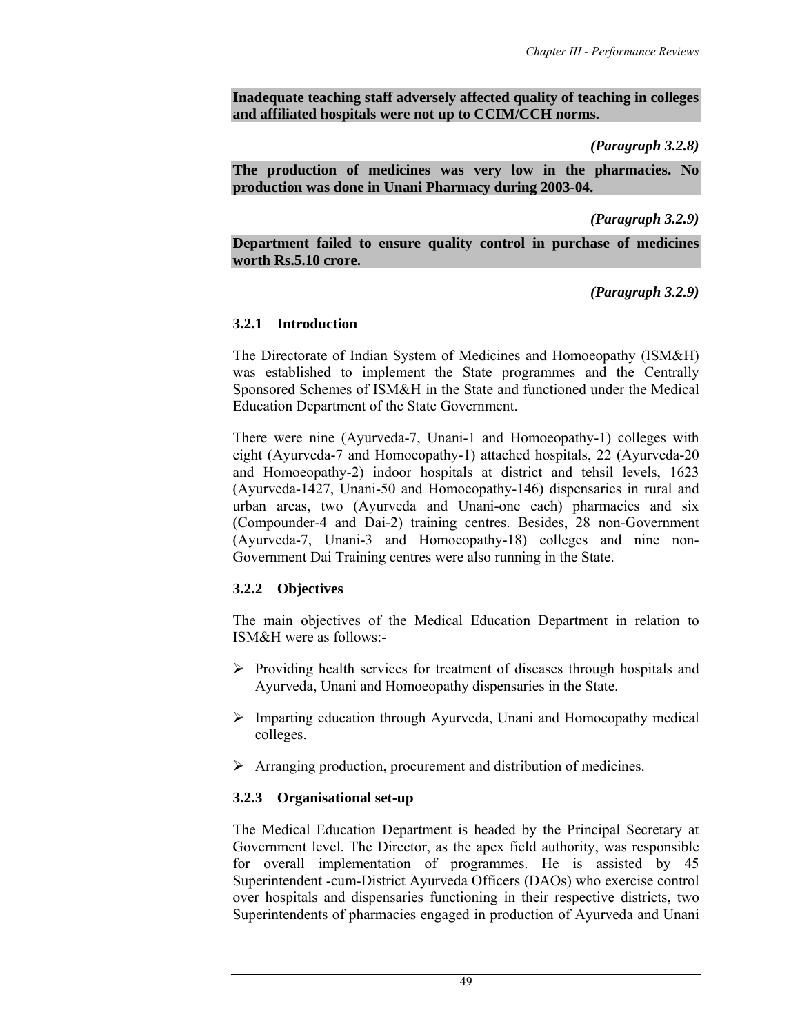**Inadequate teaching staff adversely affected quality of teaching in colleges and affiliated hospitals were not up to CCIM/CCH norms.**

***(Paragraph 3.2.8)***

**The production of medicines was very low in the pharmacies. No production was done in Unani Pharmacy during 2003-04.**

***(Paragraph 3.2.9)***

**Department failed to ensure quality control in purchase of medicines worth Rs.5.10 crore.**

***(Paragraph 3.2.9)***

### 3.2.1 Introduction

The Directorate of Indian System of Medicines and Homoeopathy (ISM&H) was established to implement the State programmes and the Centrally Sponsored Schemes of ISM&H in the State and functioned under the Medical Education Department of the State Government.

There were nine (Ayurveda-7, Unani-1 and Homoeopathy-1) colleges with eight (Ayurveda-7 and Homoeopathy-1) attached hospitals, 22 (Ayurveda-20 and Homoeopathy-2) indoor hospitals at district and tehsil levels, 1623 (Ayurveda-1427, Unani-50 and Homoeopathy-146) dispensaries in rural and urban areas, two (Ayurveda and Unani-one each) pharmacies and six (Compounder-4 and Dai-2) training centres. Besides, 28 non-Government (Ayurveda-7, Unani-3 and Homoeopathy-18) colleges and nine non-Government Dai Training centres were also running in the State.

### 3.2.2 Objectives

The main objectives of the Medical Education Department in relation to ISM&H were as follows:-

- Providing health services for treatment of diseases through hospitals and Ayurveda, Unani and Homoeopathy dispensaries in the State.
- Imparting education through Ayurveda, Unani and Homoeopathy medical colleges.
- Arranging production, procurement and distribution of medicines.

### 3.2.3 Organisational set-up

The Medical Education Department is headed by the Principal Secretary at Government level. The Director, as the apex field authority, was responsible for overall implementation of programmes. He is assisted by 45 Superintendent -cum-District Ayurveda Officers (DAOs) who exercise control over hospitals and dispensaries functioning in their respective districts, two Superintendents of pharmacies engaged in production of Ayurveda and Unani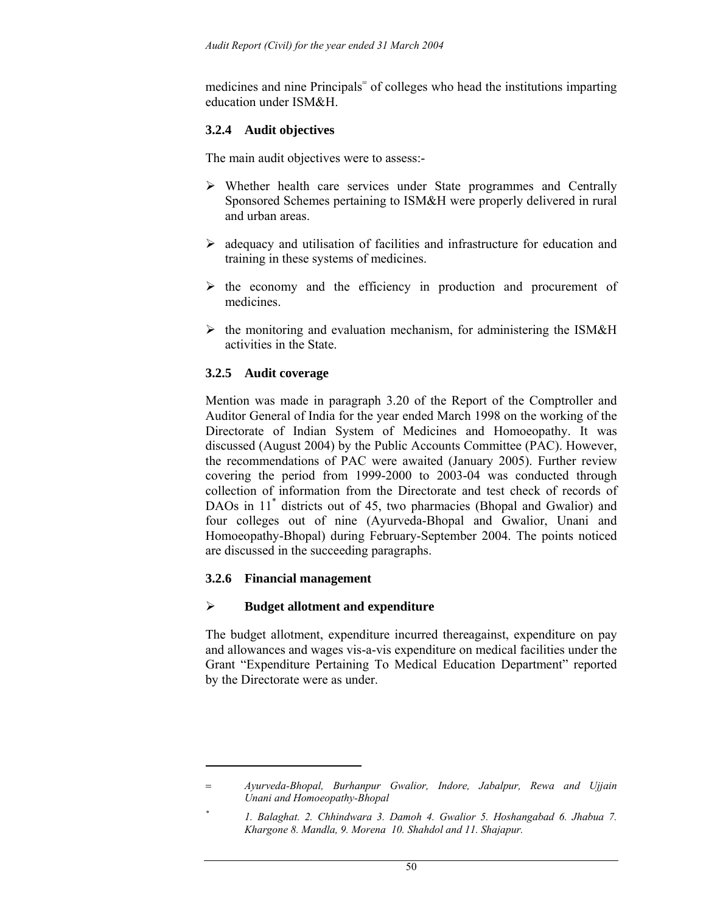medicines and nine Principals[=] of colleges who head the institutions imparting education under ISM&H.

### 3.2.4 Audit objectives

The main audit objectives were to assess:-

- Whether health care services under State programmes and Centrally Sponsored Schemes pertaining to ISM&H were properly delivered in rural and urban areas.
- adequacy and utilisation of facilities and infrastructure for education and training in these systems of medicines.
- the economy and the efficiency in production and procurement of medicines.
- the monitoring and evaluation mechanism, for administering the ISM&H activities in the State.

### 3.2.5 Audit coverage

Mention was made in paragraph 3.20 of the Report of the Comptroller and Auditor General of India for the year ended March 1998 on the working of the Directorate of Indian System of Medicines and Homoeopathy. It was discussed (August 2004) by the Public Accounts Committee (PAC). However, the recommendations of PAC were awaited (January 2005). Further review covering the period from 1999-2000 to 2003-04 was conducted through collection of information from the Directorate and test check of records of DAOs in 11[*] districts out of 45, two pharmacies (Bhopal and Gwalior) and four colleges out of nine (Ayurveda-Bhopal and Gwalior, Unani and Homoeopathy-Bhopal) during February-September 2004. The points noticed are discussed in the succeeding paragraphs.

### 3.2.6 Financial management

- **Budget allotment and expenditure**

The budget allotment, expenditure incurred thereagainst, expenditure on pay and allowances and wages vis-a-vis expenditure on medical facilities under the Grant "Expenditure Pertaining To Medical Education Department" reported by the Directorate were as under.

---

= *Ayurveda-Bhopal, Burhanpur Gwalior, Indore, Jabalpur, Rewa and Ujjain Unani and Homoeopathy-Bhopal*

\* *1. Balaghat. 2. Chhindwara 3. Damoh 4. Gwalior 5. Hoshangabad 6. Jhabua 7. Khargone 8. Mandla, 9. Morena 10. Shahdol and 11. Shajapur.*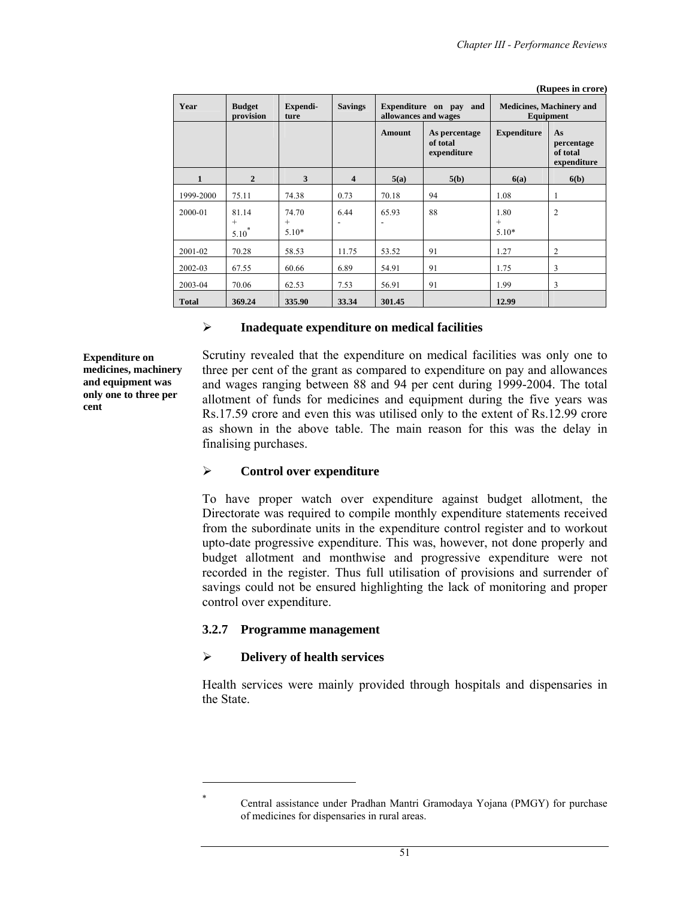(Rupees in crore)

| Year | Budget provision | Expendi-ture | Savings | Expenditure on pay and allowances and wages | | Medicines, Machinery and Equipment | |
|---|---|---|---|---|---|---|---|
| | | | | Amount | As percentage of total expenditure | Expenditure | As percentage of total expenditure |
| 1 | 2 | 3 | 4 | 5(a) | 5(b) | 6(a) | 6(b) |
| 1999-2000 | 75.11 | 74.38 | 0.73 | 70.18 | 94 | 1.08 | 1 |
| 2000-01 | 81.14 + 5.10* | 74.70 + 5.10* | 6.44 - | 65.93 - | 88 | 1.80 + 5.10* | 2 |
| 2001-02 | 70.28 | 58.53 | 11.75 | 53.52 | 91 | 1.27 | 2 |
| 2002-03 | 67.55 | 60.66 | 6.89 | 54.91 | 91 | 1.75 | 3 |
| 2003-04 | 70.06 | 62.53 | 7.53 | 56.91 | 91 | 1.99 | 3 |
| **Total** | **369.24** | **335.90** | **33.34** | **301.45** | | **12.99** | |

- **Inadequate expenditure on medical facilities**

**Expenditure on medicines, machinery and equipment was only one to three per cent**

Scrutiny revealed that the expenditure on medical facilities was only one to three per cent of the grant as compared to expenditure on pay and allowances and wages ranging between 88 and 94 per cent during 1999-2004. The total allotment of funds for medicines and equipment during the five years was Rs.17.59 crore and even this was utilised only to the extent of Rs.12.99 crore as shown in the above table. The main reason for this was the delay in finalising purchases.

- **Control over expenditure**

To have proper watch over expenditure against budget allotment, the Directorate was required to compile monthly expenditure statements received from the subordinate units in the expenditure control register and to workout upto-date progressive expenditure. This was, however, not done properly and budget allotment and monthwise and progressive expenditure were not recorded in the register. Thus full utilisation of provisions and surrender of savings could not be ensured highlighting the lack of monitoring and proper control over expenditure.

### 3.2.7 Programme management

- **Delivery of health services**

Health services were mainly provided through hospitals and dispensaries in the State.

---

* Central assistance under Pradhan Mantri Gramodaya Yojana (PMGY) for purchase of medicines for dispensaries in rural areas.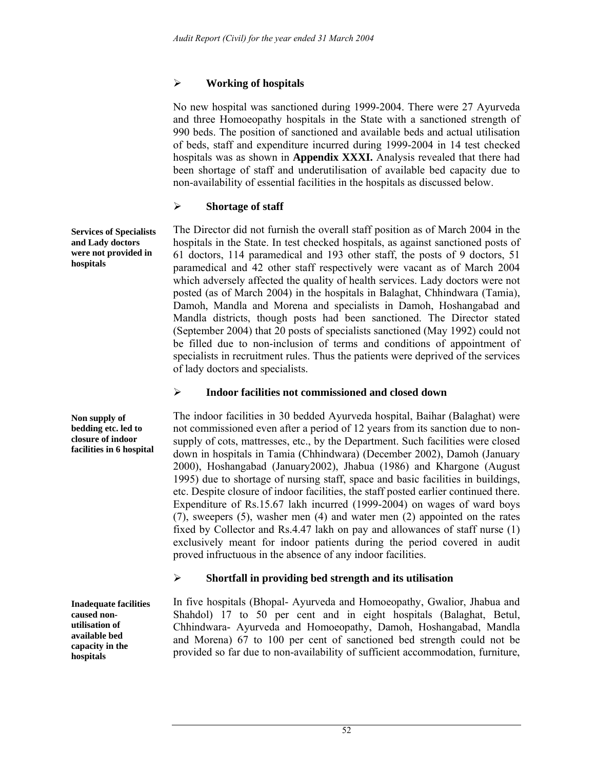## ➢ Working of hospitals

No new hospital was sanctioned during 1999-2004. There were 27 Ayurveda and three Homoeopathy hospitals in the State with a sanctioned strength of 990 beds. The position of sanctioned and available beds and actual utilisation of beds, staff and expenditure incurred during 1999-2004 in 14 test checked hospitals was as shown in **Appendix XXXI.** Analysis revealed that there had been shortage of staff and underutilisation of available bed capacity due to non-availability of essential facilities in the hospitals as discussed below.

## ➢ Shortage of staff

**Services of Specialists and Lady doctors were not provided in hospitals**

The Director did not furnish the overall staff position as of March 2004 in the hospitals in the State. In test checked hospitals, as against sanctioned posts of 61 doctors, 114 paramedical and 193 other staff, the posts of 9 doctors, 51 paramedical and 42 other staff respectively were vacant as of March 2004 which adversely affected the quality of health services. Lady doctors were not posted (as of March 2004) in the hospitals in Balaghat, Chhindwara (Tamia), Damoh, Mandla and Morena and specialists in Damoh, Hoshangabad and Mandla districts, though posts had been sanctioned. The Director stated (September 2004) that 20 posts of specialists sanctioned (May 1992) could not be filled due to non-inclusion of terms and conditions of appointment of specialists in recruitment rules. Thus the patients were deprived of the services of lady doctors and specialists.

## ➢ Indoor facilities not commissioned and closed down

**Non supply of bedding etc. led to closure of indoor facilities in 6 hospital**

The indoor facilities in 30 bedded Ayurveda hospital, Baihar (Balaghat) were not commissioned even after a period of 12 years from its sanction due to non-supply of cots, mattresses, etc., by the Department. Such facilities were closed down in hospitals in Tamia (Chhindwara) (December 2002), Damoh (January 2000), Hoshangabad (January2002), Jhabua (1986) and Khargone (August 1995) due to shortage of nursing staff, space and basic facilities in buildings, etc. Despite closure of indoor facilities, the staff posted earlier continued there. Expenditure of Rs.15.67 lakh incurred (1999-2004) on wages of ward boys (7), sweepers (5), washer men (4) and water men (2) appointed on the rates fixed by Collector and Rs.4.47 lakh on pay and allowances of staff nurse (1) exclusively meant for indoor patients during the period covered in audit proved infructuous in the absence of any indoor facilities.

## ➢ Shortfall in providing bed strength and its utilisation

**Inadequate facilities caused non-utilisation of available bed capacity in the hospitals**

In five hospitals (Bhopal- Ayurveda and Homoeopathy, Gwalior, Jhabua and Shahdol) 17 to 50 per cent and in eight hospitals (Balaghat, Betul, Chhindwara- Ayurveda and Homoeopathy, Damoh, Hoshangabad, Mandla and Morena) 67 to 100 per cent of sanctioned bed strength could not be provided so far due to non-availability of sufficient accommodation, furniture,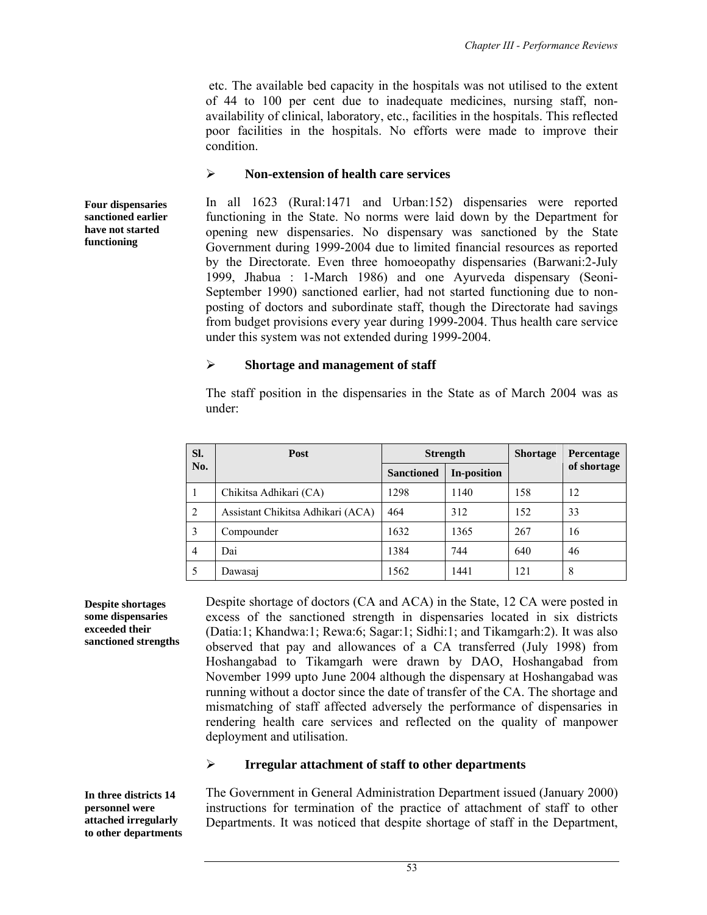etc. The available bed capacity in the hospitals was not utilised to the extent of 44 to 100 per cent due to inadequate medicines, nursing staff, non-availability of clinical, laboratory, etc., facilities in the hospitals. This reflected poor facilities in the hospitals. No efforts were made to improve their condition.

- **Non-extension of health care services**

**Four dispensaries sanctioned earlier have not started functioning**

In all 1623 (Rural:1471 and Urban:152) dispensaries were reported functioning in the State. No norms were laid down by the Department for opening new dispensaries. No dispensary was sanctioned by the State Government during 1999-2004 due to limited financial resources as reported by the Directorate. Even three homoeopathy dispensaries (Barwani:2-July 1999, Jhabua : 1-March 1986) and one Ayurveda dispensary (Seoni-September 1990) sanctioned earlier, had not started functioning due to non-posting of doctors and subordinate staff, though the Directorate had savings from budget provisions every year during 1999-2004. Thus health care service under this system was not extended during 1999-2004.

- **Shortage and management of staff**

The staff position in the dispensaries in the State as of March 2004 was as under:

| Sl. No. | Post | Strength | | Shortage | Percentage of shortage |
|---|---|---|---|---|---|
| | | Sanctioned | In-position | | |
| 1 | Chikitsa Adhikari (CA) | 1298 | 1140 | 158 | 12 |
| 2 | Assistant Chikitsa Adhikari (ACA) | 464 | 312 | 152 | 33 |
| 3 | Compounder | 1632 | 1365 | 267 | 16 |
| 4 | Dai | 1384 | 744 | 640 | 46 |
| 5 | Dawasaj | 1562 | 1441 | 121 | 8 |

**Despite shortages some dispensaries exceeded their sanctioned strengths**

Despite shortage of doctors (CA and ACA) in the State, 12 CA were posted in excess of the sanctioned strength in dispensaries located in six districts (Datia:1; Khandwa:1; Rewa:6; Sagar:1; Sidhi:1; and Tikamgarh:2). It was also observed that pay and allowances of a CA transferred (July 1998) from Hoshangabad to Tikamgarh were drawn by DAO, Hoshangabad from November 1999 upto June 2004 although the dispensary at Hoshangabad was running without a doctor since the date of transfer of the CA. The shortage and mismatching of staff affected adversely the performance of dispensaries in rendering health care services and reflected on the quality of manpower deployment and utilisation.

- **Irregular attachment of staff to other departments**

**In three districts 14 personnel were attached irregularly to other departments**

The Government in General Administration Department issued (January 2000) instructions for termination of the practice of attachment of staff to other Departments. It was noticed that despite shortage of staff in the Department,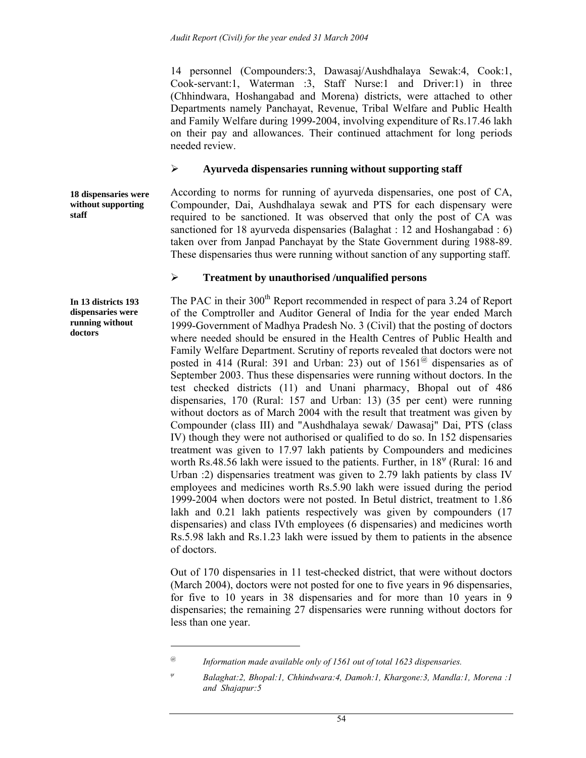14 personnel (Compounders:3, Dawasaj/Aushdhalaya Sewak:4, Cook:1, Cook-servant:1, Waterman :3, Staff Nurse:1 and Driver:1) in three (Chhindwara, Hoshangabad and Morena) districts, were attached to other Departments namely Panchayat, Revenue, Tribal Welfare and Public Health and Family Welfare during 1999-2004, involving expenditure of Rs.17.46 lakh on their pay and allowances. Their continued attachment for long periods needed review.

- **Ayurveda dispensaries running without supporting staff**

**18 dispensaries were without supporting staff**

According to norms for running of ayurveda dispensaries, one post of CA, Compounder, Dai, Aushdhalaya sewak and PTS for each dispensary were required to be sanctioned. It was observed that only the post of CA was sanctioned for 18 ayurveda dispensaries (Balaghat : 12 and Hoshangabad : 6) taken over from Janpad Panchayat by the State Government during 1988-89. These dispensaries thus were running without sanction of any supporting staff.

- **Treatment by unauthorised /unqualified persons**

**In 13 districts 193 dispensaries were running without doctors**

The PAC in their 300th Report recommended in respect of para 3.24 of Report of the Comptroller and Auditor General of India for the year ended March 1999-Government of Madhya Pradesh No. 3 (Civil) that the posting of doctors where needed should be ensured in the Health Centres of Public Health and Family Welfare Department. Scrutiny of reports revealed that doctors were not posted in 414 (Rural: 391 and Urban: 23) out of 1561[@] dispensaries as of September 2003. Thus these dispensaries were running without doctors. In the test checked districts (11) and Unani pharmacy, Bhopal out of 486 dispensaries, 170 (Rural: 157 and Urban: 13) (35 per cent) were running without doctors as of March 2004 with the result that treatment was given by Compounder (class III) and "Aushdhalaya sewak/ Dawasaj" Dai, PTS (class IV) though they were not authorised or qualified to do so. In 152 dispensaries treatment was given to 17.97 lakh patients by Compounders and medicines worth Rs.48.56 lakh were issued to the patients. Further, in 18[ψ] (Rural: 16 and Urban :2) dispensaries treatment was given to 2.79 lakh patients by class IV employees and medicines worth Rs.5.90 lakh were issued during the period 1999-2004 when doctors were not posted. In Betul district, treatment to 1.86 lakh and 0.21 lakh patients respectively was given by compounders (17 dispensaries) and class IVth employees (6 dispensaries) and medicines worth Rs.5.98 lakh and Rs.1.23 lakh were issued by them to patients in the absence of doctors.

Out of 170 dispensaries in 11 test-checked district, that were without doctors (March 2004), doctors were not posted for one to five years in 96 dispensaries, for five to 10 years in 38 dispensaries and for more than 10 years in 9 dispensaries; the remaining 27 dispensaries were running without doctors for less than one year.

---

[@] *Information made available only of 1561 out of total 1623 dispensaries.*

[ψ] *Balaghat:2, Bhopal:1, Chhindwara:4, Damoh:1, Khargone:3, Mandla:1, Morena :1 and Shajapur:5*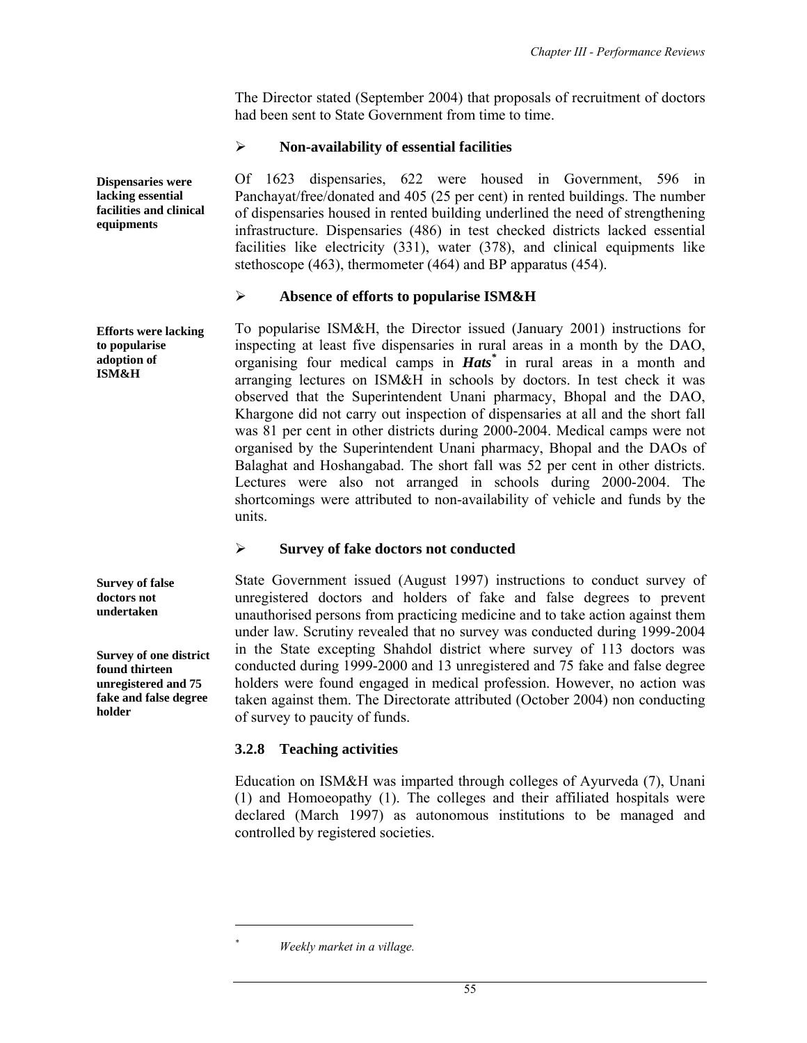The Director stated (September 2004) that proposals of recruitment of doctors had been sent to State Government from time to time.

- **Non-availability of essential facilities**

**Dispensaries were lacking essential facilities and clinical equipments**

Of 1623 dispensaries, 622 were housed in Government, 596 in Panchayat/free/donated and 405 (25 per cent) in rented buildings. The number of dispensaries housed in rented building underlined the need of strengthening infrastructure. Dispensaries (486) in test checked districts lacked essential facilities like electricity (331), water (378), and clinical equipments like stethoscope (463), thermometer (464) and BP apparatus (454).

- **Absence of efforts to popularise ISM&H**

**Efforts were lacking to popularise adoption of ISM&H**

To popularise ISM&H, the Director issued (January 2001) instructions for inspecting at least five dispensaries in rural areas in a month by the DAO, organising four medical camps in ***Hats***[*] in rural areas in a month and arranging lectures on ISM&H in schools by doctors. In test check it was observed that the Superintendent Unani pharmacy, Bhopal and the DAO, Khargone did not carry out inspection of dispensaries at all and the short fall was 81 per cent in other districts during 2000-2004. Medical camps were not organised by the Superintendent Unani pharmacy, Bhopal and the DAOs of Balaghat and Hoshangabad. The short fall was 52 per cent in other districts. Lectures were also not arranged in schools during 2000-2004. The shortcomings were attributed to non-availability of vehicle and funds by the units.

- **Survey of fake doctors not conducted**

**Survey of false doctors not undertaken**

**Survey of one district found thirteen unregistered and 75 fake and false degree holder**

State Government issued (August 1997) instructions to conduct survey of unregistered doctors and holders of fake and false degrees to prevent unauthorised persons from practicing medicine and to take action against them under law. Scrutiny revealed that no survey was conducted during 1999-2004 in the State excepting Shahdol district where survey of 113 doctors was conducted during 1999-2000 and 13 unregistered and 75 fake and false degree holders were found engaged in medical profession. However, no action was taken against them. The Directorate attributed (October 2004) non conducting of survey to paucity of funds.

### 3.2.8 Teaching activities

Education on ISM&H was imparted through colleges of Ayurveda (7), Unani (1) and Homoeopathy (1). The colleges and their affiliated hospitals were declared (March 1997) as autonomous institutions to be managed and controlled by registered societies.

---

[*] *Weekly market in a village.*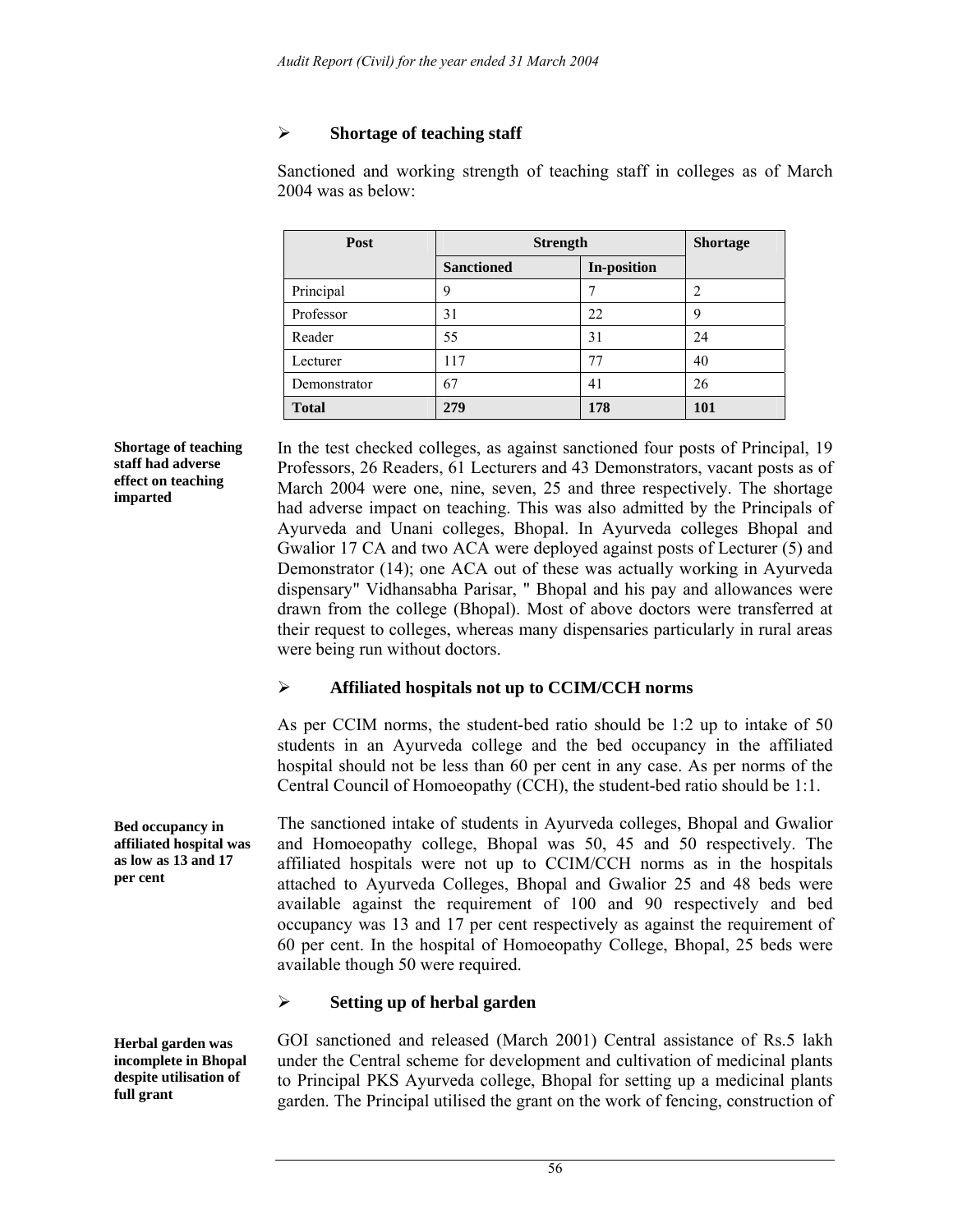### ➢ Shortage of teaching staff

Sanctioned and working strength of teaching staff in colleges as of March 2004 was as below:

| Post | Strength | | Shortage |
|---|---|---|---|
| | Sanctioned | In-position | |
| Principal | 9 | 7 | 2 |
| Professor | 31 | 22 | 9 |
| Reader | 55 | 31 | 24 |
| Lecturer | 117 | 77 | 40 |
| Demonstrator | 67 | 41 | 26 |
| **Total** | **279** | **178** | **101** |

**Shortage of teaching staff had adverse effect on teaching imparted**

In the test checked colleges, as against sanctioned four posts of Principal, 19 Professors, 26 Readers, 61 Lecturers and 43 Demonstrators, vacant posts as of March 2004 were one, nine, seven, 25 and three respectively. The shortage had adverse impact on teaching. This was also admitted by the Principals of Ayurveda and Unani colleges, Bhopal. In Ayurveda colleges Bhopal and Gwalior 17 CA and two ACA were deployed against posts of Lecturer (5) and Demonstrator (14); one ACA out of these was actually working in Ayurveda dispensary" Vidhansabha Parisar, " Bhopal and his pay and allowances were drawn from the college (Bhopal). Most of above doctors were transferred at their request to colleges, whereas many dispensaries particularly in rural areas were being run without doctors.

### ➢ Affiliated hospitals not up to CCIM/CCH norms

As per CCIM norms, the student-bed ratio should be 1:2 up to intake of 50 students in an Ayurveda college and the bed occupancy in the affiliated hospital should not be less than 60 per cent in any case. As per norms of the Central Council of Homoeopathy (CCH), the student-bed ratio should be 1:1.

**Bed occupancy in affiliated hospital was as low as 13 and 17 per cent**

The sanctioned intake of students in Ayurveda colleges, Bhopal and Gwalior and Homoeopathy college, Bhopal was 50, 45 and 50 respectively. The affiliated hospitals were not up to CCIM/CCH norms as in the hospitals attached to Ayurveda Colleges, Bhopal and Gwalior 25 and 48 beds were available against the requirement of 100 and 90 respectively and bed occupancy was 13 and 17 per cent respectively as against the requirement of 60 per cent. In the hospital of Homoeopathy College, Bhopal, 25 beds were available though 50 were required.

### ➢ Setting up of herbal garden

**Herbal garden was incomplete in Bhopal despite utilisation of full grant**

GOI sanctioned and released (March 2001) Central assistance of Rs.5 lakh under the Central scheme for development and cultivation of medicinal plants to Principal PKS Ayurveda college, Bhopal for setting up a medicinal plants garden. The Principal utilised the grant on the work of fencing, construction of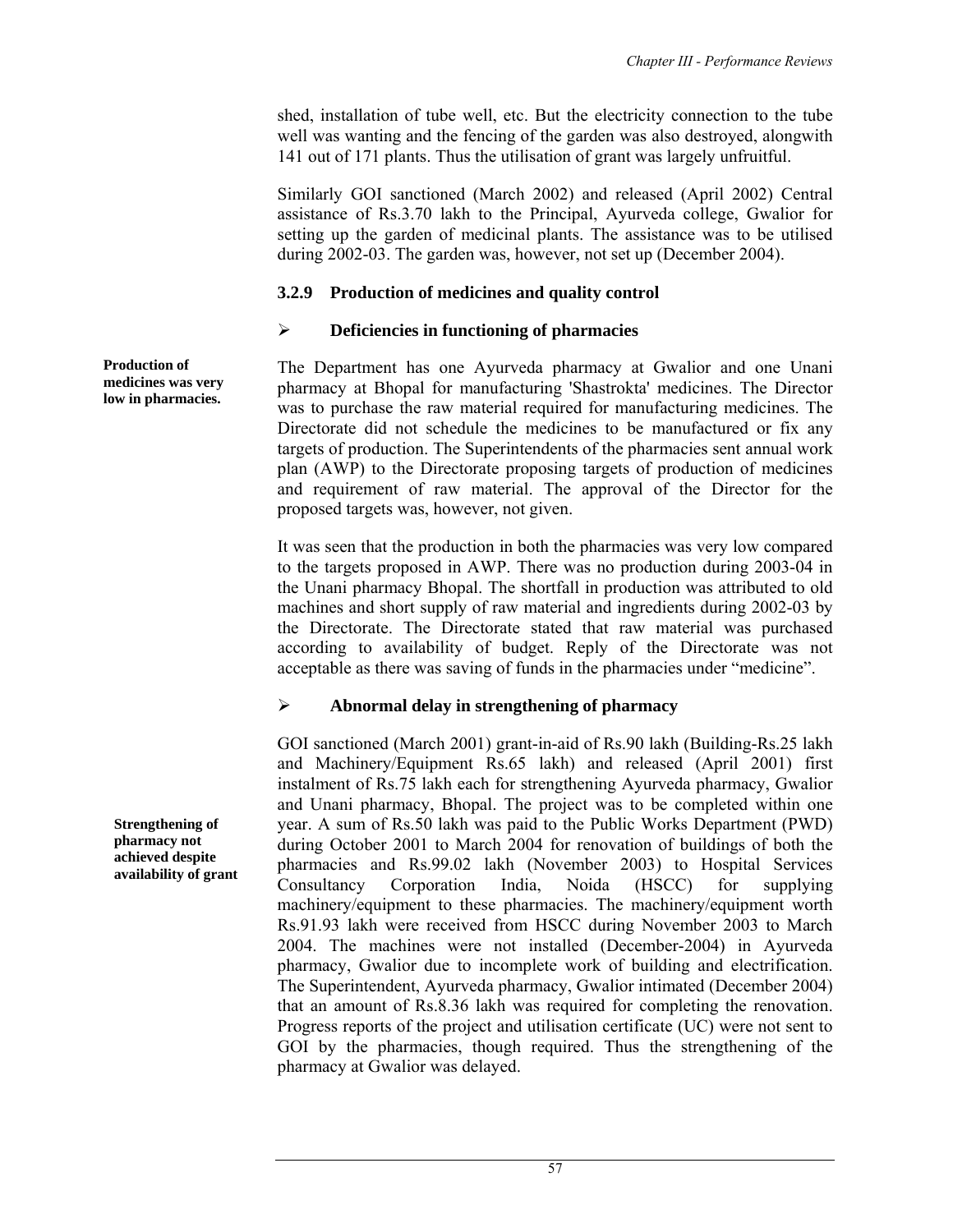shed, installation of tube well, etc. But the electricity connection to the tube well was wanting and the fencing of the garden was also destroyed, alongwith 141 out of 171 plants. Thus the utilisation of grant was largely unfruitful.

Similarly GOI sanctioned (March 2002) and released (April 2002) Central assistance of Rs.3.70 lakh to the Principal, Ayurveda college, Gwalior for setting up the garden of medicinal plants. The assistance was to be utilised during 2002-03. The garden was, however, not set up (December 2004).

### 3.2.9 Production of medicines and quality control

- **Deficiencies in functioning of pharmacies**

**Production of medicines was very low in pharmacies.**

The Department has one Ayurveda pharmacy at Gwalior and one Unani pharmacy at Bhopal for manufacturing 'Shastrokta' medicines. The Director was to purchase the raw material required for manufacturing medicines. The Directorate did not schedule the medicines to be manufactured or fix any targets of production. The Superintendents of the pharmacies sent annual work plan (AWP) to the Directorate proposing targets of production of medicines and requirement of raw material. The approval of the Director for the proposed targets was, however, not given.

It was seen that the production in both the pharmacies was very low compared to the targets proposed in AWP. There was no production during 2003-04 in the Unani pharmacy Bhopal. The shortfall in production was attributed to old machines and short supply of raw material and ingredients during 2002-03 by the Directorate. The Directorate stated that raw material was purchased according to availability of budget. Reply of the Directorate was not acceptable as there was saving of funds in the pharmacies under "medicine".

- **Abnormal delay in strengthening of pharmacy**

**Strengthening of pharmacy not achieved despite availability of grant**

GOI sanctioned (March 2001) grant-in-aid of Rs.90 lakh (Building-Rs.25 lakh and Machinery/Equipment Rs.65 lakh) and released (April 2001) first instalment of Rs.75 lakh each for strengthening Ayurveda pharmacy, Gwalior and Unani pharmacy, Bhopal. The project was to be completed within one year. A sum of Rs.50 lakh was paid to the Public Works Department (PWD) during October 2001 to March 2004 for renovation of buildings of both the pharmacies and Rs.99.02 lakh (November 2003) to Hospital Services Consultancy Corporation India, Noida (HSCC) for supplying machinery/equipment to these pharmacies. The machinery/equipment worth Rs.91.93 lakh were received from HSCC during November 2003 to March 2004. The machines were not installed (December-2004) in Ayurveda pharmacy, Gwalior due to incomplete work of building and electrification. The Superintendent, Ayurveda pharmacy, Gwalior intimated (December 2004) that an amount of Rs.8.36 lakh was required for completing the renovation. Progress reports of the project and utilisation certificate (UC) were not sent to GOI by the pharmacies, though required. Thus the strengthening of the pharmacy at Gwalior was delayed.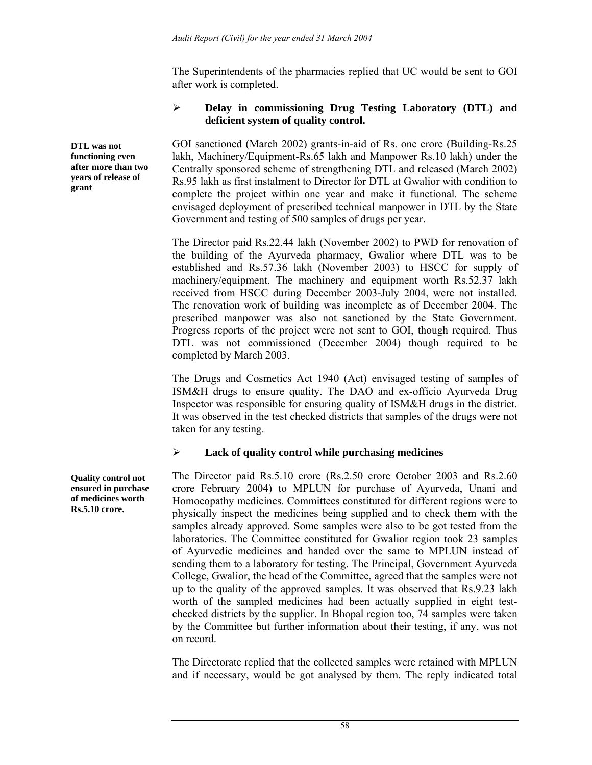The Superintendents of the pharmacies replied that UC would be sent to GOI after work is completed.

- **Delay in commissioning Drug Testing Laboratory (DTL) and deficient system of quality control.**

**DTL was not functioning even after more than two years of release of grant**

GOI sanctioned (March 2002) grants-in-aid of Rs. one crore (Building-Rs.25 lakh, Machinery/Equipment-Rs.65 lakh and Manpower Rs.10 lakh) under the Centrally sponsored scheme of strengthening DTL and released (March 2002) Rs.95 lakh as first instalment to Director for DTL at Gwalior with condition to complete the project within one year and make it functional. The scheme envisaged deployment of prescribed technical manpower in DTL by the State Government and testing of 500 samples of drugs per year.

The Director paid Rs.22.44 lakh (November 2002) to PWD for renovation of the building of the Ayurveda pharmacy, Gwalior where DTL was to be established and Rs.57.36 lakh (November 2003) to HSCC for supply of machinery/equipment. The machinery and equipment worth Rs.52.37 lakh received from HSCC during December 2003-July 2004, were not installed. The renovation work of building was incomplete as of December 2004. The prescribed manpower was also not sanctioned by the State Government. Progress reports of the project were not sent to GOI, though required. Thus DTL was not commissioned (December 2004) though required to be completed by March 2003.

The Drugs and Cosmetics Act 1940 (Act) envisaged testing of samples of ISM&H drugs to ensure quality. The DAO and ex-officio Ayurveda Drug Inspector was responsible for ensuring quality of ISM&H drugs in the district. It was observed in the test checked districts that samples of the drugs were not taken for any testing.

- **Lack of quality control while purchasing medicines**

**Quality control not ensured in purchase of medicines worth Rs.5.10 crore.**

The Director paid Rs.5.10 crore (Rs.2.50 crore October 2003 and Rs.2.60 crore February 2004) to MPLUN for purchase of Ayurveda, Unani and Homoeopathy medicines. Committees constituted for different regions were to physically inspect the medicines being supplied and to check them with the samples already approved. Some samples were also to be got tested from the laboratories. The Committee constituted for Gwalior region took 23 samples of Ayurvedic medicines and handed over the same to MPLUN instead of sending them to a laboratory for testing. The Principal, Government Ayurveda College, Gwalior, the head of the Committee, agreed that the samples were not up to the quality of the approved samples. It was observed that Rs.9.23 lakh worth of the sampled medicines had been actually supplied in eight test-checked districts by the supplier. In Bhopal region too, 74 samples were taken by the Committee but further information about their testing, if any, was not on record.

The Directorate replied that the collected samples were retained with MPLUN and if necessary, would be got analysed by them. The reply indicated total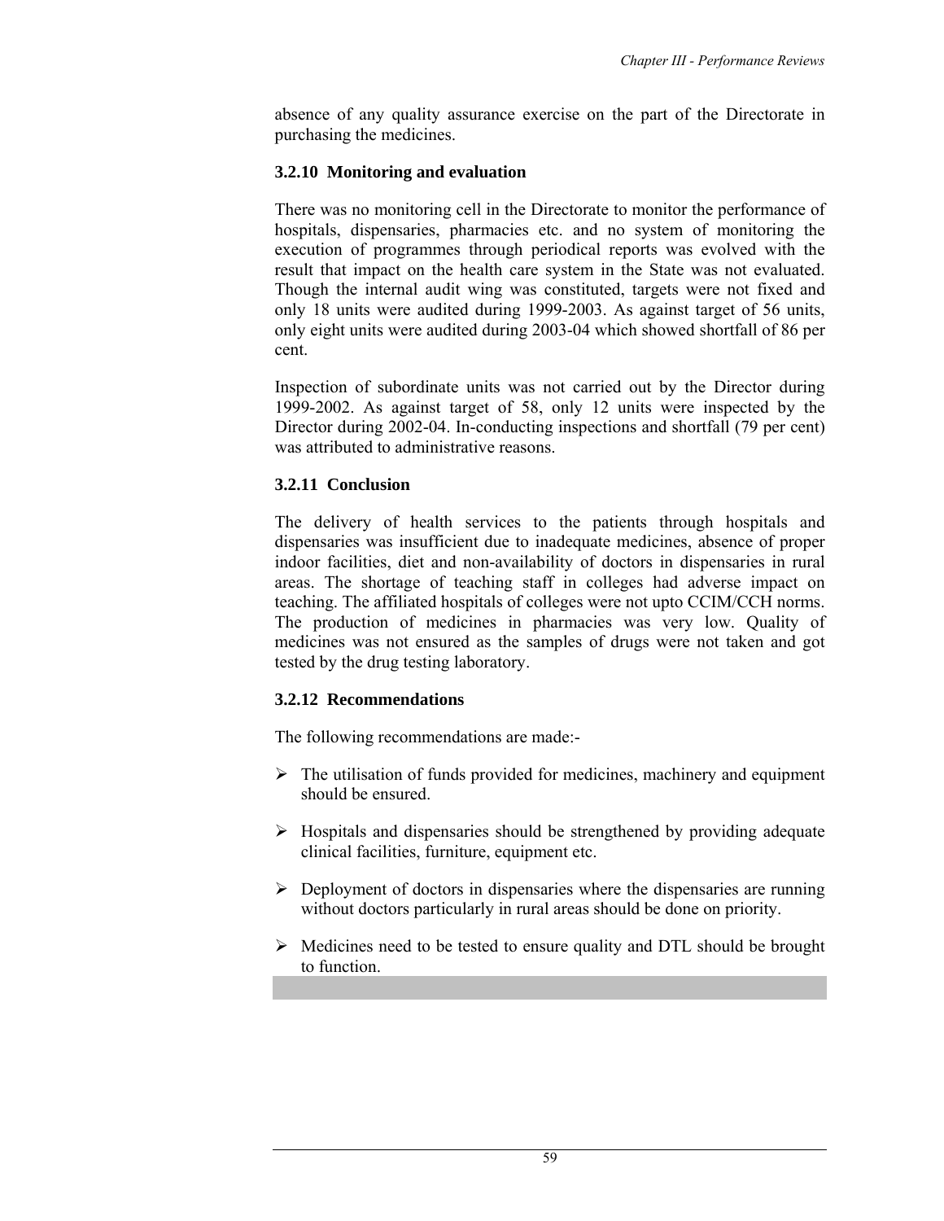absence of any quality assurance exercise on the part of the Directorate in purchasing the medicines.

### 3.2.10 Monitoring and evaluation

There was no monitoring cell in the Directorate to monitor the performance of hospitals, dispensaries, pharmacies etc. and no system of monitoring the execution of programmes through periodical reports was evolved with the result that impact on the health care system in the State was not evaluated. Though the internal audit wing was constituted, targets were not fixed and only 18 units were audited during 1999-2003. As against target of 56 units, only eight units were audited during 2003-04 which showed shortfall of 86 per cent.

Inspection of subordinate units was not carried out by the Director during 1999-2002. As against target of 58, only 12 units were inspected by the Director during 2002-04. In-conducting inspections and shortfall (79 per cent) was attributed to administrative reasons.

### 3.2.11 Conclusion

The delivery of health services to the patients through hospitals and dispensaries was insufficient due to inadequate medicines, absence of proper indoor facilities, diet and non-availability of doctors in dispensaries in rural areas. The shortage of teaching staff in colleges had adverse impact on teaching. The affiliated hospitals of colleges were not upto CCIM/CCH norms. The production of medicines in pharmacies was very low. Quality of medicines was not ensured as the samples of drugs were not taken and got tested by the drug testing laboratory.

### 3.2.12 Recommendations

The following recommendations are made:-

- The utilisation of funds provided for medicines, machinery and equipment should be ensured.
- Hospitals and dispensaries should be strengthened by providing adequate clinical facilities, furniture, equipment etc.
- Deployment of doctors in dispensaries where the dispensaries are running without doctors particularly in rural areas should be done on priority.
- Medicines need to be tested to ensure quality and DTL should be brought to function.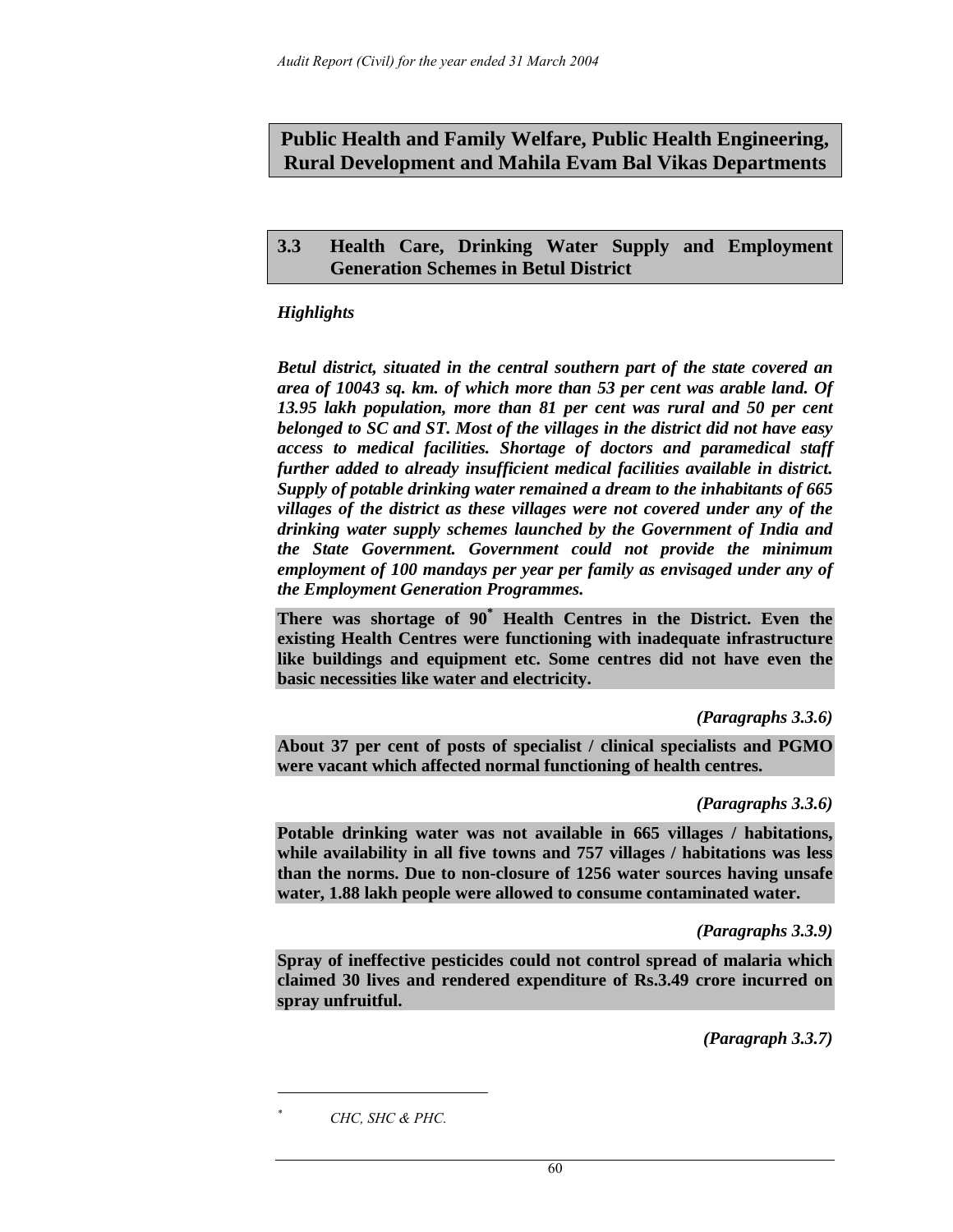# Public Health and Family Welfare, Public Health Engineering, Rural Development and Mahila Evam Bal Vikas Departments

## 3.3 Health Care, Drinking Water Supply and Employment Generation Schemes in Betul District

*Highlights*

***Betul district, situated in the central southern part of the state covered an area of 10043 sq. km. of which more than 53 per cent was arable land. Of 13.95 lakh population, more than 81 per cent was rural and 50 per cent belonged to SC and ST. Most of the villages in the district did not have easy access to medical facilities. Shortage of doctors and paramedical staff further added to already insufficient medical facilities available in district. Supply of potable drinking water remained a dream to the inhabitants of 665 villages of the district as these villages were not covered under any of the drinking water supply schemes launched by the Government of India and the State Government. Government could not provide the minimum employment of 100 mandays per year per family as envisaged under any of the Employment Generation Programmes.***

**There was shortage of 90[*] Health Centres in the District. Even the existing Health Centres were functioning with inadequate infrastructure like buildings and equipment etc. Some centres did not have even the basic necessities like water and electricity.**

***(Paragraphs 3.3.6)***

**About 37 per cent of posts of specialist / clinical specialists and PGMO were vacant which affected normal functioning of health centres.**

***(Paragraphs 3.3.6)***

**Potable drinking water was not available in 665 villages / habitations, while availability in all five towns and 757 villages / habitations was less than the norms. Due to non-closure of 1256 water sources having unsafe water, 1.88 lakh people were allowed to consume contaminated water.**

***(Paragraphs 3.3.9)***

**Spray of ineffective pesticides could not control spread of malaria which claimed 30 lives and rendered expenditure of Rs.3.49 crore incurred on spray unfruitful.**

***(Paragraph 3.3.7)***

---

[*] *CHC, SHC & PHC.*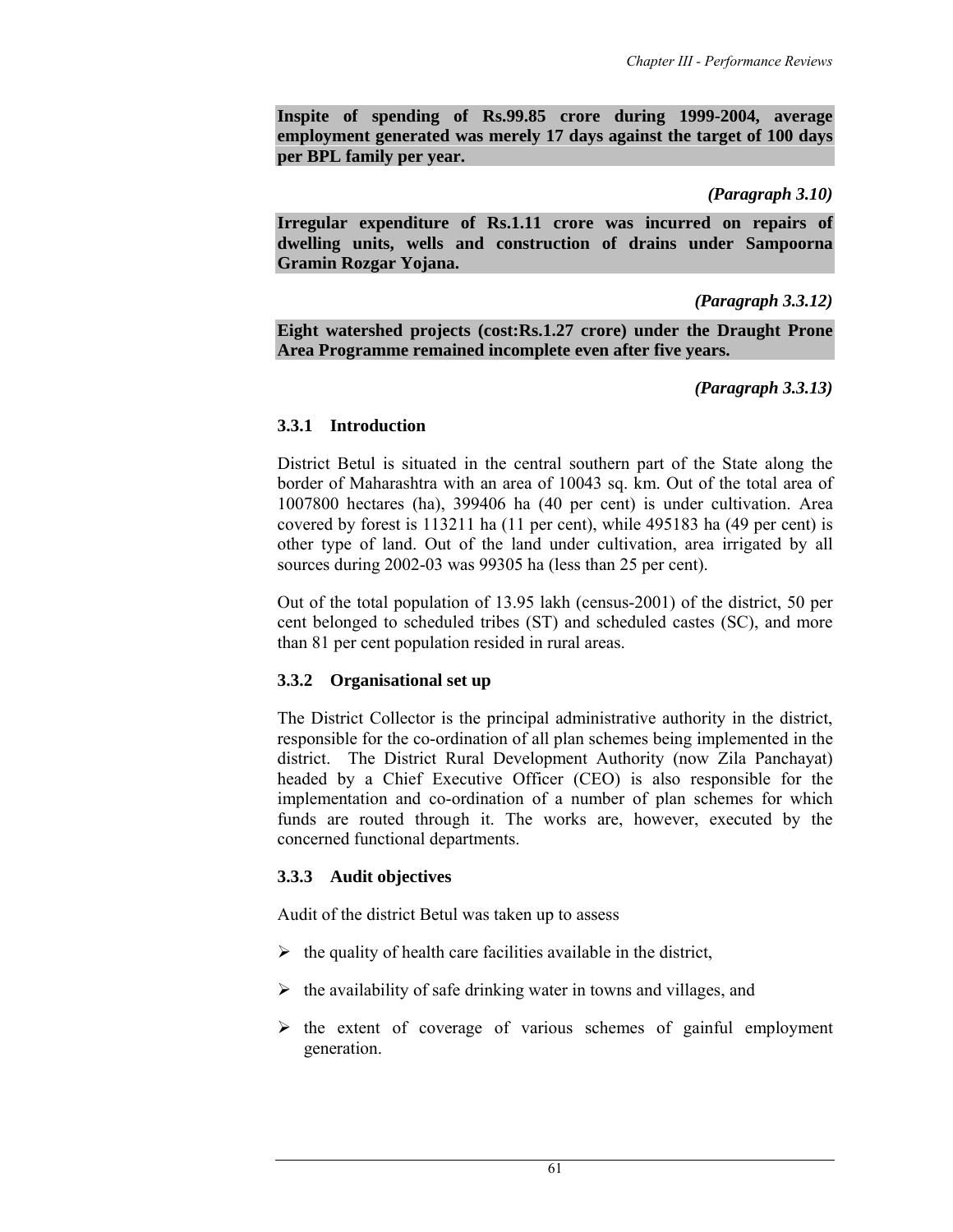**Inspite of spending of Rs.99.85 crore during 1999-2004, average employment generated was merely 17 days against the target of 100 days per BPL family per year.**

***(Paragraph 3.10)***

**Irregular expenditure of Rs.1.11 crore was incurred on repairs of dwelling units, wells and construction of drains under Sampoorna Gramin Rozgar Yojana.**

***(Paragraph 3.3.12)***

**Eight watershed projects (cost:Rs.1.27 crore) under the Draught Prone Area Programme remained incomplete even after five years.**

***(Paragraph 3.3.13)***

### 3.3.1 Introduction

District Betul is situated in the central southern part of the State along the border of Maharashtra with an area of 10043 sq. km. Out of the total area of 1007800 hectares (ha), 399406 ha (40 per cent) is under cultivation. Area covered by forest is 113211 ha (11 per cent), while 495183 ha (49 per cent) is other type of land. Out of the land under cultivation, area irrigated by all sources during 2002-03 was 99305 ha (less than 25 per cent).

Out of the total population of 13.95 lakh (census-2001) of the district, 50 per cent belonged to scheduled tribes (ST) and scheduled castes (SC), and more than 81 per cent population resided in rural areas.

### 3.3.2 Organisational set up

The District Collector is the principal administrative authority in the district, responsible for the co-ordination of all plan schemes being implemented in the district. The District Rural Development Authority (now Zila Panchayat) headed by a Chief Executive Officer (CEO) is also responsible for the implementation and co-ordination of a number of plan schemes for which funds are routed through it. The works are, however, executed by the concerned functional departments.

### 3.3.3 Audit objectives

Audit of the district Betul was taken up to assess

- the quality of health care facilities available in the district,
- the availability of safe drinking water in towns and villages, and
- the extent of coverage of various schemes of gainful employment generation.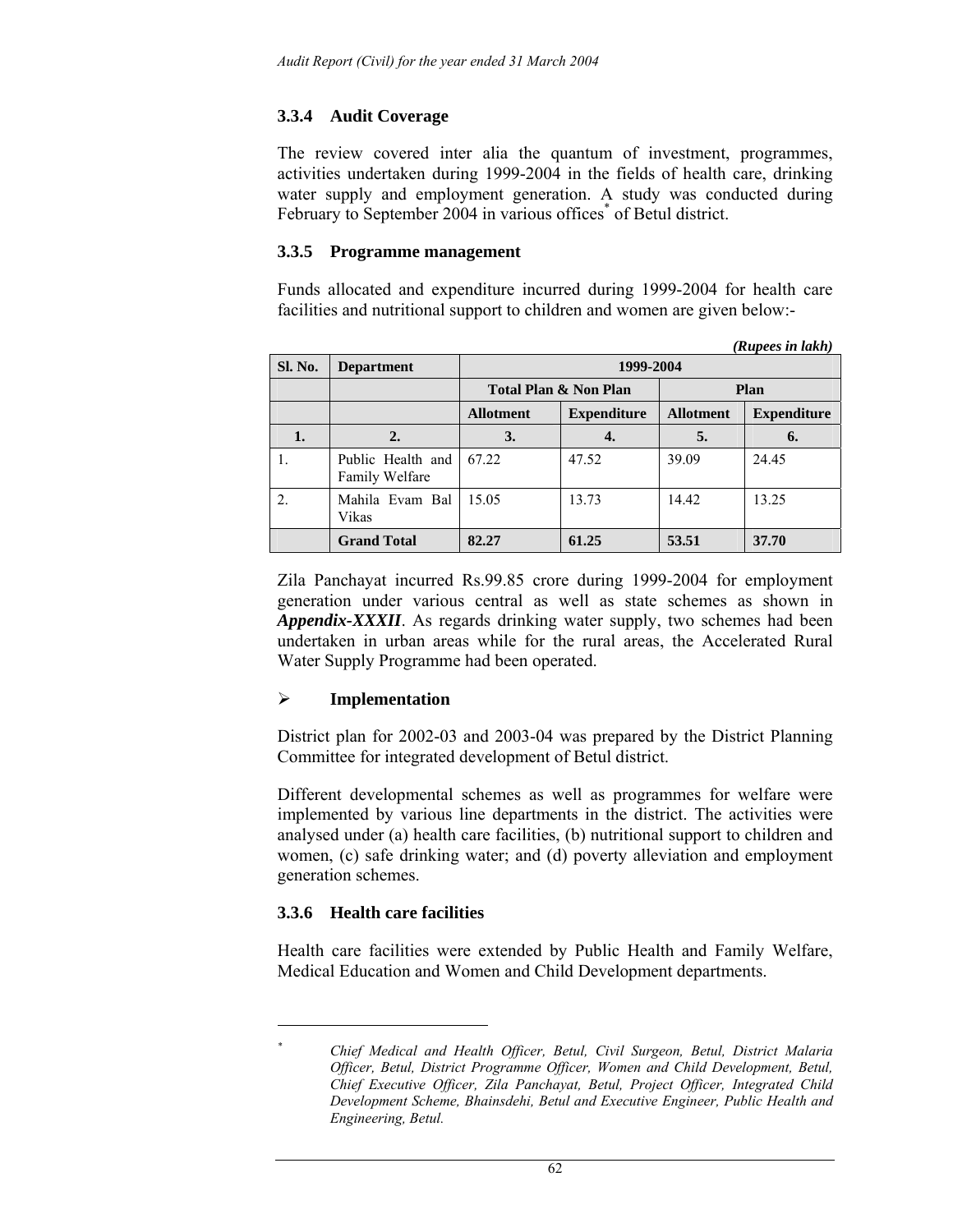### 3.3.4 Audit Coverage

The review covered inter alia the quantum of investment, programmes, activities undertaken during 1999-2004 in the fields of health care, drinking water supply and employment generation. A study was conducted during February to September 2004 in various offices[*] of Betul district.

### 3.3.5 Programme management

Funds allocated and expenditure incurred during 1999-2004 for health care facilities and nutritional support to children and women are given below:-

*(Rupees in lakh)*

| Sl. No. | Department | 1999-2004 | | | |
|---|---|---|---|---|---|
| | | Total Plan & Non Plan | | Plan | |
| | | Allotment | Expenditure | Allotment | Expenditure |
| 1. | 2. | 3. | 4. | 5. | 6. |
| 1. | Public Health and Family Welfare | 67.22 | 47.52 | 39.09 | 24.45 |
| 2. | Mahila Evam Bal Vikas | 15.05 | 13.73 | 14.42 | 13.25 |
| | **Grand Total** | **82.27** | **61.25** | **53.51** | **37.70** |

Zila Panchayat incurred Rs.99.85 crore during 1999-2004 for employment generation under various central as well as state schemes as shown in ***Appendix-XXXII***. As regards drinking water supply, two schemes had been undertaken in urban areas while for the rural areas, the Accelerated Rural Water Supply Programme had been operated.

- **Implementation**

District plan for 2002-03 and 2003-04 was prepared by the District Planning Committee for integrated development of Betul district.

Different developmental schemes as well as programmes for welfare were implemented by various line departments in the district. The activities were analysed under (a) health care facilities, (b) nutritional support to children and women, (c) safe drinking water; and (d) poverty alleviation and employment generation schemes.

### 3.3.6 Health care facilities

Health care facilities were extended by Public Health and Family Welfare, Medical Education and Women and Child Development departments.

---

[*] *Chief Medical and Health Officer, Betul, Civil Surgeon, Betul, District Malaria Officer, Betul, District Programme Officer, Women and Child Development, Betul, Chief Executive Officer, Zila Panchayat, Betul, Project Officer, Integrated Child Development Scheme, Bhainsdehi, Betul and Executive Engineer, Public Health and Engineering, Betul.*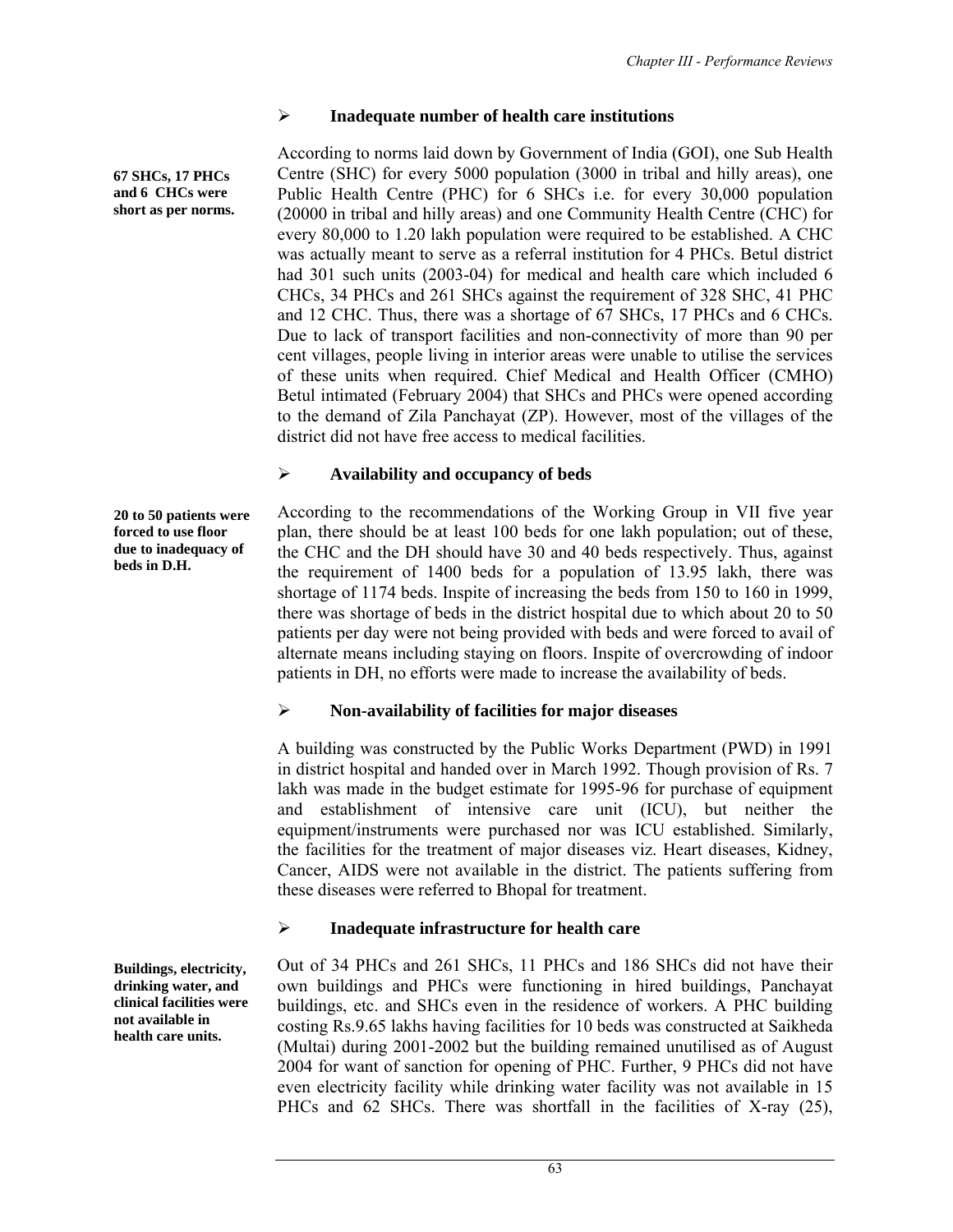- **Inadequate number of health care institutions**

**67 SHCs, 17 PHCs and 6 CHCs were short as per norms.**

According to norms laid down by Government of India (GOI), one Sub Health Centre (SHC) for every 5000 population (3000 in tribal and hilly areas), one Public Health Centre (PHC) for 6 SHCs i.e. for every 30,000 population (20000 in tribal and hilly areas) and one Community Health Centre (CHC) for every 80,000 to 1.20 lakh population were required to be established. A CHC was actually meant to serve as a referral institution for 4 PHCs. Betul district had 301 such units (2003-04) for medical and health care which included 6 CHCs, 34 PHCs and 261 SHCs against the requirement of 328 SHC, 41 PHC and 12 CHC. Thus, there was a shortage of 67 SHCs, 17 PHCs and 6 CHCs. Due to lack of transport facilities and non-connectivity of more than 90 per cent villages, people living in interior areas were unable to utilise the services of these units when required. Chief Medical and Health Officer (CMHO) Betul intimated (February 2004) that SHCs and PHCs were opened according to the demand of Zila Panchayat (ZP). However, most of the villages of the district did not have free access to medical facilities.

- **Availability and occupancy of beds**

**20 to 50 patients were forced to use floor due to inadequacy of beds in D.H.**

According to the recommendations of the Working Group in VII five year plan, there should be at least 100 beds for one lakh population; out of these, the CHC and the DH should have 30 and 40 beds respectively. Thus, against the requirement of 1400 beds for a population of 13.95 lakh, there was shortage of 1174 beds. Inspite of increasing the beds from 150 to 160 in 1999, there was shortage of beds in the district hospital due to which about 20 to 50 patients per day were not being provided with beds and were forced to avail of alternate means including staying on floors. Inspite of overcrowding of indoor patients in DH, no efforts were made to increase the availability of beds.

- **Non-availability of facilities for major diseases**

A building was constructed by the Public Works Department (PWD) in 1991 in district hospital and handed over in March 1992. Though provision of Rs. 7 lakh was made in the budget estimate for 1995-96 for purchase of equipment and establishment of intensive care unit (ICU), but neither the equipment/instruments were purchased nor was ICU established. Similarly, the facilities for the treatment of major diseases viz. Heart diseases, Kidney, Cancer, AIDS were not available in the district. The patients suffering from these diseases were referred to Bhopal for treatment.

- **Inadequate infrastructure for health care**

**Buildings, electricity, drinking water, and clinical facilities were not available in health care units.**

Out of 34 PHCs and 261 SHCs, 11 PHCs and 186 SHCs did not have their own buildings and PHCs were functioning in hired buildings, Panchayat buildings, etc. and SHCs even in the residence of workers. A PHC building costing Rs.9.65 lakhs having facilities for 10 beds was constructed at Saikheda (Multai) during 2001-2002 but the building remained unutilised as of August 2004 for want of sanction for opening of PHC. Further, 9 PHCs did not have even electricity facility while drinking water facility was not available in 15 PHCs and 62 SHCs. There was shortfall in the facilities of X-ray (25),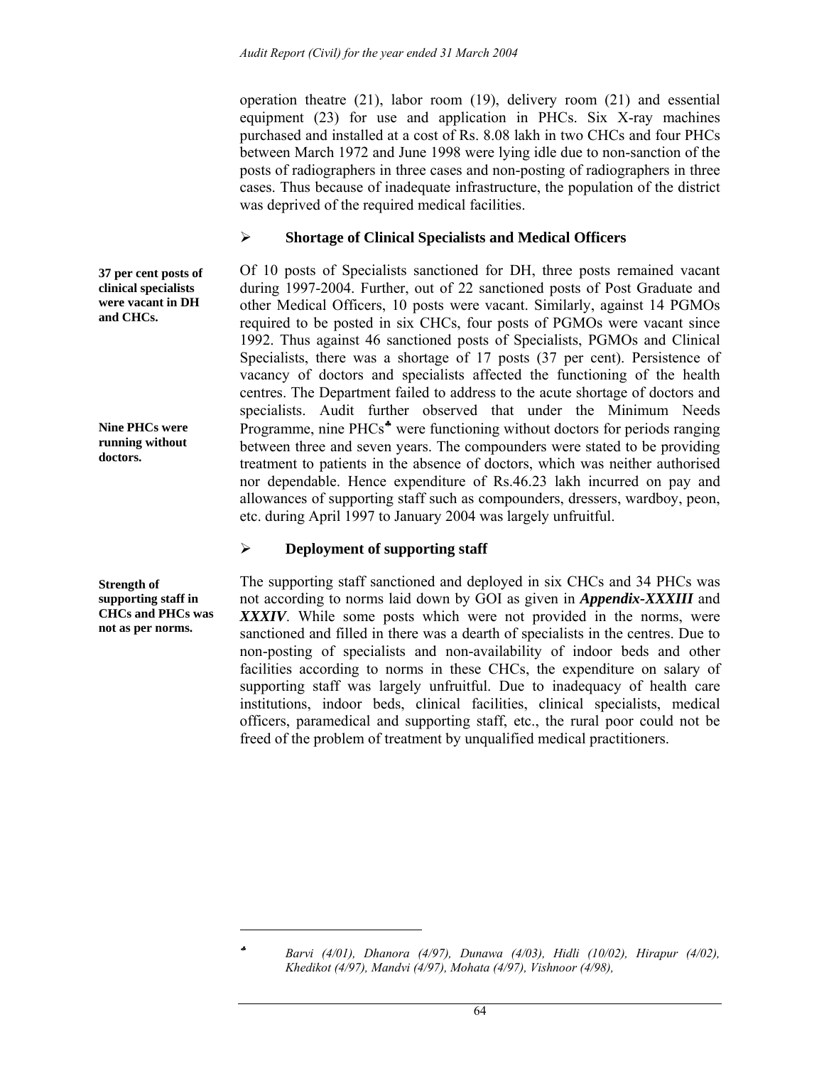operation theatre (21), labor room (19), delivery room (21) and essential equipment (23) for use and application in PHCs. Six X-ray machines purchased and installed at a cost of Rs. 8.08 lakh in two CHCs and four PHCs between March 1972 and June 1998 were lying idle due to non-sanction of the posts of radiographers in three cases and non-posting of radiographers in three cases. Thus because of inadequate infrastructure, the population of the district was deprived of the required medical facilities.

➢ **Shortage of Clinical Specialists and Medical Officers**

**37 per cent posts of clinical specialists were vacant in DH and CHCs.**

Of 10 posts of Specialists sanctioned for DH, three posts remained vacant during 1997-2004. Further, out of 22 sanctioned posts of Post Graduate and other Medical Officers, 10 posts were vacant. Similarly, against 14 PGMOs required to be posted in six CHCs, four posts of PGMOs were vacant since 1992. Thus against 46 sanctioned posts of Specialists, PGMOs and Clinical Specialists, there was a shortage of 17 posts (37 per cent). Persistence of vacancy of doctors and specialists affected the functioning of the health centres. The Department failed to address to the acute shortage of doctors and specialists. Audit further observed that under the Minimum Needs Programme, nine PHCs♣ were functioning without doctors for periods ranging between three and seven years. The compounders were stated to be providing treatment to patients in the absence of doctors, which was neither authorised nor dependable. Hence expenditure of Rs.46.23 lakh incurred on pay and allowances of supporting staff such as compounders, dressers, wardboy, peon, etc. during April 1997 to January 2004 was largely unfruitful.

**Nine PHCs were running without doctors.**

➢ **Deployment of supporting staff**

**Strength of supporting staff in CHCs and PHCs was not as per norms.**

The supporting staff sanctioned and deployed in six CHCs and 34 PHCs was not according to norms laid down by GOI as given in ***Appendix-XXXIII*** and ***XXXIV***. While some posts which were not provided in the norms, were sanctioned and filled in there was a dearth of specialists in the centres. Due to non-posting of specialists and non-availability of indoor beds and other facilities according to norms in these CHCs, the expenditure on salary of supporting staff was largely unfruitful. Due to inadequacy of health care institutions, indoor beds, clinical facilities, clinical specialists, medical officers, paramedical and supporting staff, etc., the rural poor could not be freed of the problem of treatment by unqualified medical practitioners.

---

♣ *Barvi (4/01), Dhanora (4/97), Dunawa (4/03), Hidli (10/02), Hirapur (4/02), Khedikot (4/97), Mandvi (4/97), Mohata (4/97), Vishnoor (4/98),*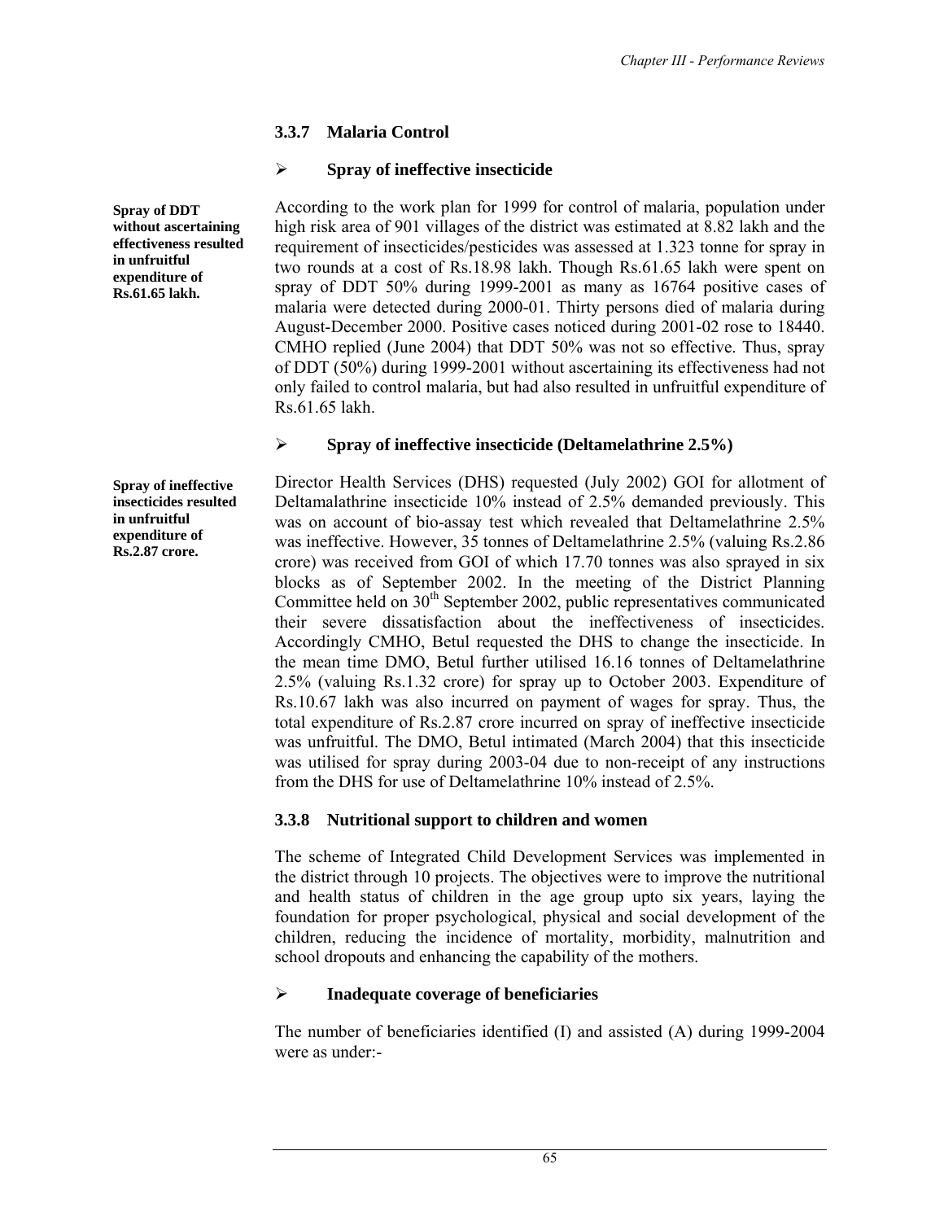### 3.3.7 Malaria Control

- **Spray of ineffective insecticide**

**Spray of DDT without ascertaining effectiveness resulted in unfruitful expenditure of Rs.61.65 lakh.**

According to the work plan for 1999 for control of malaria, population under high risk area of 901 villages of the district was estimated at 8.82 lakh and the requirement of insecticides/pesticides was assessed at 1.323 tonne for spray in two rounds at a cost of Rs.18.98 lakh. Though Rs.61.65 lakh were spent on spray of DDT 50% during 1999-2001 as many as 16764 positive cases of malaria were detected during 2000-01. Thirty persons died of malaria during August-December 2000. Positive cases noticed during 2001-02 rose to 18440. CMHO replied (June 2004) that DDT 50% was not so effective. Thus, spray of DDT (50%) during 1999-2001 without ascertaining its effectiveness had not only failed to control malaria, but had also resulted in unfruitful expenditure of Rs.61.65 lakh.

- **Spray of ineffective insecticide (Deltamelathrine 2.5%)**

**Spray of ineffective insecticides resulted in unfruitful expenditure of Rs.2.87 crore.**

Director Health Services (DHS) requested (July 2002) GOI for allotment of Deltamalathrine insecticide 10% instead of 2.5% demanded previously. This was on account of bio-assay test which revealed that Deltamelathrine 2.5% was ineffective. However, 35 tonnes of Deltamelathrine 2.5% (valuing Rs.2.86 crore) was received from GOI of which 17.70 tonnes was also sprayed in six blocks as of September 2002. In the meeting of the District Planning Committee held on 30th September 2002, public representatives communicated their severe dissatisfaction about the ineffectiveness of insecticides. Accordingly CMHO, Betul requested the DHS to change the insecticide. In the mean time DMO, Betul further utilised 16.16 tonnes of Deltamelathrine 2.5% (valuing Rs.1.32 crore) for spray up to October 2003. Expenditure of Rs.10.67 lakh was also incurred on payment of wages for spray. Thus, the total expenditure of Rs.2.87 crore incurred on spray of ineffective insecticide was unfruitful. The DMO, Betul intimated (March 2004) that this insecticide was utilised for spray during 2003-04 due to non-receipt of any instructions from the DHS for use of Deltamelathrine 10% instead of 2.5%.

### 3.3.8 Nutritional support to children and women

The scheme of Integrated Child Development Services was implemented in the district through 10 projects. The objectives were to improve the nutritional and health status of children in the age group upto six years, laying the foundation for proper psychological, physical and social development of the children, reducing the incidence of mortality, morbidity, malnutrition and school dropouts and enhancing the capability of the mothers.

- **Inadequate coverage of beneficiaries**

The number of beneficiaries identified (I) and assisted (A) during 1999-2004 were as under:-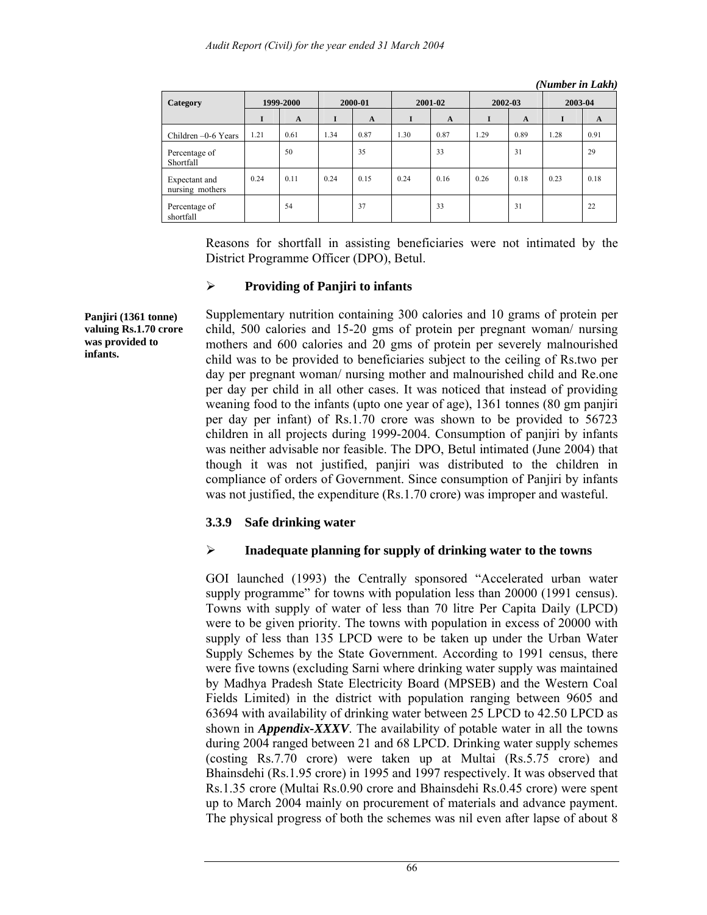*(Number in Lakh)*

| Category | 1999-2000 | | 2000-01 | | 2001-02 | | 2002-03 | | 2003-04 | |
|---|---|---|---|---|---|---|---|---|---|---|
| | I | A | I | A | I | A | I | A | I | A |
| Children –0-6 Years | 1.21 | 0.61 | 1.34 | 0.87 | 1.30 | 0.87 | 1.29 | 0.89 | 1.28 | 0.91 |
| Percentage of Shortfall | | 50 | | 35 | | 33 | | 31 | | 29 |
| Expectant and nursing mothers | 0.24 | 0.11 | 0.24 | 0.15 | 0.24 | 0.16 | 0.26 | 0.18 | 0.23 | 0.18 |
| Percentage of shortfall | | 54 | | 37 | | 33 | | 31 | | 22 |

Reasons for shortfall in assisting beneficiaries were not intimated by the District Programme Officer (DPO), Betul.

- **Providing of Panjiri to infants**

**Panjiri (1361 tonne) valuing Rs.1.70 crore was provided to infants.**

Supplementary nutrition containing 300 calories and 10 grams of protein per child, 500 calories and 15-20 gms of protein per pregnant woman/ nursing mothers and 600 calories and 20 gms of protein per severely malnourished child was to be provided to beneficiaries subject to the ceiling of Rs.two per day per pregnant woman/ nursing mother and malnourished child and Re.one per day per child in all other cases. It was noticed that instead of providing weaning food to the infants (upto one year of age), 1361 tonnes (80 gm panjiri per day per infant) of Rs.1.70 crore was shown to be provided to 56723 children in all projects during 1999-2004. Consumption of panjiri by infants was neither advisable nor feasible. The DPO, Betul intimated (June 2004) that though it was not justified, panjiri was distributed to the children in compliance of orders of Government. Since consumption of Panjiri by infants was not justified, the expenditure (Rs.1.70 crore) was improper and wasteful.

### 3.3.9 Safe drinking water

- **Inadequate planning for supply of drinking water to the towns**

GOI launched (1993) the Centrally sponsored "Accelerated urban water supply programme" for towns with population less than 20000 (1991 census). Towns with supply of water of less than 70 litre Per Capita Daily (LPCD) were to be given priority. The towns with population in excess of 20000 with supply of less than 135 LPCD were to be taken up under the Urban Water Supply Schemes by the State Government. According to 1991 census, there were five towns (excluding Sarni where drinking water supply was maintained by Madhya Pradesh State Electricity Board (MPSEB) and the Western Coal Fields Limited) in the district with population ranging between 9605 and 63694 with availability of drinking water between 25 LPCD to 42.50 LPCD as shown in ***Appendix-XXXV***. The availability of potable water in all the towns during 2004 ranged between 21 and 68 LPCD. Drinking water supply schemes (costing Rs.7.70 crore) were taken up at Multai (Rs.5.75 crore) and Bhainsdehi (Rs.1.95 crore) in 1995 and 1997 respectively. It was observed that Rs.1.35 crore (Multai Rs.0.90 crore and Bhainsdehi Rs.0.45 crore) were spent up to March 2004 mainly on procurement of materials and advance payment. The physical progress of both the schemes was nil even after lapse of about 8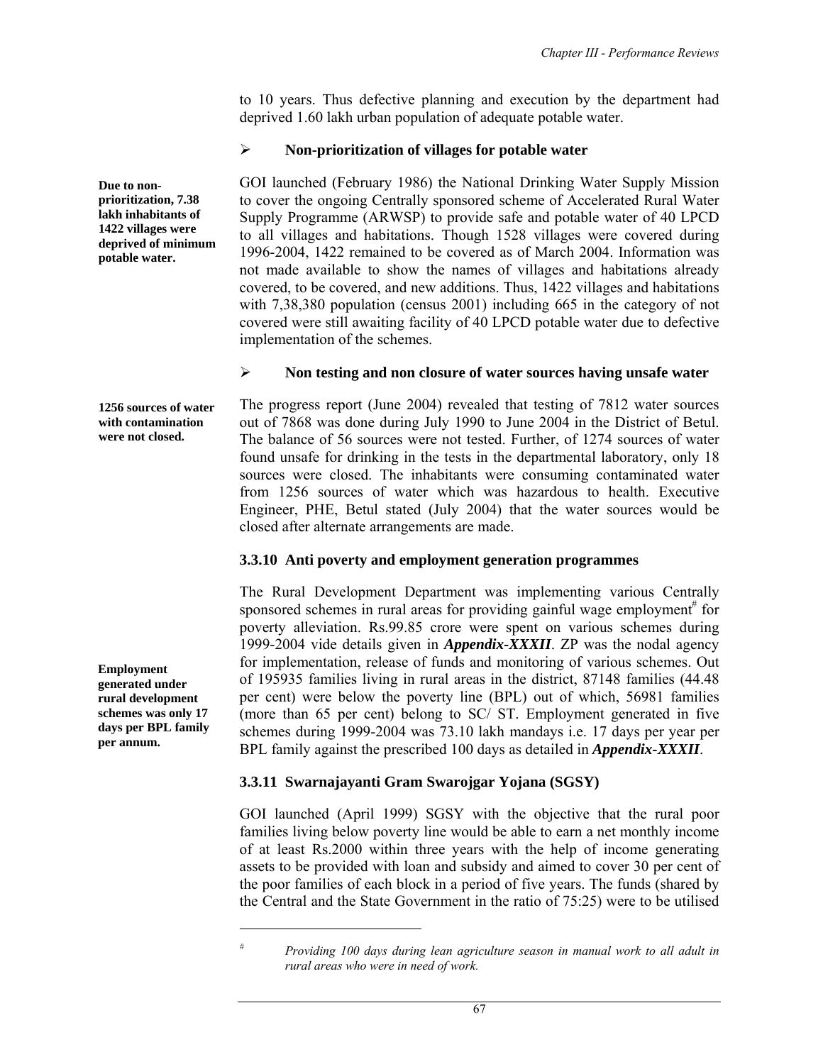to 10 years. Thus defective planning and execution by the department had deprived 1.60 lakh urban population of adequate potable water.

- **Non-prioritization of villages for potable water**

**Due to non-prioritization, 7.38 lakh inhabitants of 1422 villages were deprived of minimum potable water.**

GOI launched (February 1986) the National Drinking Water Supply Mission to cover the ongoing Centrally sponsored scheme of Accelerated Rural Water Supply Programme (ARWSP) to provide safe and potable water of 40 LPCD to all villages and habitations. Though 1528 villages were covered during 1996-2004, 1422 remained to be covered as of March 2004. Information was not made available to show the names of villages and habitations already covered, to be covered, and new additions. Thus, 1422 villages and habitations with 7,38,380 population (census 2001) including 665 in the category of not covered were still awaiting facility of 40 LPCD potable water due to defective implementation of the schemes.

- **Non testing and non closure of water sources having unsafe water**

**1256 sources of water with contamination were not closed.**

The progress report (June 2004) revealed that testing of 7812 water sources out of 7868 was done during July 1990 to June 2004 in the District of Betul. The balance of 56 sources were not tested. Further, of 1274 sources of water found unsafe for drinking in the tests in the departmental laboratory, only 18 sources were closed. The inhabitants were consuming contaminated water from 1256 sources of water which was hazardous to health. Executive Engineer, PHE, Betul stated (July 2004) that the water sources would be closed after alternate arrangements are made.

### 3.3.10 Anti poverty and employment generation programmes

**Employment generated under rural development schemes was only 17 days per BPL family per annum.**

The Rural Development Department was implementing various Centrally sponsored schemes in rural areas for providing gainful wage employment[#] for poverty alleviation. Rs.99.85 crore were spent on various schemes during 1999-2004 vide details given in ***Appendix-XXXII***. ZP was the nodal agency for implementation, release of funds and monitoring of various schemes. Out of 195935 families living in rural areas in the district, 87148 families (44.48 per cent) were below the poverty line (BPL) out of which, 56981 families (more than 65 per cent) belong to SC/ ST. Employment generated in five schemes during 1999-2004 was 73.10 lakh mandays i.e. 17 days per year per BPL family against the prescribed 100 days as detailed in ***Appendix-XXXII***.

### 3.3.11 Swarnajayanti Gram Swarojgar Yojana (SGSY)

GOI launched (April 1999) SGSY with the objective that the rural poor families living below poverty line would be able to earn a net monthly income of at least Rs.2000 within three years with the help of income generating assets to be provided with loan and subsidy and aimed to cover 30 per cent of the poor families of each block in a period of five years. The funds (shared by the Central and the State Government in the ratio of 75:25) were to be utilised

---

[#] *Providing 100 days during lean agriculture season in manual work to all adult in rural areas who were in need of work.*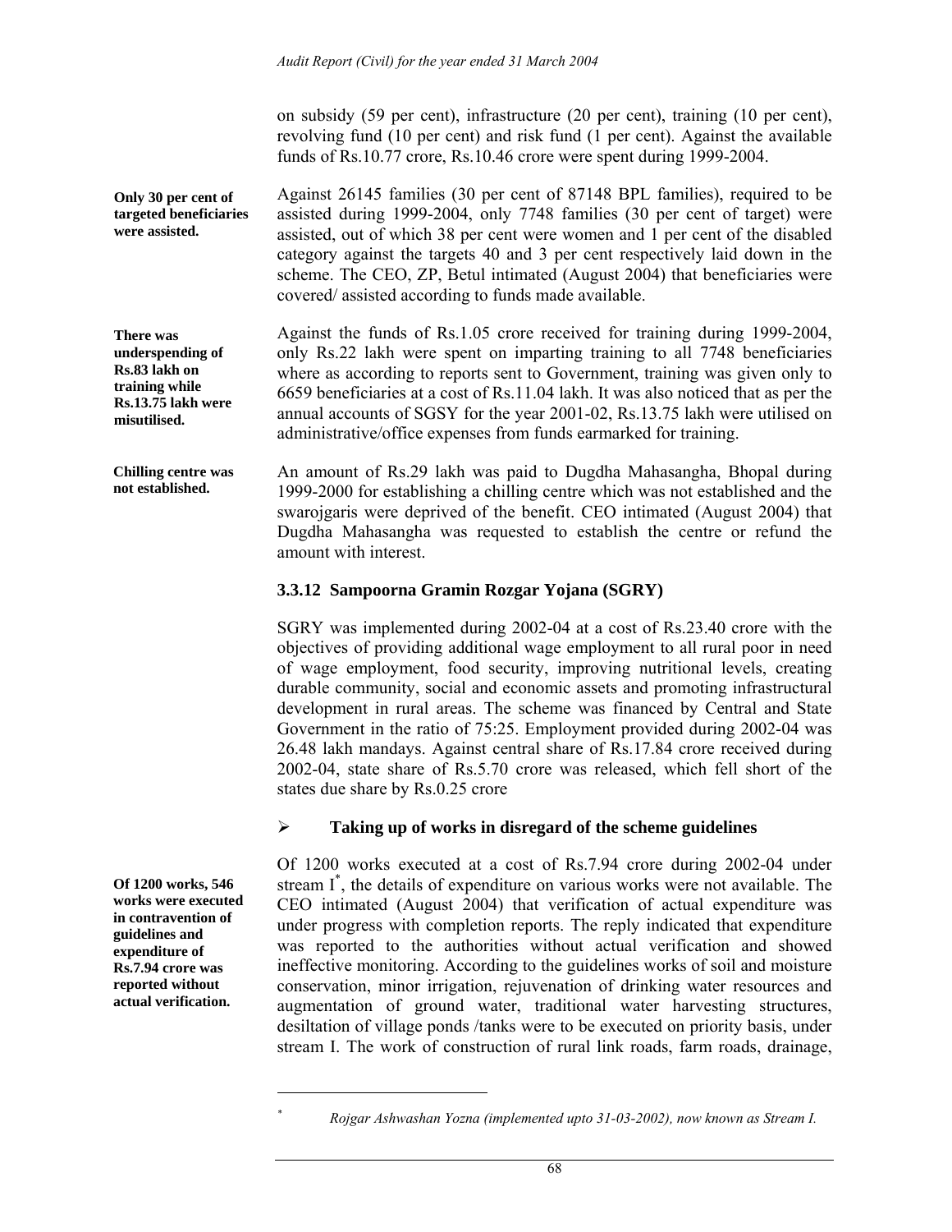on subsidy (59 per cent), infrastructure (20 per cent), training (10 per cent), revolving fund (10 per cent) and risk fund (1 per cent). Against the available funds of Rs.10.77 crore, Rs.10.46 crore were spent during 1999-2004.

**Only 30 per cent of targeted beneficiaries were assisted.**

Against 26145 families (30 per cent of 87148 BPL families), required to be assisted during 1999-2004, only 7748 families (30 per cent of target) were assisted, out of which 38 per cent were women and 1 per cent of the disabled category against the targets 40 and 3 per cent respectively laid down in the scheme. The CEO, ZP, Betul intimated (August 2004) that beneficiaries were covered/ assisted according to funds made available.

**There was underspending of Rs.83 lakh on training while Rs.13.75 lakh were misutilised.**

Against the funds of Rs.1.05 crore received for training during 1999-2004, only Rs.22 lakh were spent on imparting training to all 7748 beneficiaries where as according to reports sent to Government, training was given only to 6659 beneficiaries at a cost of Rs.11.04 lakh. It was also noticed that as per the annual accounts of SGSY for the year 2001-02, Rs.13.75 lakh were utilised on administrative/office expenses from funds earmarked for training.

**Chilling centre was not established.**

An amount of Rs.29 lakh was paid to Dugdha Mahasangha, Bhopal during 1999-2000 for establishing a chilling centre which was not established and the swarojgaris were deprived of the benefit. CEO intimated (August 2004) that Dugdha Mahasangha was requested to establish the centre or refund the amount with interest.

### 3.3.12 Sampoorna Gramin Rozgar Yojana (SGRY)

SGRY was implemented during 2002-04 at a cost of Rs.23.40 crore with the objectives of providing additional wage employment to all rural poor in need of wage employment, food security, improving nutritional levels, creating durable community, social and economic assets and promoting infrastructural development in rural areas. The scheme was financed by Central and State Government in the ratio of 75:25. Employment provided during 2002-04 was 26.48 lakh mandays. Against central share of Rs.17.84 crore received during 2002-04, state share of Rs.5.70 crore was released, which fell short of the states due share by Rs.0.25 crore

- **Taking up of works in disregard of the scheme guidelines**

**Of 1200 works, 546 works were executed in contravention of guidelines and expenditure of Rs.7.94 crore was reported without actual verification.**

Of 1200 works executed at a cost of Rs.7.94 crore during 2002-04 under stream I*, the details of expenditure on various works were not available. The CEO intimated (August 2004) that verification of actual expenditure was under progress with completion reports. The reply indicated that expenditure was reported to the authorities without actual verification and showed ineffective monitoring. According to the guidelines works of soil and moisture conservation, minor irrigation, rejuvenation of drinking water resources and augmentation of ground water, traditional water harvesting structures, desiltation of village ponds /tanks were to be executed on priority basis, under stream I. The work of construction of rural link roads, farm roads, drainage,

---

\* *Rojgar Ashwashan Yozna (implemented upto 31-03-2002), now known as Stream I.*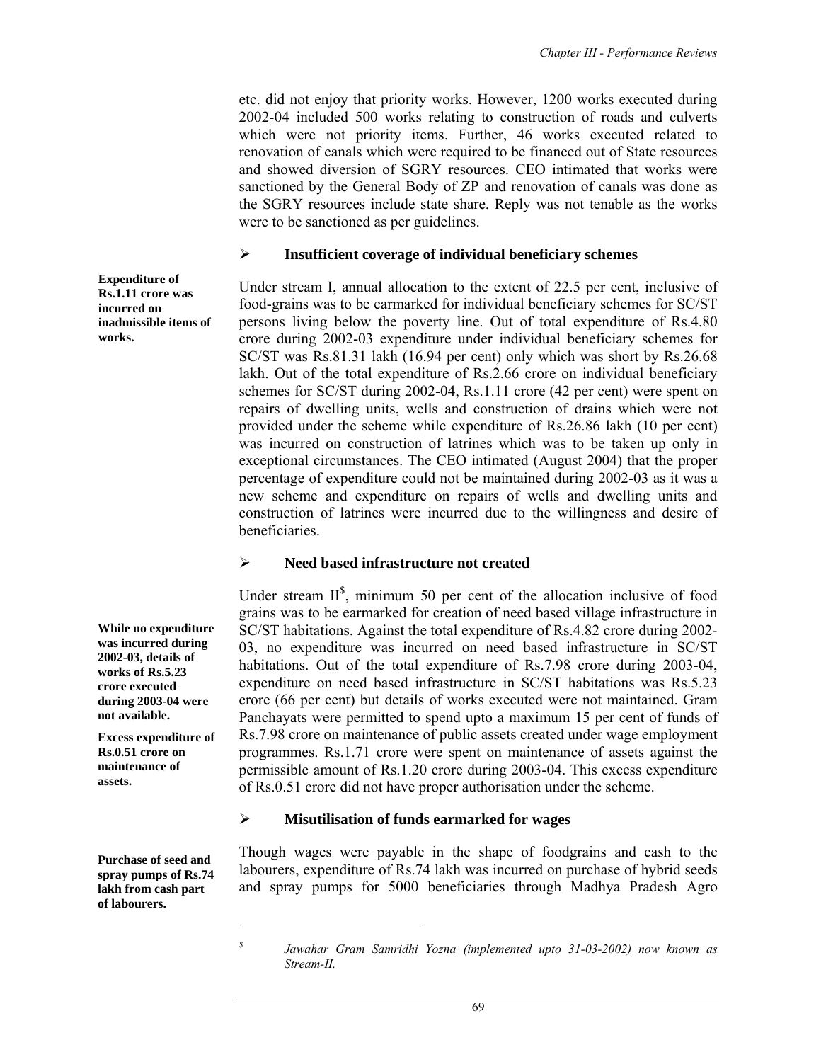etc. did not enjoy that priority works. However, 1200 works executed during 2002-04 included 500 works relating to construction of roads and culverts which were not priority items. Further, 46 works executed related to renovation of canals which were required to be financed out of State resources and showed diversion of SGRY resources. CEO intimated that works were sanctioned by the General Body of ZP and renovation of canals was done as the SGRY resources include state share. Reply was not tenable as the works were to be sanctioned as per guidelines.

- **Insufficient coverage of individual beneficiary schemes**

**Expenditure of Rs.1.11 crore was incurred on inadmissible items of works.**

Under stream I, annual allocation to the extent of 22.5 per cent, inclusive of food-grains was to be earmarked for individual beneficiary schemes for SC/ST persons living below the poverty line. Out of total expenditure of Rs.4.80 crore during 2002-03 expenditure under individual beneficiary schemes for SC/ST was Rs.81.31 lakh (16.94 per cent) only which was short by Rs.26.68 lakh. Out of the total expenditure of Rs.2.66 crore on individual beneficiary schemes for SC/ST during 2002-04, Rs.1.11 crore (42 per cent) were spent on repairs of dwelling units, wells and construction of drains which were not provided under the scheme while expenditure of Rs.26.86 lakh (10 per cent) was incurred on construction of latrines which was to be taken up only in exceptional circumstances. The CEO intimated (August 2004) that the proper percentage of expenditure could not be maintained during 2002-03 as it was a new scheme and expenditure on repairs of wells and dwelling units and construction of latrines were incurred due to the willingness and desire of beneficiaries.

- **Need based infrastructure not created**

**While no expenditure was incurred during 2002-03, details of works of Rs.5.23 crore executed during 2003-04 were not available.**

**Excess expenditure of Rs.0.51 crore on maintenance of assets.**

Under stream II[$], minimum 50 per cent of the allocation inclusive of food grains was to be earmarked for creation of need based village infrastructure in SC/ST habitations. Against the total expenditure of Rs.4.82 crore during 2002-03, no expenditure was incurred on need based infrastructure in SC/ST habitations. Out of the total expenditure of Rs.7.98 crore during 2003-04, expenditure on need based infrastructure in SC/ST habitations was Rs.5.23 crore (66 per cent) but details of works executed were not maintained. Gram Panchayats were permitted to spend upto a maximum 15 per cent of funds of Rs.7.98 crore on maintenance of public assets created under wage employment programmes. Rs.1.71 crore were spent on maintenance of assets against the permissible amount of Rs.1.20 crore during 2003-04. This excess expenditure of Rs.0.51 crore did not have proper authorisation under the scheme.

- **Misutilisation of funds earmarked for wages**

**Purchase of seed and spray pumps of Rs.74 lakh from cash part of labourers.**

Though wages were payable in the shape of foodgrains and cash to the labourers, expenditure of Rs.74 lakh was incurred on purchase of hybrid seeds and spray pumps for 5000 beneficiaries through Madhya Pradesh Agro

---

[$] *Jawahar Gram Samridhi Yozna (implemented upto 31-03-2002) now known as Stream-II.*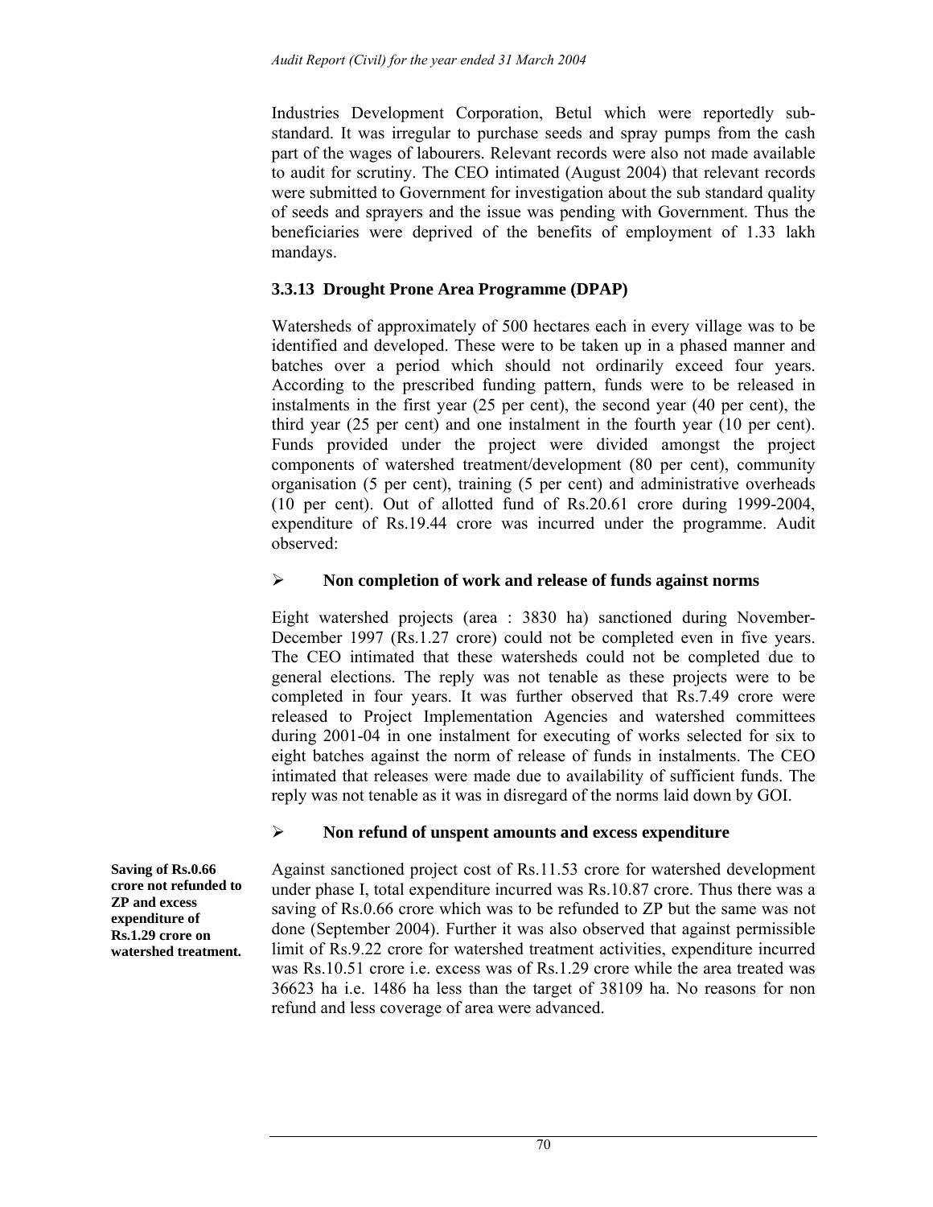Industries Development Corporation, Betul which were reportedly sub-standard. It was irregular to purchase seeds and spray pumps from the cash part of the wages of labourers. Relevant records were also not made available to audit for scrutiny. The CEO intimated (August 2004) that relevant records were submitted to Government for investigation about the sub standard quality of seeds and sprayers and the issue was pending with Government. Thus the beneficiaries were deprived of the benefits of employment of 1.33 lakh mandays.

### 3.3.13 Drought Prone Area Programme (DPAP)

Watersheds of approximately of 500 hectares each in every village was to be identified and developed. These were to be taken up in a phased manner and batches over a period which should not ordinarily exceed four years. According to the prescribed funding pattern, funds were to be released in instalments in the first year (25 per cent), the second year (40 per cent), the third year (25 per cent) and one instalment in the fourth year (10 per cent). Funds provided under the project were divided amongst the project components of watershed treatment/development (80 per cent), community organisation (5 per cent), training (5 per cent) and administrative overheads (10 per cent). Out of allotted fund of Rs.20.61 crore during 1999-2004, expenditure of Rs.19.44 crore was incurred under the programme. Audit observed:

- **Non completion of work and release of funds against norms**

Eight watershed projects (area : 3830 ha) sanctioned during November-December 1997 (Rs.1.27 crore) could not be completed even in five years. The CEO intimated that these watersheds could not be completed due to general elections. The reply was not tenable as these projects were to be completed in four years. It was further observed that Rs.7.49 crore were released to Project Implementation Agencies and watershed committees during 2001-04 in one instalment for executing of works selected for six to eight batches against the norm of release of funds in instalments. The CEO intimated that releases were made due to availability of sufficient funds. The reply was not tenable as it was in disregard of the norms laid down by GOI.

- **Non refund of unspent amounts and excess expenditure**

**Saving of Rs.0.66 crore not refunded to ZP and excess expenditure of Rs.1.29 crore on watershed treatment.**

Against sanctioned project cost of Rs.11.53 crore for watershed development under phase I, total expenditure incurred was Rs.10.87 crore. Thus there was a saving of Rs.0.66 crore which was to be refunded to ZP but the same was not done (September 2004). Further it was also observed that against permissible limit of Rs.9.22 crore for watershed treatment activities, expenditure incurred was Rs.10.51 crore i.e. excess was of Rs.1.29 crore while the area treated was 36623 ha i.e. 1486 ha less than the target of 38109 ha. No reasons for non refund and less coverage of area were advanced.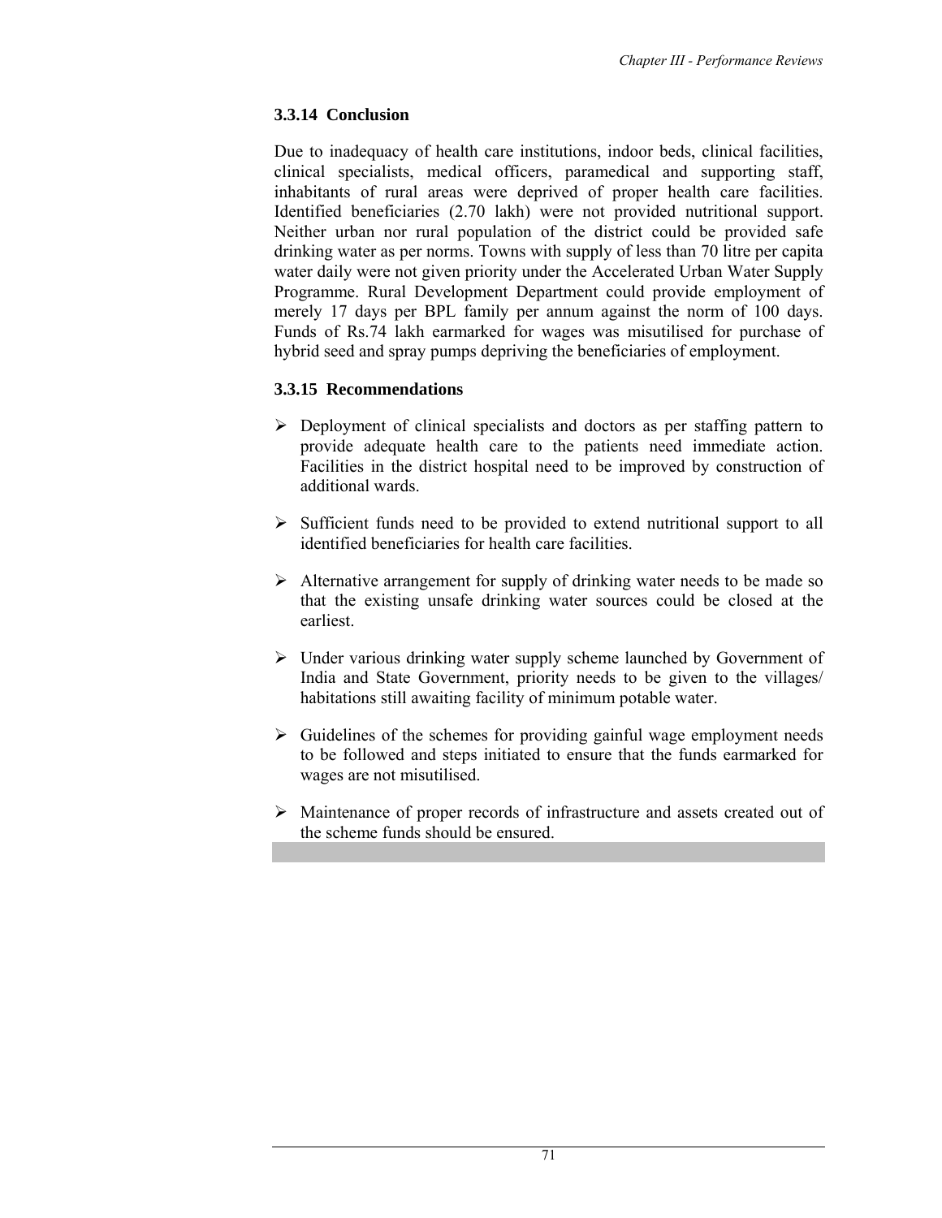### 3.3.14 Conclusion

Due to inadequacy of health care institutions, indoor beds, clinical facilities, clinical specialists, medical officers, paramedical and supporting staff, inhabitants of rural areas were deprived of proper health care facilities. Identified beneficiaries (2.70 lakh) were not provided nutritional support. Neither urban nor rural population of the district could be provided safe drinking water as per norms. Towns with supply of less than 70 litre per capita water daily were not given priority under the Accelerated Urban Water Supply Programme. Rural Development Department could provide employment of merely 17 days per BPL family per annum against the norm of 100 days. Funds of Rs.74 lakh earmarked for wages was misutilised for purchase of hybrid seed and spray pumps depriving the beneficiaries of employment.

### 3.3.15 Recommendations

- Deployment of clinical specialists and doctors as per staffing pattern to provide adequate health care to the patients need immediate action. Facilities in the district hospital need to be improved by construction of additional wards.
- Sufficient funds need to be provided to extend nutritional support to all identified beneficiaries for health care facilities.
- Alternative arrangement for supply of drinking water needs to be made so that the existing unsafe drinking water sources could be closed at the earliest.
- Under various drinking water supply scheme launched by Government of India and State Government, priority needs to be given to the villages/ habitations still awaiting facility of minimum potable water.
- Guidelines of the schemes for providing gainful wage employment needs to be followed and steps initiated to ensure that the funds earmarked for wages are not misutilised.
- Maintenance of proper records of infrastructure and assets created out of the scheme funds should be ensured.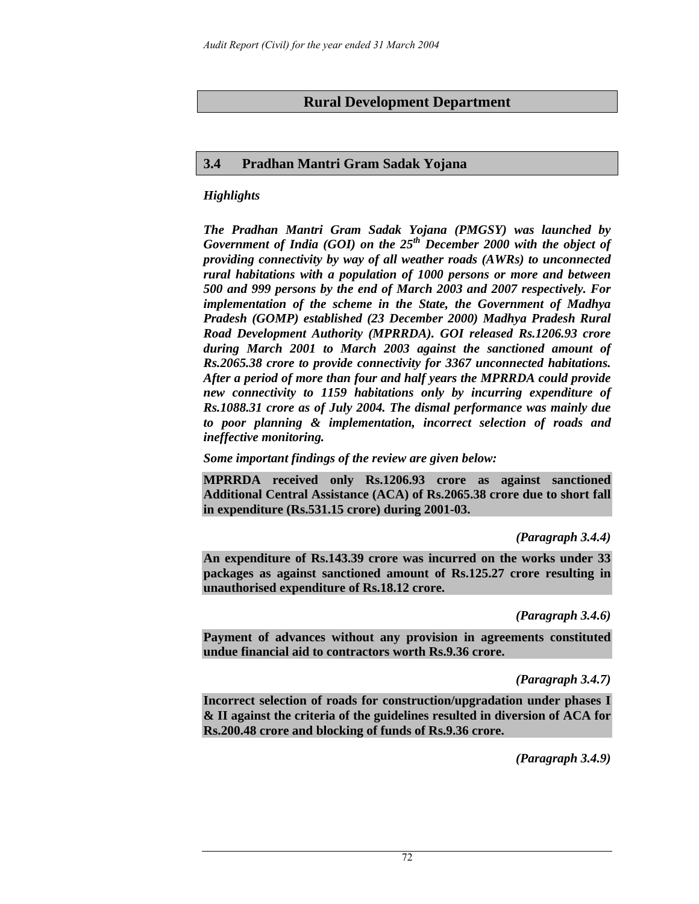## Rural Development Department

### 3.4 Pradhan Mantri Gram Sadak Yojana

*Highlights*

***The Pradhan Mantri Gram Sadak Yojana (PMGSY) was launched by Government of India (GOI) on the 25th December 2000 with the object of providing connectivity by way of all weather roads (AWRs) to unconnected rural habitations with a population of 1000 persons or more and between 500 and 999 persons by the end of March 2003 and 2007 respectively. For implementation of the scheme in the State, the Government of Madhya Pradesh (GOMP) established (23 December 2000) Madhya Pradesh Rural Road Development Authority (MPRRDA). GOI released Rs.1206.93 crore during March 2001 to March 2003 against the sanctioned amount of Rs.2065.38 crore to provide connectivity for 3367 unconnected habitations. After a period of more than four and half years the MPRRDA could provide new connectivity to 1159 habitations only by incurring expenditure of Rs.1088.31 crore as of July 2004. The dismal performance was mainly due to poor planning & implementation, incorrect selection of roads and ineffective monitoring.***

***Some important findings of the review are given below:***

**MPRRDA received only Rs.1206.93 crore as against sanctioned Additional Central Assistance (ACA) of Rs.2065.38 crore due to short fall in expenditure (Rs.531.15 crore) during 2001-03.**

*(Paragraph 3.4.4)*

**An expenditure of Rs.143.39 crore was incurred on the works under 33 packages as against sanctioned amount of Rs.125.27 crore resulting in unauthorised expenditure of Rs.18.12 crore.**

*(Paragraph 3.4.6)*

**Payment of advances without any provision in agreements constituted undue financial aid to contractors worth Rs.9.36 crore.**

*(Paragraph 3.4.7)*

**Incorrect selection of roads for construction/upgradation under phases I & II against the criteria of the guidelines resulted in diversion of ACA for Rs.200.48 crore and blocking of funds of Rs.9.36 crore.**

*(Paragraph 3.4.9)*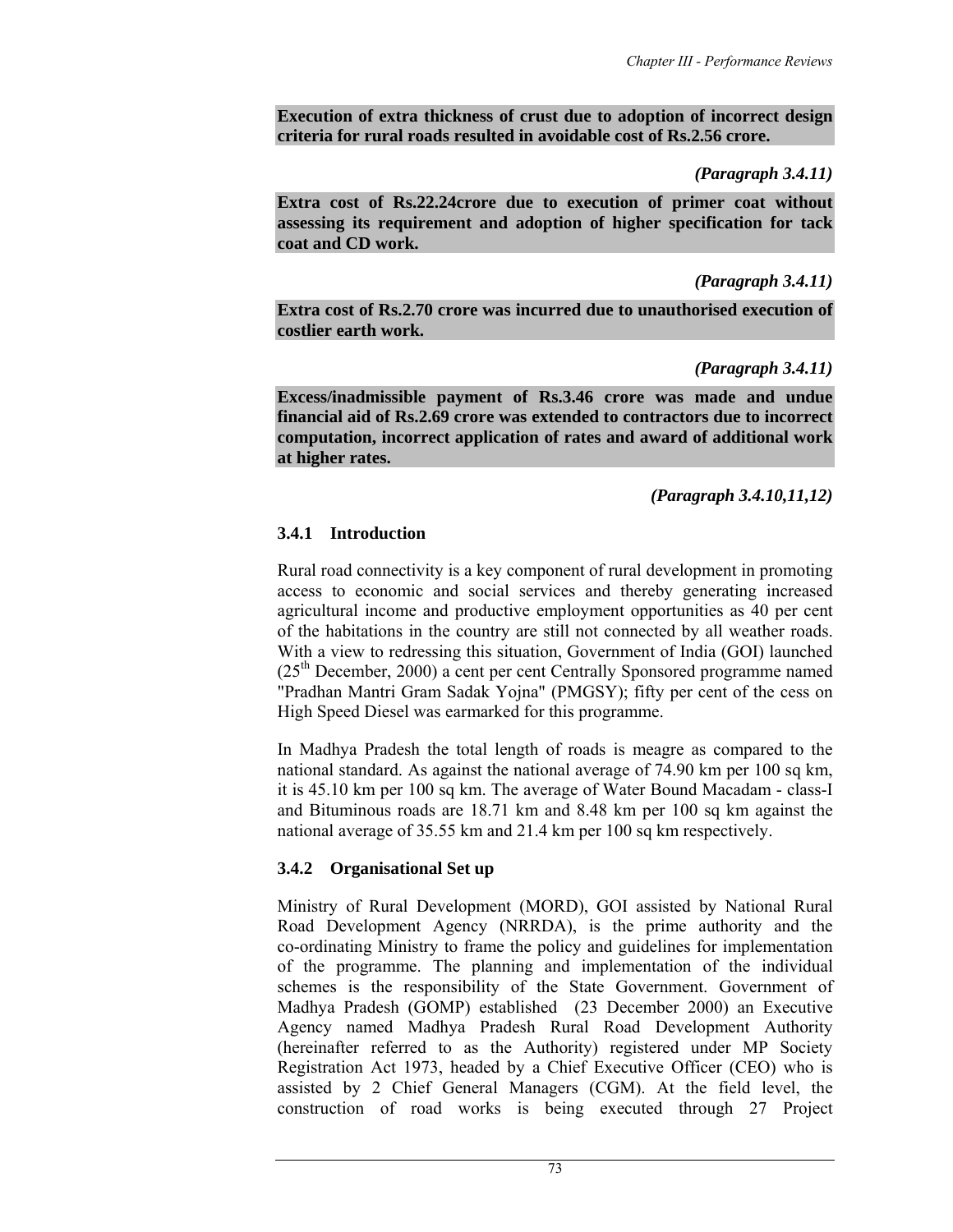**Execution of extra thickness of crust due to adoption of incorrect design criteria for rural roads resulted in avoidable cost of Rs.2.56 crore.**

***(Paragraph 3.4.11)***

**Extra cost of Rs.22.24crore due to execution of primer coat without assessing its requirement and adoption of higher specification for tack coat and CD work.**

***(Paragraph 3.4.11)***

**Extra cost of Rs.2.70 crore was incurred due to unauthorised execution of costlier earth work.**

***(Paragraph 3.4.11)***

**Excess/inadmissible payment of Rs.3.46 crore was made and undue financial aid of Rs.2.69 crore was extended to contractors due to incorrect computation, incorrect application of rates and award of additional work at higher rates.**

***(Paragraph 3.4.10,11,12)***

### 3.4.1 Introduction

Rural road connectivity is a key component of rural development in promoting access to economic and social services and thereby generating increased agricultural income and productive employment opportunities as 40 per cent of the habitations in the country are still not connected by all weather roads. With a view to redressing this situation, Government of India (GOI) launched (25th December, 2000) a cent per cent Centrally Sponsored programme named "Pradhan Mantri Gram Sadak Yojna" (PMGSY); fifty per cent of the cess on High Speed Diesel was earmarked for this programme.

In Madhya Pradesh the total length of roads is meagre as compared to the national standard. As against the national average of 74.90 km per 100 sq km, it is 45.10 km per 100 sq km. The average of Water Bound Macadam - class-I and Bituminous roads are 18.71 km and 8.48 km per 100 sq km against the national average of 35.55 km and 21.4 km per 100 sq km respectively.

### 3.4.2 Organisational Set up

Ministry of Rural Development (MORD), GOI assisted by National Rural Road Development Agency (NRRDA), is the prime authority and the co-ordinating Ministry to frame the policy and guidelines for implementation of the programme. The planning and implementation of the individual schemes is the responsibility of the State Government. Government of Madhya Pradesh (GOMP) established (23 December 2000) an Executive Agency named Madhya Pradesh Rural Road Development Authority (hereinafter referred to as the Authority) registered under MP Society Registration Act 1973, headed by a Chief Executive Officer (CEO) who is assisted by 2 Chief General Managers (CGM). At the field level, the construction of road works is being executed through 27 Project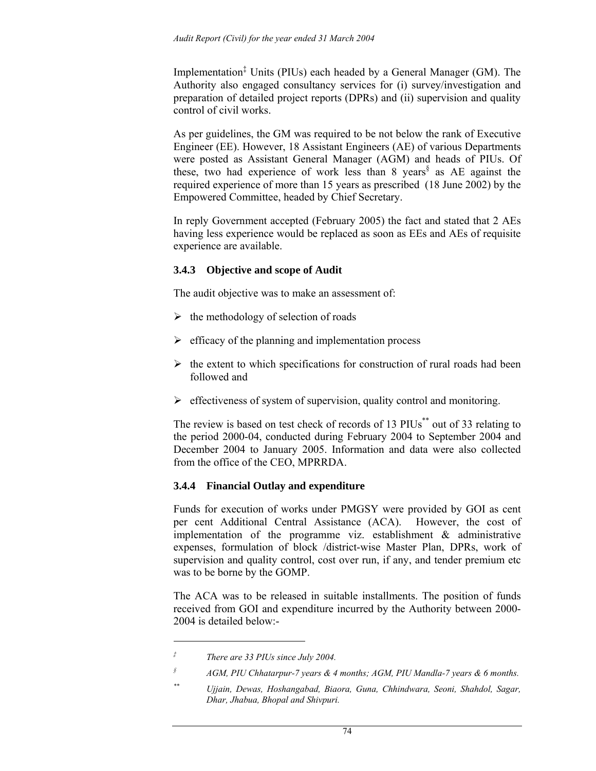Implementation[‡] Units (PIUs) each headed by a General Manager (GM). The Authority also engaged consultancy services for (i) survey/investigation and preparation of detailed project reports (DPRs) and (ii) supervision and quality control of civil works.

As per guidelines, the GM was required to be not below the rank of Executive Engineer (EE). However, 18 Assistant Engineers (AE) of various Departments were posted as Assistant General Manager (AGM) and heads of PIUs. Of these, two had experience of work less than 8 years[§] as AE against the required experience of more than 15 years as prescribed (18 June 2002) by the Empowered Committee, headed by Chief Secretary.

In reply Government accepted (February 2005) the fact and stated that 2 AEs having less experience would be replaced as soon as EEs and AEs of requisite experience are available.

### 3.4.3 Objective and scope of Audit

The audit objective was to make an assessment of:

- the methodology of selection of roads
- efficacy of the planning and implementation process
- the extent to which specifications for construction of rural roads had been followed and
- effectiveness of system of supervision, quality control and monitoring.

The review is based on test check of records of 13 PIUs[**] out of 33 relating to the period 2000-04, conducted during February 2004 to September 2004 and December 2004 to January 2005. Information and data were also collected from the office of the CEO, MPRRDA.

### 3.4.4 Financial Outlay and expenditure

Funds for execution of works under PMGSY were provided by GOI as cent per cent Additional Central Assistance (ACA). However, the cost of implementation of the programme viz. establishment & administrative expenses, formulation of block /district-wise Master Plan, DPRs, work of supervision and quality control, cost over run, if any, and tender premium etc was to be borne by the GOMP.

The ACA was to be released in suitable installments. The position of funds received from GOI and expenditure incurred by the Authority between 2000-2004 is detailed below:-

---

[‡] *There are 33 PIUs since July 2004.*

[§] *AGM, PIU Chhatarpur-7 years & 4 months; AGM, PIU Mandla-7 years & 6 months.*

[**] *Ujjain, Dewas, Hoshangabad, Biaora, Guna, Chhindwara, Seoni, Shahdol, Sagar, Dhar, Jhabua, Bhopal and Shivpuri.*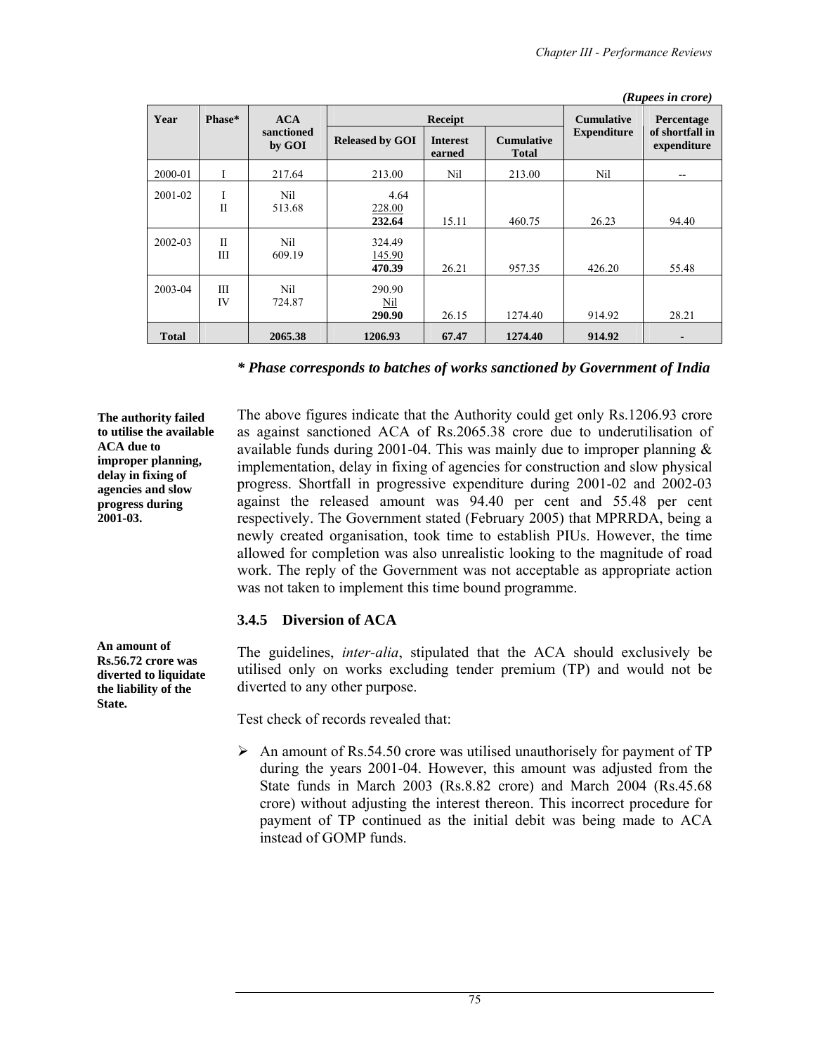*(Rupees in crore)*

| Year | Phase* | ACA sanctioned by GOI | Receipt | | | Cumulative Expenditure | Percentage of shortfall in expenditure |
|---|---|---|---|---|---|---|---|
| | | | Released by GOI | Interest earned | Cumulative Total | | |
| 2000-01 | I | 217.64 | 213.00 | Nil | 213.00 | Nil | -- |
| 2001-02 | I<br>II | Nil<br>513.68 | 4.64<br>228.00<br>**232.64** | 15.11 | 460.75 | 26.23 | 94.40 |
| 2002-03 | II<br>III | Nil<br>609.19 | 324.49<br>145.90<br>**470.39** | 26.21 | 957.35 | 426.20 | 55.48 |
| 2003-04 | III<br>IV | Nil<br>724.87 | 290.90<br>Nil<br>**290.90** | 26.15 | 1274.40 | 914.92 | 28.21 |
| **Total** | | **2065.38** | **1206.93** | **67.47** | **1274.40** | **914.92** | **-** |

***\* Phase corresponds to batches of works sanctioned by Government of India***

**The authority failed to utilise the available ACA due to improper planning, delay in fixing of agencies and slow progress during 2001-03.**

The above figures indicate that the Authority could get only Rs.1206.93 crore as against sanctioned ACA of Rs.2065.38 crore due to underutilisation of available funds during 2001-04. This was mainly due to improper planning & implementation, delay in fixing of agencies for construction and slow physical progress. Shortfall in progressive expenditure during 2001-02 and 2002-03 against the released amount was 94.40 per cent and 55.48 per cent respectively. The Government stated (February 2005) that MPRRDA, being a newly created organisation, took time to establish PIUs. However, the time allowed for completion was also unrealistic looking to the magnitude of road work. The reply of the Government was not acceptable as appropriate action was not taken to implement this time bound programme.

### 3.4.5 Diversion of ACA

**An amount of Rs.56.72 crore was diverted to liquidate the liability of the State.**

The guidelines, *inter-alia*, stipulated that the ACA should exclusively be utilised only on works excluding tender premium (TP) and would not be diverted to any other purpose.

Test check of records revealed that:

- An amount of Rs.54.50 crore was utilised unauthorisely for payment of TP during the years 2001-04. However, this amount was adjusted from the State funds in March 2003 (Rs.8.82 crore) and March 2004 (Rs.45.68 crore) without adjusting the interest thereon. This incorrect procedure for payment of TP continued as the initial debit was being made to ACA instead of GOMP funds.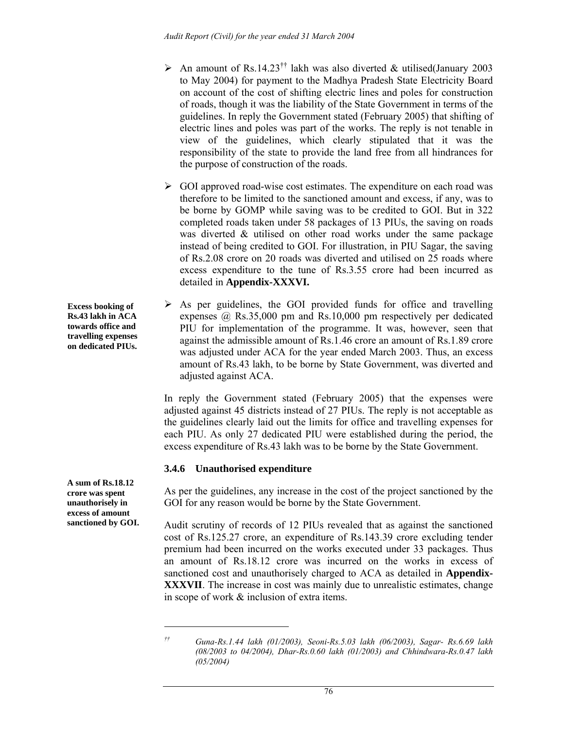- An amount of Rs.14.23[††] lakh was also diverted & utilised(January 2003 to May 2004) for payment to the Madhya Pradesh State Electricity Board on account of the cost of shifting electric lines and poles for construction of roads, though it was the liability of the State Government in terms of the guidelines. In reply the Government stated (February 2005) that shifting of electric lines and poles was part of the works. The reply is not tenable in view of the guidelines, which clearly stipulated that it was the responsibility of the state to provide the land free from all hindrances for the purpose of construction of the roads.

- GOI approved road-wise cost estimates. The expenditure on each road was therefore to be limited to the sanctioned amount and excess, if any, was to be borne by GOMP while saving was to be credited to GOI. But in 322 completed roads taken under 58 packages of 13 PIUs, the saving on roads was diverted & utilised on other road works under the same package instead of being credited to GOI. For illustration, in PIU Sagar, the saving of Rs.2.08 crore on 20 roads was diverted and utilised on 25 roads where excess expenditure to the tune of Rs.3.55 crore had been incurred as detailed in **Appendix-XXXVI.**

**Excess booking of Rs.43 lakh in ACA towards office and travelling expenses on dedicated PIUs.**

- As per guidelines, the GOI provided funds for office and travelling expenses @ Rs.35,000 pm and Rs.10,000 pm respectively per dedicated PIU for implementation of the programme. It was, however, seen that against the admissible amount of Rs.1.46 crore an amount of Rs.1.89 crore was adjusted under ACA for the year ended March 2003. Thus, an excess amount of Rs.43 lakh, to be borne by State Government, was diverted and adjusted against ACA.

In reply the Government stated (February 2005) that the expenses were adjusted against 45 districts instead of 27 PIUs. The reply is not acceptable as the guidelines clearly laid out the limits for office and travelling expenses for each PIU. As only 27 dedicated PIU were established during the period, the excess expenditure of Rs.43 lakh was to be borne by the State Government.

### 3.4.6 Unauthorised expenditure

**A sum of Rs.18.12 crore was spent unauthorisely in excess of amount sanctioned by GOI.**

As per the guidelines, any increase in the cost of the project sanctioned by the GOI for any reason would be borne by the State Government.

Audit scrutiny of records of 12 PIUs revealed that as against the sanctioned cost of Rs.125.27 crore, an expenditure of Rs.143.39 crore excluding tender premium had been incurred on the works executed under 33 packages. Thus an amount of Rs.18.12 crore was incurred on the works in excess of sanctioned cost and unauthorisely charged to ACA as detailed in **Appendix-XXXVII**. The increase in cost was mainly due to unrealistic estimates, change in scope of work & inclusion of extra items.

---

[††] *Guna-Rs.1.44 lakh (01/2003), Seoni-Rs.5.03 lakh (06/2003), Sagar- Rs.6.69 lakh (08/2003 to 04/2004), Dhar-Rs.0.60 lakh (01/2003) and Chhindwara-Rs.0.47 lakh (05/2004)*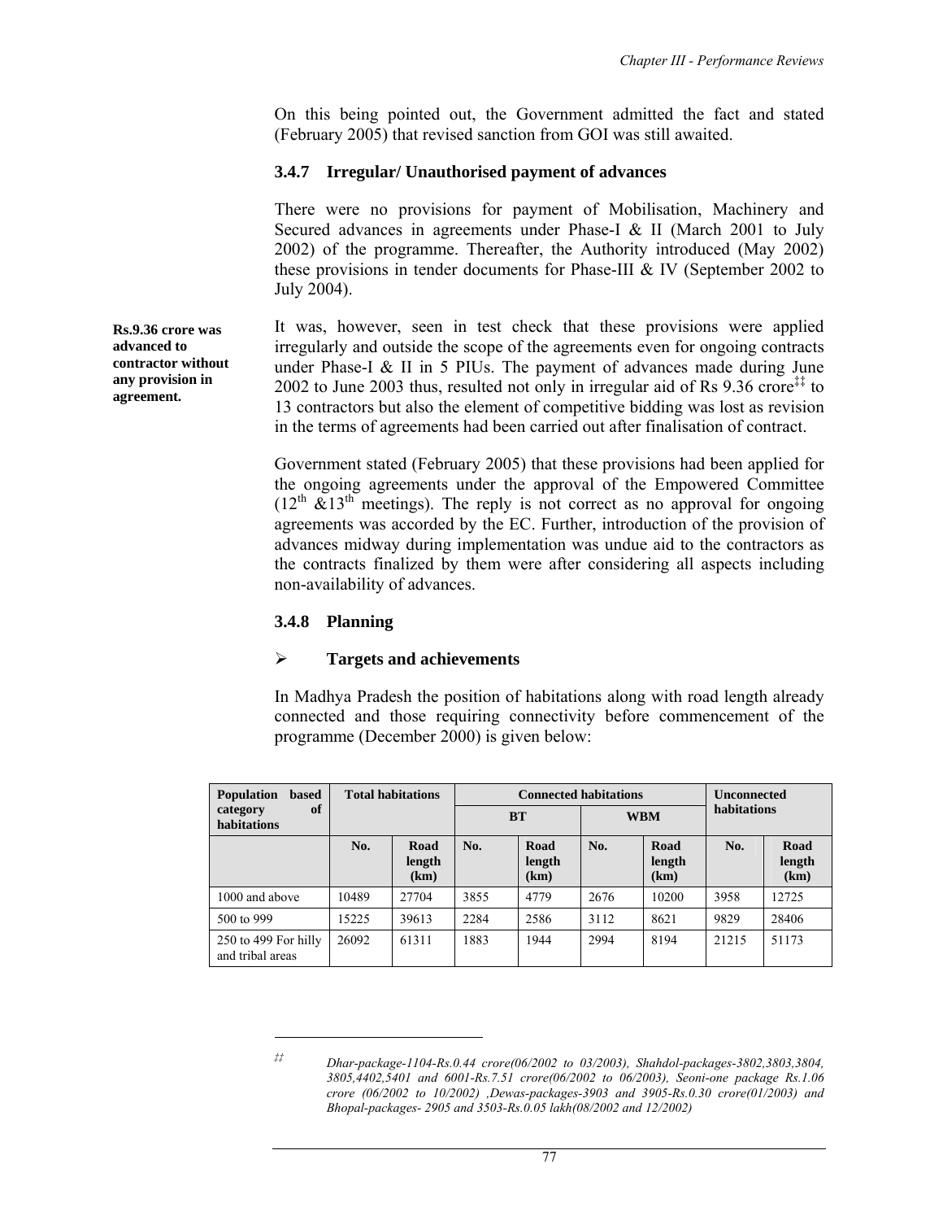On this being pointed out, the Government admitted the fact and stated (February 2005) that revised sanction from GOI was still awaited.

### 3.4.7 Irregular/ Unauthorised payment of advances

There were no provisions for payment of Mobilisation, Machinery and Secured advances in agreements under Phase-I & II (March 2001 to July 2002) of the programme. Thereafter, the Authority introduced (May 2002) these provisions in tender documents for Phase-III & IV (September 2002 to July 2004).

**Rs.9.36 crore was advanced to contractor without any provision in agreement.**

It was, however, seen in test check that these provisions were applied irregularly and outside the scope of the agreements even for ongoing contracts under Phase-I & II in 5 PIUs. The payment of advances made during June 2002 to June 2003 thus, resulted not only in irregular aid of Rs 9.36 crore[‡‡] to 13 contractors but also the element of competitive bidding was lost as revision in the terms of agreements had been carried out after finalisation of contract.

Government stated (February 2005) that these provisions had been applied for the ongoing agreements under the approval of the Empowered Committee (12th &13th meetings). The reply is not correct as no approval for ongoing agreements was accorded by the EC. Further, introduction of the provision of advances midway during implementation was undue aid to the contractors as the contracts finalized by them were after considering all aspects including non-availability of advances.

### 3.4.8 Planning

- **Targets and achievements**

In Madhya Pradesh the position of habitations along with road length already connected and those requiring connectivity before commencement of the programme (December 2000) is given below:

| Population based category of habitations | Total habitations | | Connected habitations | | | | Unconnected habitations | |
|---|---|---|---|---|---|---|---|---|
| | | | BT | | WBM | | | |
| | No. | Road length (km) | No. | Road length (km) | No. | Road length (km) | No. | Road length (km) |
| 1000 and above | 10489 | 27704 | 3855 | 4779 | 2676 | 10200 | 3958 | 12725 |
| 500 to 999 | 15225 | 39613 | 2284 | 2586 | 3112 | 8621 | 9829 | 28406 |
| 250 to 499 For hilly and tribal areas | 26092 | 61311 | 1883 | 1944 | 2994 | 8194 | 21215 | 51173 |

---

‡‡ *Dhar-package-1104-Rs.0.44 crore(06/2002 to 03/2003), Shahdol-packages-3802,3803,3804, 3805,4402,5401 and 6001-Rs.7.51 crore(06/2002 to 06/2003), Seoni-one package Rs.1.06 crore (06/2002 to 10/2002) ,Dewas-packages-3903 and 3905-Rs.0.30 crore(01/2003) and Bhopal-packages- 2905 and 3503-Rs.0.05 lakh(08/2002 and 12/2002)*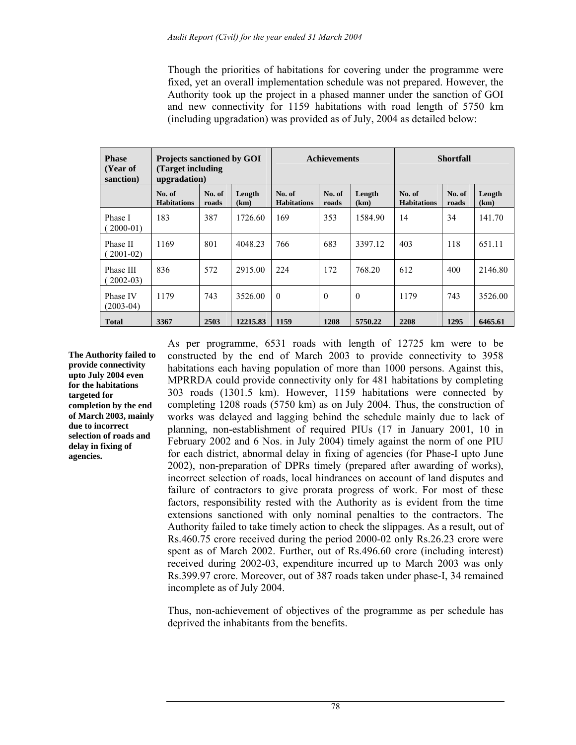Though the priorities of habitations for covering under the programme were fixed, yet an overall implementation schedule was not prepared. However, the Authority took up the project in a phased manner under the sanction of GOI and new connectivity for 1159 habitations with road length of 5750 km (including upgradation) was provided as of July, 2004 as detailed below:

| Phase (Year of sanction) | Projects sanctioned by GOI (Target including upgradation) | | | Achievements | | | Shortfall | | |
|---|---|---|---|---|---|---|---|---|---|
| | No. of Habitations | No. of roads | Length (km) | No. of Habitations | No. of roads | Length (km) | No. of Habitations | No. of roads | Length (km) |
| Phase I ( 2000-01) | 183 | 387 | 1726.60 | 169 | 353 | 1584.90 | 14 | 34 | 141.70 |
| Phase II ( 2001-02) | 1169 | 801 | 4048.23 | 766 | 683 | 3397.12 | 403 | 118 | 651.11 |
| Phase III ( 2002-03) | 836 | 572 | 2915.00 | 224 | 172 | 768.20 | 612 | 400 | 2146.80 |
| Phase IV (2003-04) | 1179 | 743 | 3526.00 | 0 | 0 | 0 | 1179 | 743 | 3526.00 |
| **Total** | **3367** | **2503** | **12215.83** | **1159** | **1208** | **5750.22** | **2208** | **1295** | **6465.61** |

**The Authority failed to provide connectivity upto July 2004 even for the habitations targeted for completion by the end of March 2003, mainly due to incorrect selection of roads and delay in fixing of agencies.**

As per programme, 6531 roads with length of 12725 km were to be constructed by the end of March 2003 to provide connectivity to 3958 habitations each having population of more than 1000 persons. Against this, MPRRDA could provide connectivity only for 481 habitations by completing 303 roads (1301.5 km). However, 1159 habitations were connected by completing 1208 roads (5750 km) as on July 2004. Thus, the construction of works was delayed and lagging behind the schedule mainly due to lack of planning, non-establishment of required PIUs (17 in January 2001, 10 in February 2002 and 6 Nos. in July 2004) timely against the norm of one PIU for each district, abnormal delay in fixing of agencies (for Phase-I upto June 2002), non-preparation of DPRs timely (prepared after awarding of works), incorrect selection of roads, local hindrances on account of land disputes and failure of contractors to give prorata progress of work. For most of these factors, responsibility rested with the Authority as is evident from the time extensions sanctioned with only nominal penalties to the contractors. The Authority failed to take timely action to check the slippages. As a result, out of Rs.460.75 crore received during the period 2000-02 only Rs.26.23 crore were spent as of March 2002. Further, out of Rs.496.60 crore (including interest) received during 2002-03, expenditure incurred up to March 2003 was only Rs.399.97 crore. Moreover, out of 387 roads taken under phase-I, 34 remained incomplete as of July 2004.

Thus, non-achievement of objectives of the programme as per schedule has deprived the inhabitants from the benefits.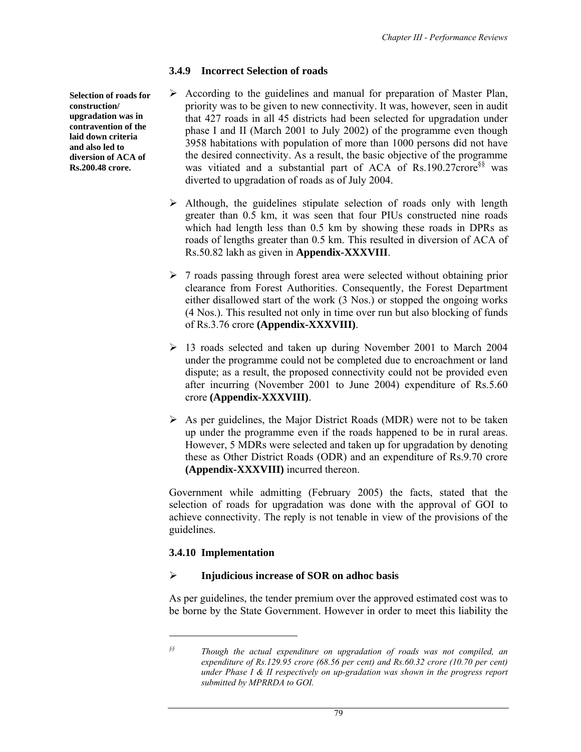### 3.4.9 Incorrect Selection of roads

**Selection of roads for construction/ upgradation was in contravention of the laid down criteria and also led to diversion of ACA of Rs.200.48 crore.**

- According to the guidelines and manual for preparation of Master Plan, priority was to be given to new connectivity. It was, however, seen in audit that 427 roads in all 45 districts had been selected for upgradation under phase I and II (March 2001 to July 2002) of the programme even though 3958 habitations with population of more than 1000 persons did not have the desired connectivity. As a result, the basic objective of the programme was vitiated and a substantial part of ACA of Rs.190.27crore[§§] was diverted to upgradation of roads as of July 2004.
- Although, the guidelines stipulate selection of roads only with length greater than 0.5 km, it was seen that four PIUs constructed nine roads which had length less than 0.5 km by showing these roads in DPRs as roads of lengths greater than 0.5 km. This resulted in diversion of ACA of Rs.50.82 lakh as given in **Appendix-XXXVIII**.
- 7 roads passing through forest area were selected without obtaining prior clearance from Forest Authorities. Consequently, the Forest Department either disallowed start of the work (3 Nos.) or stopped the ongoing works (4 Nos.). This resulted not only in time over run but also blocking of funds of Rs.3.76 crore **(Appendix-XXXVIII)**.
- 13 roads selected and taken up during November 2001 to March 2004 under the programme could not be completed due to encroachment or land dispute; as a result, the proposed connectivity could not be provided even after incurring (November 2001 to June 2004) expenditure of Rs.5.60 crore **(Appendix-XXXVIII)**.
- As per guidelines, the Major District Roads (MDR) were not to be taken up under the programme even if the roads happened to be in rural areas. However, 5 MDRs were selected and taken up for upgradation by denoting these as Other District Roads (ODR) and an expenditure of Rs.9.70 crore **(Appendix-XXXVIII)** incurred thereon.

Government while admitting (February 2005) the facts, stated that the selection of roads for upgradation was done with the approval of GOI to achieve connectivity. The reply is not tenable in view of the provisions of the guidelines.

### 3.4.10 Implementation

- **Injudicious increase of SOR on adhoc basis**

As per guidelines, the tender premium over the approved estimated cost was to be borne by the State Government. However in order to meet this liability the

---

[§§] *Though the actual expenditure on upgradation of roads was not compiled, an expenditure of Rs.129.95 crore (68.56 per cent) and Rs.60.32 crore (10.70 per cent) under Phase I & II respectively on up-gradation was shown in the progress report submitted by MPRRDA to GOI.*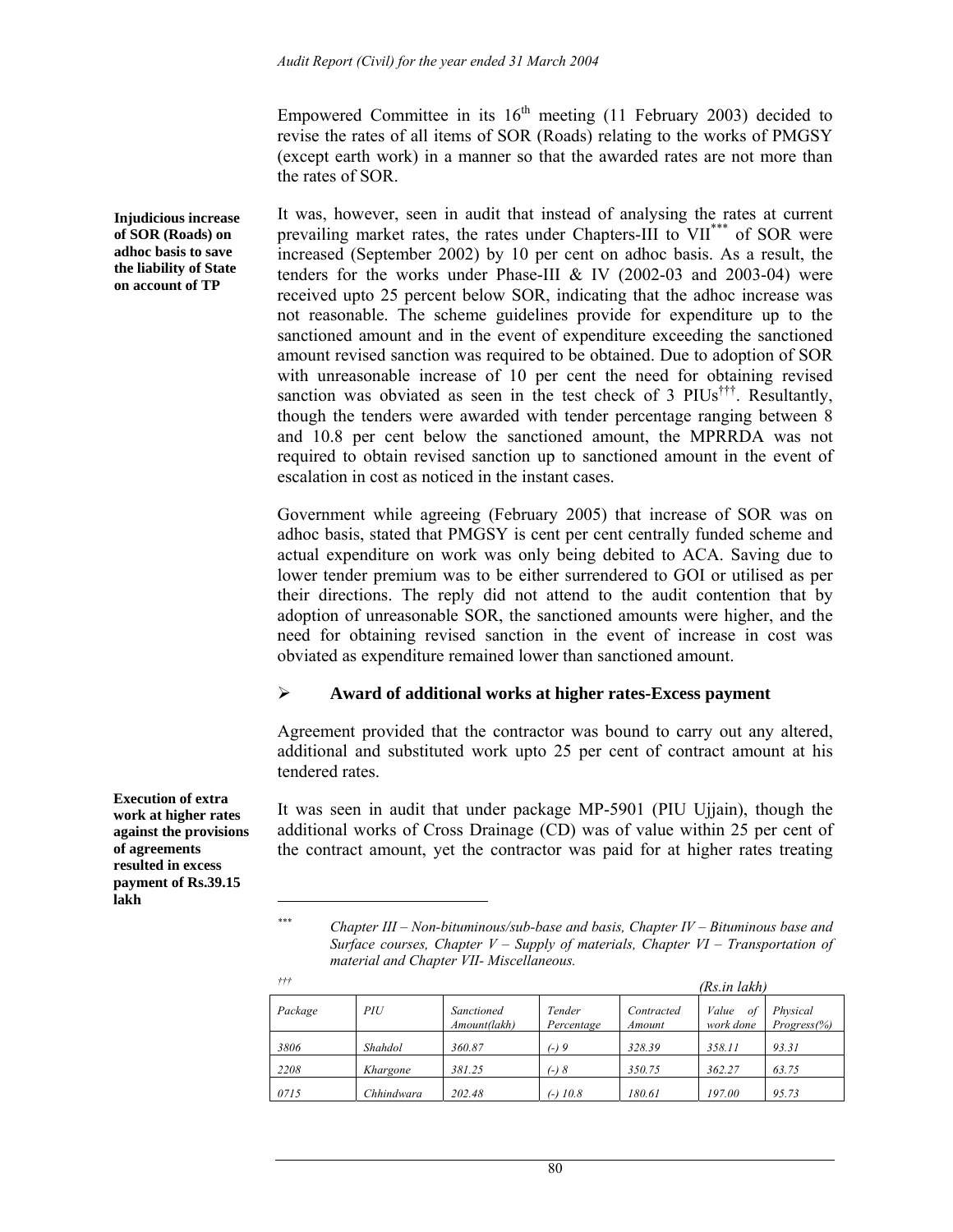Empowered Committee in its 16th meeting (11 February 2003) decided to revise the rates of all items of SOR (Roads) relating to the works of PMGSY (except earth work) in a manner so that the awarded rates are not more than the rates of SOR.

**Injudicious increase of SOR (Roads) on adhoc basis to save the liability of State on account of TP**

It was, however, seen in audit that instead of analysing the rates at current prevailing market rates, the rates under Chapters-III to VII*** of SOR were increased (September 2002) by 10 per cent on adhoc basis. As a result, the tenders for the works under Phase-III & IV (2002-03 and 2003-04) were received upto 25 percent below SOR, indicating that the adhoc increase was not reasonable. The scheme guidelines provide for expenditure up to the sanctioned amount and in the event of expenditure exceeding the sanctioned amount revised sanction was required to be obtained. Due to adoption of SOR with unreasonable increase of 10 per cent the need for obtaining revised sanction was obviated as seen in the test check of 3 PIUs†††. Resultantly, though the tenders were awarded with tender percentage ranging between 8 and 10.8 per cent below the sanctioned amount, the MPRRDA was not required to obtain revised sanction up to sanctioned amount in the event of escalation in cost as noticed in the instant cases.

Government while agreeing (February 2005) that increase of SOR was on adhoc basis, stated that PMGSY is cent per cent centrally funded scheme and actual expenditure on work was only being debited to ACA. Saving due to lower tender premium was to be either surrendered to GOI or utilised as per their directions. The reply did not attend to the audit contention that by adoption of unreasonable SOR, the sanctioned amounts were higher, and the need for obtaining revised sanction in the event of increase in cost was obviated as expenditure remained lower than sanctioned amount.

- **Award of additional works at higher rates-Excess payment**

Agreement provided that the contractor was bound to carry out any altered, additional and substituted work upto 25 per cent of contract amount at his tendered rates.

**Execution of extra work at higher rates against the provisions of agreements resulted in excess payment of Rs.39.15 lakh**

It was seen in audit that under package MP-5901 (PIU Ujjain), though the additional works of Cross Drainage (CD) was of value within 25 per cent of the contract amount, yet the contractor was paid for at higher rates treating

---

*** *Chapter III – Non-bituminous/sub-base and basis, Chapter IV – Bituminous base and Surface courses, Chapter V – Supply of materials, Chapter VI – Transportation of material and Chapter VII- Miscellaneous.*

††† *(Rs.in lakh)*

| *Package* | *PIU* | *Sanctioned Amount(lakh)* | *Tender Percentage* | *Contracted Amount* | *Value of work done* | *Physical Progress(%)* |
|---|---|---|---|---|---|---|
| *3806* | *Shahdol* | *360.87* | *(-) 9* | *328.39* | *358.11* | *93.31* |
| *2208* | *Khargone* | *381.25* | *(-) 8* | *350.75* | *362.27* | *63.75* |
| *0715* | *Chhindwara* | *202.48* | *(-) 10.8* | *180.61* | *197.00* | *95.73* |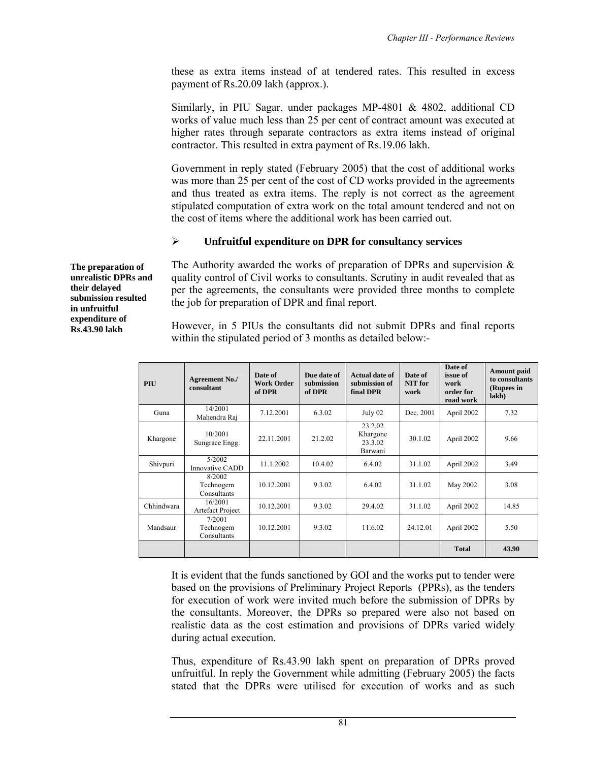these as extra items instead of at tendered rates. This resulted in excess payment of Rs.20.09 lakh (approx.).

Similarly, in PIU Sagar, under packages MP-4801 & 4802, additional CD works of value much less than 25 per cent of contract amount was executed at higher rates through separate contractors as extra items instead of original contractor. This resulted in extra payment of Rs.19.06 lakh.

Government in reply stated (February 2005) that the cost of additional works was more than 25 per cent of the cost of CD works provided in the agreements and thus treated as extra items. The reply is not correct as the agreement stipulated computation of extra work on the total amount tendered and not on the cost of items where the additional work has been carried out.

➢ **Unfruitful expenditure on DPR for consultancy services**

**The preparation of unrealistic DPRs and their delayed submission resulted in unfruitful expenditure of Rs.43.90 lakh**

The Authority awarded the works of preparation of DPRs and supervision & quality control of Civil works to consultants. Scrutiny in audit revealed that as per the agreements, the consultants were provided three months to complete the job for preparation of DPR and final report.

However, in 5 PIUs the consultants did not submit DPRs and final reports within the stipulated period of 3 months as detailed below:-

| PIU | Agreement No./ consultant | Date of Work Order of DPR | Due date of submission of DPR | Actual date of submission of final DPR | Date of NIT for work | Date of issue of work order for road work | Amount paid to consultants (Rupees in lakh) |
|---|---|---|---|---|---|---|---|
| Guna | 14/2001 Mahendra Raj | 7.12.2001 | 6.3.02 | July 02 | Dec. 2001 | April 2002 | 7.32 |
| Khargone | 10/2001 Sungrace Engg. | 22.11.2001 | 21.2.02 | 23.2.02 Khargone 23.3.02 Barwani | 30.1.02 | April 2002 | 9.66 |
| Shivpuri | 5/2002 Innovative CADD | 11.1.2002 | 10.4.02 | 6.4.02 | 31.1.02 | April 2002 | 3.49 |
| | 8/2002 Technogem Consultants | 10.12.2001 | 9.3.02 | 6.4.02 | 31.1.02 | May 2002 | 3.08 |
| Chhindwara | 16/2001 Artefact Project | 10.12.2001 | 9.3.02 | 29.4.02 | 31.1.02 | April 2002 | 14.85 |
| Mandsaur | 7/2001 Technogem Consultants | 10.12.2001 | 9.3.02 | 11.6.02 | 24.12.01 | April 2002 | 5.50 |
| | | | | | | **Total** | **43.90** |

It is evident that the funds sanctioned by GOI and the works put to tender were based on the provisions of Preliminary Project Reports (PPRs), as the tenders for execution of work were invited much before the submission of DPRs by the consultants. Moreover, the DPRs so prepared were also not based on realistic data as the cost estimation and provisions of DPRs varied widely during actual execution.

Thus, expenditure of Rs.43.90 lakh spent on preparation of DPRs proved unfruitful. In reply the Government while admitting (February 2005) the facts stated that the DPRs were utilised for execution of works and as such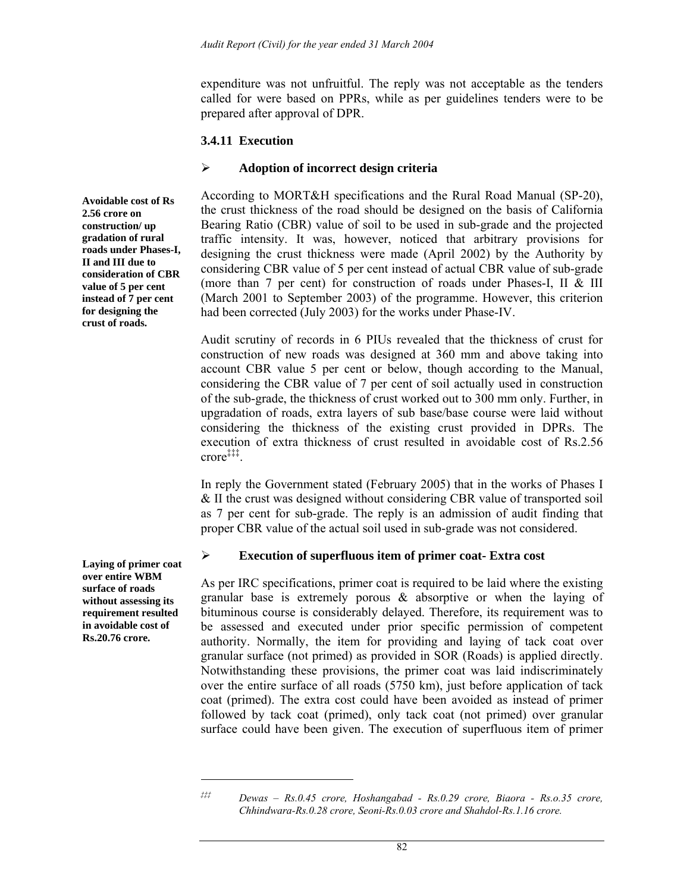expenditure was not unfruitful. The reply was not acceptable as the tenders called for were based on PPRs, while as per guidelines tenders were to be prepared after approval of DPR.

### 3.4.11 Execution

- **Adoption of incorrect design criteria**

**Avoidable cost of Rs 2.56 crore on construction/ up gradation of rural roads under Phases-I, II and III due to consideration of CBR value of 5 per cent instead of 7 per cent for designing the crust of roads.**

According to MORT&H specifications and the Rural Road Manual (SP-20), the crust thickness of the road should be designed on the basis of California Bearing Ratio (CBR) value of soil to be used in sub-grade and the projected traffic intensity. It was, however, noticed that arbitrary provisions for designing the crust thickness were made (April 2002) by the Authority by considering CBR value of 5 per cent instead of actual CBR value of sub-grade (more than 7 per cent) for construction of roads under Phases-I, II & III (March 2001 to September 2003) of the programme. However, this criterion had been corrected (July 2003) for the works under Phase-IV.

Audit scrutiny of records in 6 PIUs revealed that the thickness of crust for construction of new roads was designed at 360 mm and above taking into account CBR value 5 per cent or below, though according to the Manual, considering the CBR value of 7 per cent of soil actually used in construction of the sub-grade, the thickness of crust worked out to 300 mm only. Further, in upgradation of roads, extra layers of sub base/base course were laid without considering the thickness of the existing crust provided in DPRs. The execution of extra thickness of crust resulted in avoidable cost of Rs.2.56 crore[‡‡‡].

In reply the Government stated (February 2005) that in the works of Phases I & II the crust was designed without considering CBR value of transported soil as 7 per cent for sub-grade. The reply is an admission of audit finding that proper CBR value of the actual soil used in sub-grade was not considered.

- **Execution of superfluous item of primer coat- Extra cost**

**Laying of primer coat over entire WBM surface of roads without assessing its requirement resulted in avoidable cost of Rs.20.76 crore.**

As per IRC specifications, primer coat is required to be laid where the existing granular base is extremely porous & absorptive or when the laying of bituminous course is considerably delayed. Therefore, its requirement was to be assessed and executed under prior specific permission of competent authority. Normally, the item for providing and laying of tack coat over granular surface (not primed) as provided in SOR (Roads) is applied directly. Notwithstanding these provisions, the primer coat was laid indiscriminately over the entire surface of all roads (5750 km), just before application of tack coat (primed). The extra cost could have been avoided as instead of primer followed by tack coat (primed), only tack coat (not primed) over granular surface could have been given. The execution of superfluous item of primer

---

[‡‡‡] *Dewas – Rs.0.45 crore, Hoshangabad - Rs.0.29 crore, Biaora - Rs.o.35 crore, Chhindwara-Rs.0.28 crore, Seoni-Rs.0.03 crore and Shahdol-Rs.1.16 crore.*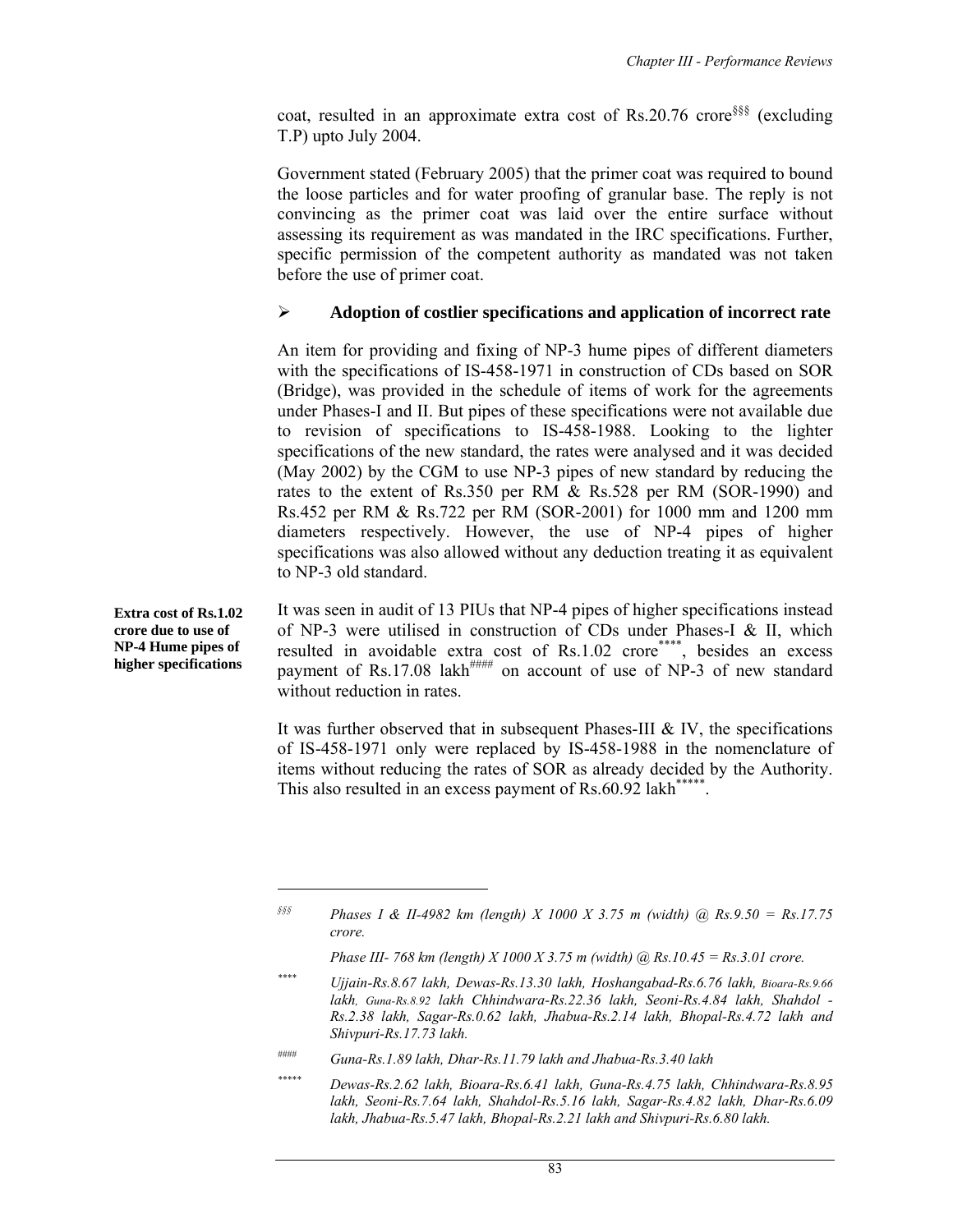coat, resulted in an approximate extra cost of Rs.20.76 crore[§§§] (excluding T.P) upto July 2004.

Government stated (February 2005) that the primer coat was required to bound the loose particles and for water proofing of granular base. The reply is not convincing as the primer coat was laid over the entire surface without assessing its requirement as was mandated in the IRC specifications. Further, specific permission of the competent authority as mandated was not taken before the use of primer coat.

- **Adoption of costlier specifications and application of incorrect rate**

An item for providing and fixing of NP-3 hume pipes of different diameters with the specifications of IS-458-1971 in construction of CDs based on SOR (Bridge), was provided in the schedule of items of work for the agreements under Phases-I and II. But pipes of these specifications were not available due to revision of specifications to IS-458-1988. Looking to the lighter specifications of the new standard, the rates were analysed and it was decided (May 2002) by the CGM to use NP-3 pipes of new standard by reducing the rates to the extent of Rs.350 per RM & Rs.528 per RM (SOR-1990) and Rs.452 per RM & Rs.722 per RM (SOR-2001) for 1000 mm and 1200 mm diameters respectively. However, the use of NP-4 pipes of higher specifications was also allowed without any deduction treating it as equivalent to NP-3 old standard.

**Extra cost of Rs.1.02 crore due to use of NP-4 Hume pipes of higher specifications**

It was seen in audit of 13 PIUs that NP-4 pipes of higher specifications instead of NP-3 were utilised in construction of CDs under Phases-I & II, which resulted in avoidable extra cost of Rs.1.02 crore[****], besides an excess payment of Rs.17.08 lakh[####] on account of use of NP-3 of new standard without reduction in rates.

It was further observed that in subsequent Phases-III & IV, the specifications of IS-458-1971 only were replaced by IS-458-1988 in the nomenclature of items without reducing the rates of SOR as already decided by the Authority. This also resulted in an excess payment of Rs.60.92 lakh[*****].

---

[§§§] *Phases I & II-4982 km (length) X 1000 X 3.75 m (width) @ Rs.9.50 = Rs.17.75 crore.*

*Phase III- 768 km (length) X 1000 X 3.75 m (width) @ Rs.10.45 = Rs.3.01 crore.*

[****] *Ujjain-Rs.8.67 lakh, Dewas-Rs.13.30 lakh, Hoshangabad-Rs.6.76 lakh, Bioara-Rs.9.66 lakh, Guna-Rs.8.92 lakh Chhindwara-Rs.22.36 lakh, Seoni-Rs.4.84 lakh, Shahdol - Rs.2.38 lakh, Sagar-Rs.0.62 lakh, Jhabua-Rs.2.14 lakh, Bhopal-Rs.4.72 lakh and Shivpuri-Rs.17.73 lakh.*

[####] *Guna-Rs.1.89 lakh, Dhar-Rs.11.79 lakh and Jhabua-Rs.3.40 lakh*

[*****] *Dewas-Rs.2.62 lakh, Bioara-Rs.6.41 lakh, Guna-Rs.4.75 lakh, Chhindwara-Rs.8.95 lakh, Seoni-Rs.7.64 lakh, Shahdol-Rs.5.16 lakh, Sagar-Rs.4.82 lakh, Dhar-Rs.6.09 lakh, Jhabua-Rs.5.47 lakh, Bhopal-Rs.2.21 lakh and Shivpuri-Rs.6.80 lakh.*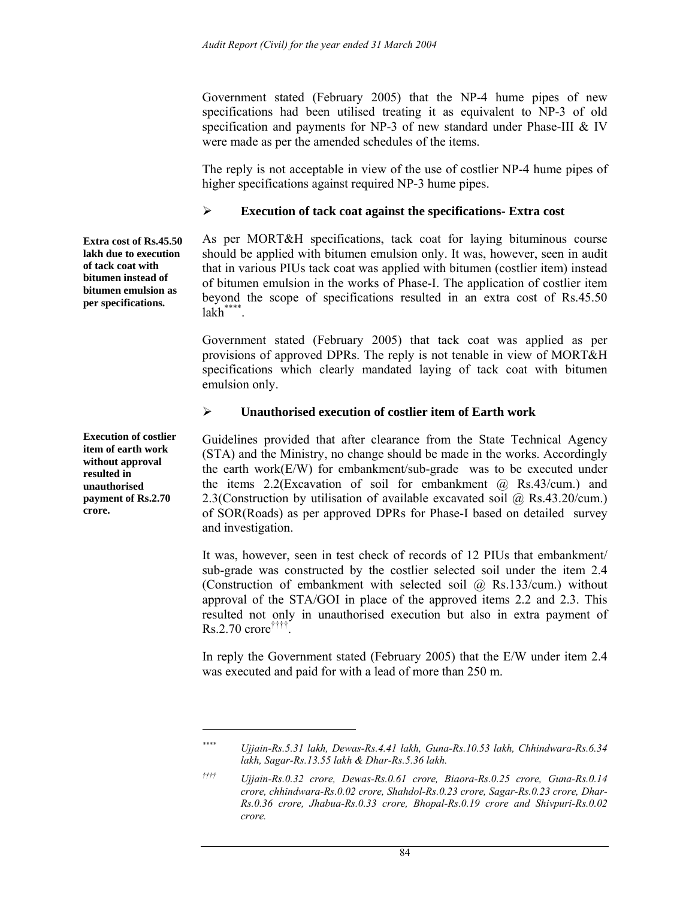Government stated (February 2005) that the NP-4 hume pipes of new specifications had been utilised treating it as equivalent to NP-3 of old specification and payments for NP-3 of new standard under Phase-III & IV were made as per the amended schedules of the items.

The reply is not acceptable in view of the use of costlier NP-4 hume pipes of higher specifications against required NP-3 hume pipes.

- **Execution of tack coat against the specifications- Extra cost**

**Extra cost of Rs.45.50 lakh due to execution of tack coat with bitumen instead of bitumen emulsion as per specifications.**

As per MORT&H specifications, tack coat for laying bituminous course should be applied with bitumen emulsion only. It was, however, seen in audit that in various PIUs tack coat was applied with bitumen (costlier item) instead of bitumen emulsion in the works of Phase-I. The application of costlier item beyond the scope of specifications resulted in an extra cost of Rs.45.50 lakh[****].

Government stated (February 2005) that tack coat was applied as per provisions of approved DPRs. The reply is not tenable in view of MORT&H specifications which clearly mandated laying of tack coat with bitumen emulsion only.

- **Unauthorised execution of costlier item of Earth work**

**Execution of costlier item of earth work without approval resulted in unauthorised payment of Rs.2.70 crore.**

Guidelines provided that after clearance from the State Technical Agency (STA) and the Ministry, no change should be made in the works. Accordingly the earth work(E/W) for embankment/sub-grade was to be executed under the items 2.2(Excavation of soil for embankment @ Rs.43/cum.) and 2.3(Construction by utilisation of available excavated soil @ Rs.43.20/cum.) of SOR(Roads) as per approved DPRs for Phase-I based on detailed survey and investigation.

It was, however, seen in test check of records of 12 PIUs that embankment/ sub-grade was constructed by the costlier selected soil under the item 2.4 (Construction of embankment with selected soil @ Rs.133/cum.) without approval of the STA/GOI in place of the approved items 2.2 and 2.3. This resulted not only in unauthorised execution but also in extra payment of Rs.2.70 crore[††††].

In reply the Government stated (February 2005) that the E/W under item 2.4 was executed and paid for with a lead of more than 250 m.

---

[****] *Ujjain-Rs.5.31 lakh, Dewas-Rs.4.41 lakh, Guna-Rs.10.53 lakh, Chhindwara-Rs.6.34 lakh, Sagar-Rs.13.55 lakh & Dhar-Rs.5.36 lakh.*

[††††] *Ujjain-Rs.0.32 crore, Dewas-Rs.0.61 crore, Biaora-Rs.0.25 crore, Guna-Rs.0.14 crore, chhindwara-Rs.0.02 crore, Shahdol-Rs.0.23 crore, Sagar-Rs.0.23 crore, Dhar-Rs.0.36 crore, Jhabua-Rs.0.33 crore, Bhopal-Rs.0.19 crore and Shivpuri-Rs.0.02 crore.*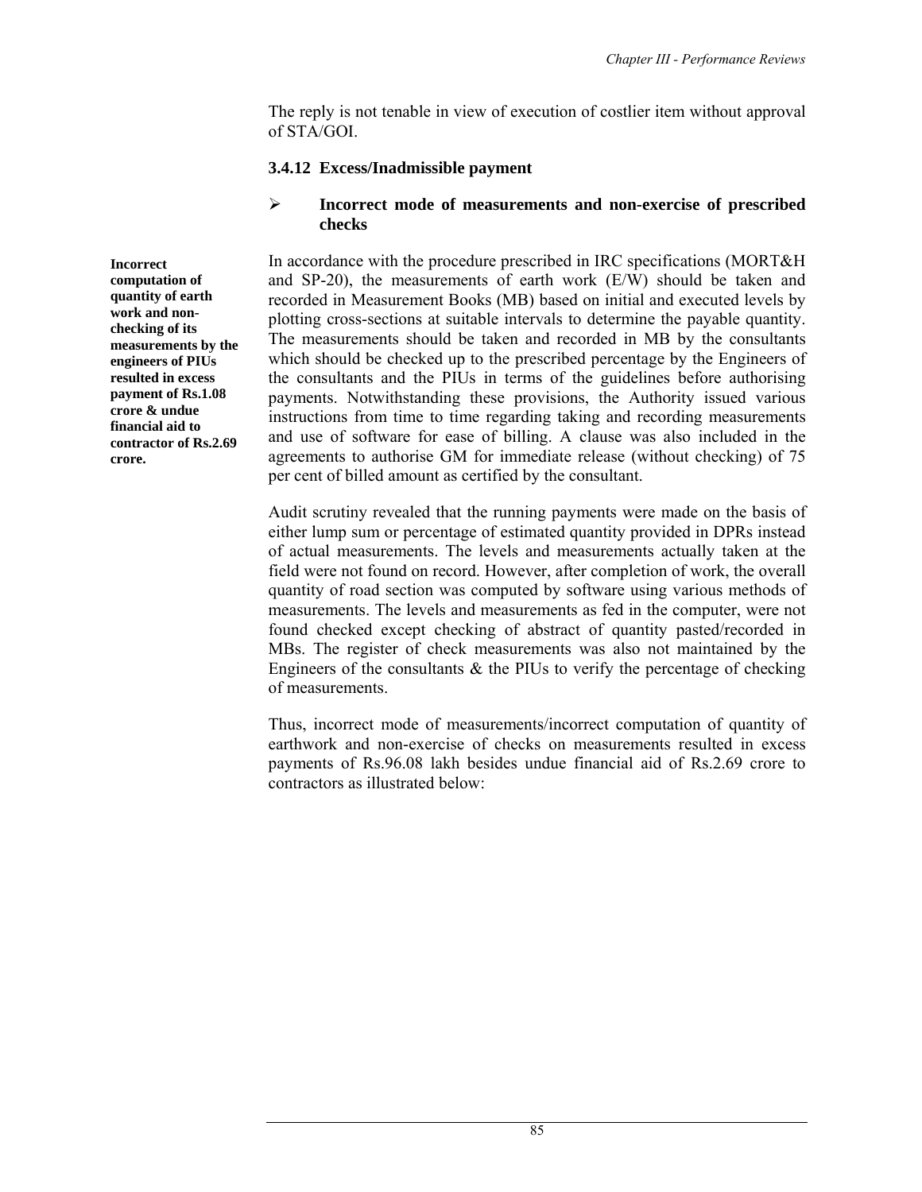The reply is not tenable in view of execution of costlier item without approval of STA/GOI.

### 3.4.12 Excess/Inadmissible payment

- **Incorrect mode of measurements and non-exercise of prescribed checks**

**Incorrect computation of quantity of earth work and non-checking of its measurements by the engineers of PIUs resulted in excess payment of Rs.1.08 crore & undue financial aid to contractor of Rs.2.69 crore.**

In accordance with the procedure prescribed in IRC specifications (MORT&H and SP-20), the measurements of earth work (E/W) should be taken and recorded in Measurement Books (MB) based on initial and executed levels by plotting cross-sections at suitable intervals to determine the payable quantity. The measurements should be taken and recorded in MB by the consultants which should be checked up to the prescribed percentage by the Engineers of the consultants and the PIUs in terms of the guidelines before authorising payments. Notwithstanding these provisions, the Authority issued various instructions from time to time regarding taking and recording measurements and use of software for ease of billing. A clause was also included in the agreements to authorise GM for immediate release (without checking) of 75 per cent of billed amount as certified by the consultant.

Audit scrutiny revealed that the running payments were made on the basis of either lump sum or percentage of estimated quantity provided in DPRs instead of actual measurements. The levels and measurements actually taken at the field were not found on record. However, after completion of work, the overall quantity of road section was computed by software using various methods of measurements. The levels and measurements as fed in the computer, were not found checked except checking of abstract of quantity pasted/recorded in MBs. The register of check measurements was also not maintained by the Engineers of the consultants & the PIUs to verify the percentage of checking of measurements.

Thus, incorrect mode of measurements/incorrect computation of quantity of earthwork and non-exercise of checks on measurements resulted in excess payments of Rs.96.08 lakh besides undue financial aid of Rs.2.69 crore to contractors as illustrated below: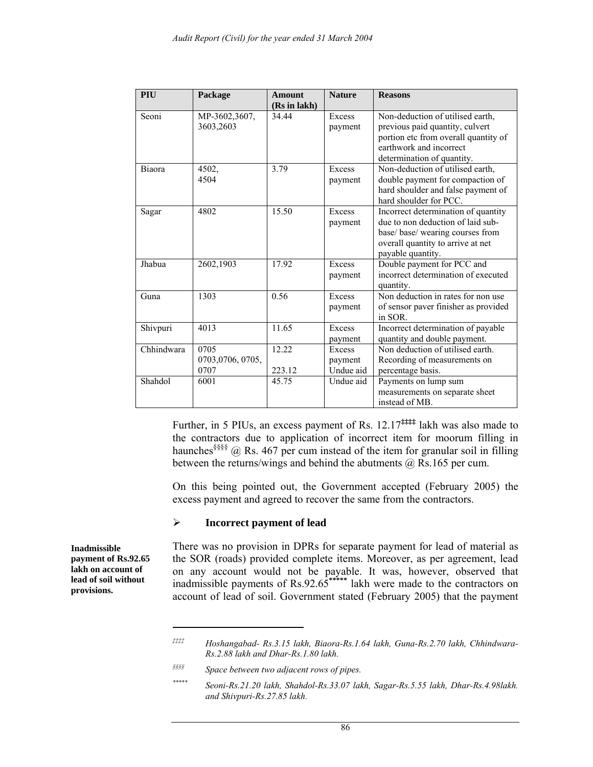| PIU | Package | Amount (Rs in lakh) | Nature | Reasons |
| --- | --- | --- | --- | --- |
| Seoni | MP-3602,3607, 3603,2603 | 34.44 | Excess payment | Non-deduction of utilised earth, previous paid quantity, culvert portion etc from overall quantity of earthwork and incorrect determination of quantity. |
| Biaora | 4502, 4504 | 3.79 | Excess payment | Non-deduction of utilised earth, double payment for compaction of hard shoulder and false payment of hard shoulder for PCC. |
| Sagar | 4802 | 15.50 | Excess payment | Incorrect determination of quantity due to non deduction of laid sub-base/ base/ wearing courses from overall quantity to arrive at net payable quantity. |
| Jhabua | 2602,1903 | 17.92 | Excess payment | Double payment for PCC and incorrect determination of executed quantity. |
| Guna | 1303 | 0.56 | Excess payment | Non deduction in rates for non use of sensor paver finisher as provided in SOR. |
| Shivpuri | 4013 | 11.65 | Excess payment | Incorrect determination of payable quantity and double payment. |
| Chhindwara | 0705 | 12.22 | Excess payment | Non deduction of utilised earth. |
| | 0703,0706, 0705, 0707 | 223.12 | Undue aid | Recording of measurements on percentage basis. |
| Shahdol | 6001 | 45.75 | Undue aid | Payments on lump sum measurements on separate sheet instead of MB. |

Further, in 5 PIUs, an excess payment of Rs. 12.17[‡‡‡‡] lakh was also made to the contractors due to application of incorrect item for moorum filling in haunches[§§§§] @ Rs. 467 per cum instead of the item for granular soil in filling between the returns/wings and behind the abutments @ Rs.165 per cum.

On this being pointed out, the Government accepted (February 2005) the excess payment and agreed to recover the same from the contractors.

- **Incorrect payment of lead**

**Inadmissible payment of Rs.92.65 lakh on account of lead of soil without provisions.**

There was no provision in DPRs for separate payment for lead of material as the SOR (roads) provided complete items. Moreover, as per agreement, lead on any account would not be payable. It was, however, observed that inadmissible payments of Rs.92.65[*****] lakh were made to the contractors on account of lead of soil. Government stated (February 2005) that the payment

---

[‡‡‡‡] *Hoshangabad- Rs.3.15 lakh, Biaora-Rs.1.64 lakh, Guna-Rs.2.70 lakh, Chhindwara-Rs.2.88 lakh and Dhar-Rs.1.80 lakh.*

[§§§§] *Space between two adjacent rows of pipes.*

[*****] *Seoni-Rs.21.20 lakh, Shahdol-Rs.33.07 lakh, Sagar-Rs.5.55 lakh, Dhar-Rs.4.98lakh. and Shivpuri-Rs.27.85 lakh.*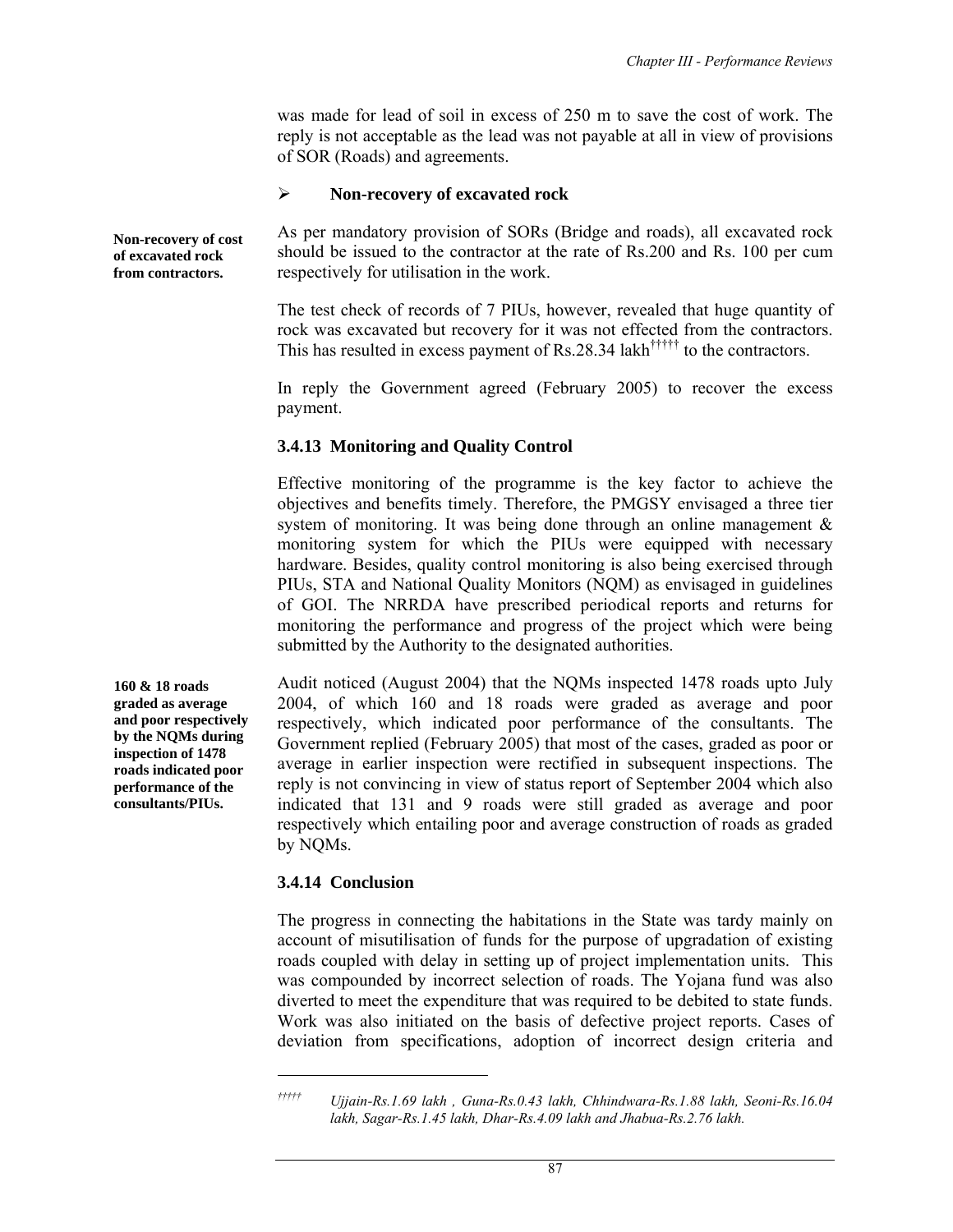was made for lead of soil in excess of 250 m to save the cost of work. The reply is not acceptable as the lead was not payable at all in view of provisions of SOR (Roads) and agreements.

- **Non-recovery of excavated rock**

**Non-recovery of cost of excavated rock from contractors.**

As per mandatory provision of SORs (Bridge and roads), all excavated rock should be issued to the contractor at the rate of Rs.200 and Rs. 100 per cum respectively for utilisation in the work.

The test check of records of 7 PIUs, however, revealed that huge quantity of rock was excavated but recovery for it was not effected from the contractors. This has resulted in excess payment of Rs.28.34 lakh[†††††] to the contractors.

In reply the Government agreed (February 2005) to recover the excess payment.

### 3.4.13 Monitoring and Quality Control

Effective monitoring of the programme is the key factor to achieve the objectives and benefits timely. Therefore, the PMGSY envisaged a three tier system of monitoring. It was being done through an online management & monitoring system for which the PIUs were equipped with necessary hardware. Besides, quality control monitoring is also being exercised through PIUs, STA and National Quality Monitors (NQM) as envisaged in guidelines of GOI. The NRRDA have prescribed periodical reports and returns for monitoring the performance and progress of the project which were being submitted by the Authority to the designated authorities.

**160 & 18 roads graded as average and poor respectively by the NQMs during inspection of 1478 roads indicated poor performance of the consultants/PIUs.**

Audit noticed (August 2004) that the NQMs inspected 1478 roads upto July 2004, of which 160 and 18 roads were graded as average and poor respectively, which indicated poor performance of the consultants. The Government replied (February 2005) that most of the cases, graded as poor or average in earlier inspection were rectified in subsequent inspections. The reply is not convincing in view of status report of September 2004 which also indicated that 131 and 9 roads were still graded as average and poor respectively which entailing poor and average construction of roads as graded by NQMs.

### 3.4.14 Conclusion

The progress in connecting the habitations in the State was tardy mainly on account of misutilisation of funds for the purpose of upgradation of existing roads coupled with delay in setting up of project implementation units. This was compounded by incorrect selection of roads. The Yojana fund was also diverted to meet the expenditure that was required to be debited to state funds. Work was also initiated on the basis of defective project reports. Cases of deviation from specifications, adoption of incorrect design criteria and

---

[†††††] *Ujjain-Rs.1.69 lakh , Guna-Rs.0.43 lakh, Chhindwara-Rs.1.88 lakh, Seoni-Rs.16.04 lakh, Sagar-Rs.1.45 lakh, Dhar-Rs.4.09 lakh and Jhabua-Rs.2.76 lakh.*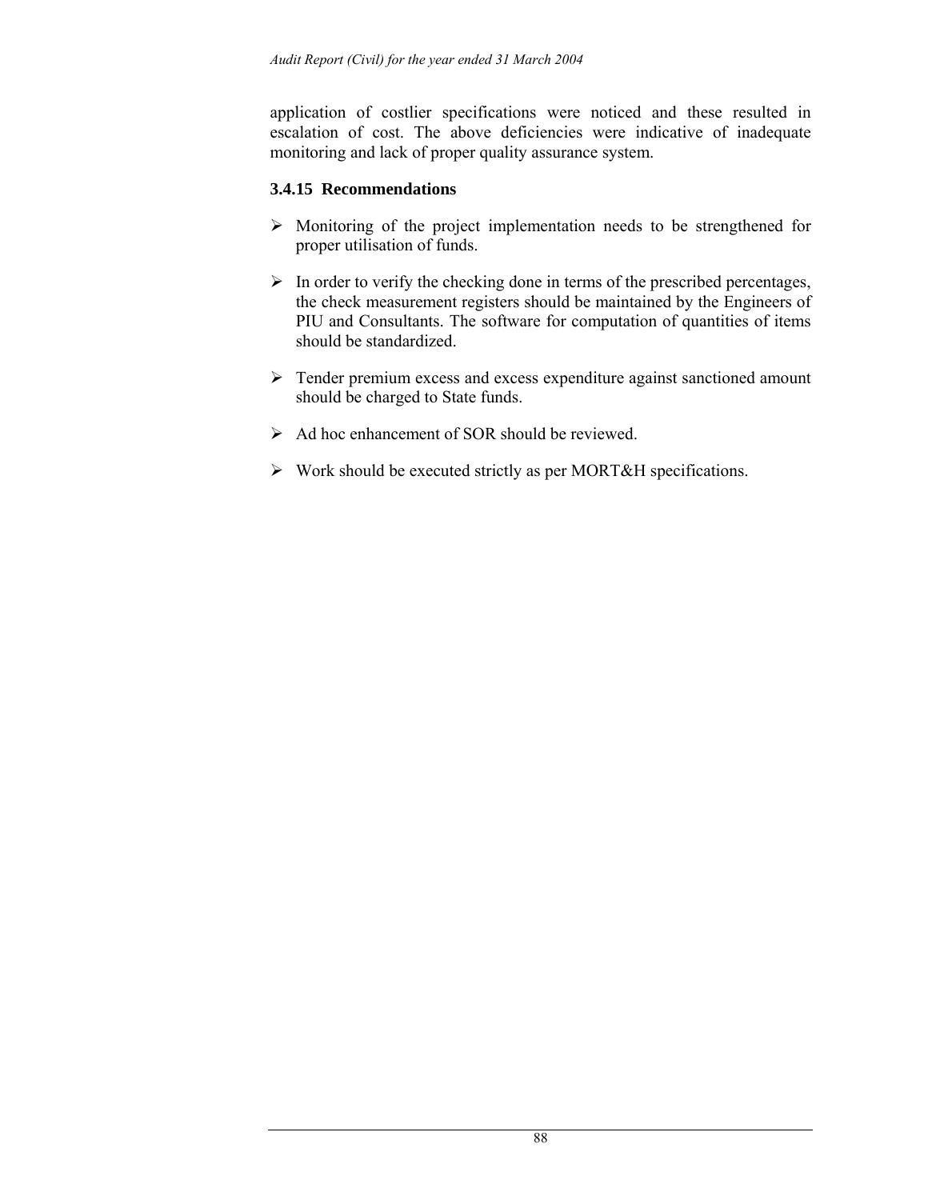application of costlier specifications were noticed and these resulted in escalation of cost. The above deficiencies were indicative of inadequate monitoring and lack of proper quality assurance system.

### 3.4.15 Recommendations

- Monitoring of the project implementation needs to be strengthened for proper utilisation of funds.

- In order to verify the checking done in terms of the prescribed percentages, the check measurement registers should be maintained by the Engineers of PIU and Consultants. The software for computation of quantities of items should be standardized.

- Tender premium excess and excess expenditure against sanctioned amount should be charged to State funds.

- Ad hoc enhancement of SOR should be reviewed.

- Work should be executed strictly as per MORT&H specifications.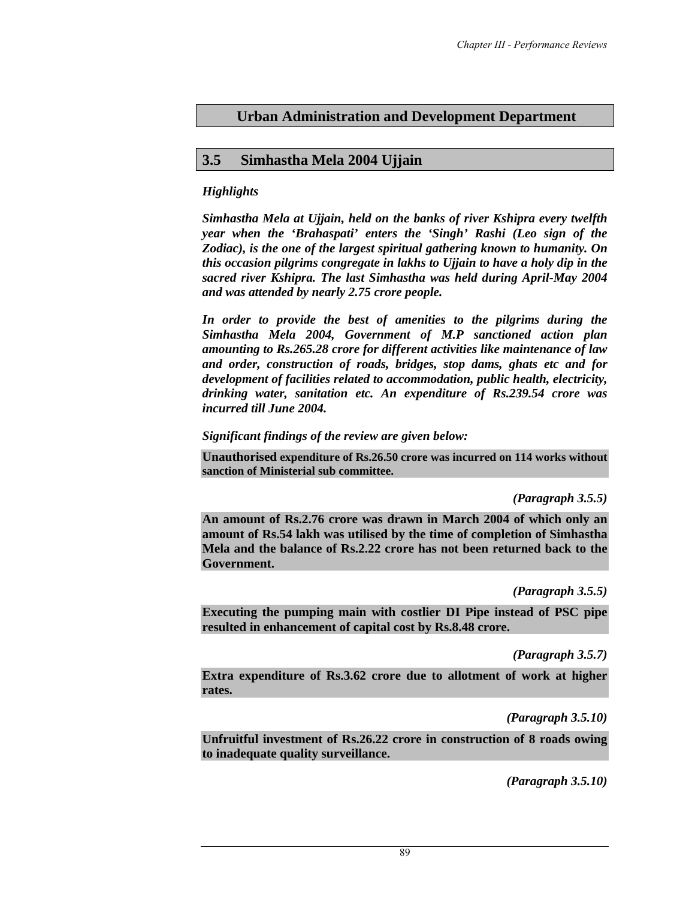## Urban Administration and Development Department

## 3.5 Simhastha Mela 2004 Ujjain

*Highlights*

***Simhastha Mela at Ujjain, held on the banks of river Kshipra every twelfth year when the 'Brahaspati' enters the 'Singh' Rashi (Leo sign of the Zodiac), is the one of the largest spiritual gathering known to humanity. On this occasion pilgrims congregate in lakhs to Ujjain to have a holy dip in the sacred river Kshipra. The last Simhastha was held during April-May 2004 and was attended by nearly 2.75 crore people.***

***In order to provide the best of amenities to the pilgrims during the Simhastha Mela 2004, Government of M.P sanctioned action plan amounting to Rs.265.28 crore for different activities like maintenance of law and order, construction of roads, bridges, stop dams, ghats etc and for development of facilities related to accommodation, public health, electricity, drinking water, sanitation etc. An expenditure of Rs.239.54 crore was incurred till June 2004.***

*Significant findings of the review are given below:*

**Unauthorised expenditure of Rs.26.50 crore was incurred on 114 works without sanction of Ministerial sub committee.**

***(Paragraph 3.5.5)***

**An amount of Rs.2.76 crore was drawn in March 2004 of which only an amount of Rs.54 lakh was utilised by the time of completion of Simhastha Mela and the balance of Rs.2.22 crore has not been returned back to the Government.**

***(Paragraph 3.5.5)***

**Executing the pumping main with costlier DI Pipe instead of PSC pipe resulted in enhancement of capital cost by Rs.8.48 crore.**

***(Paragraph 3.5.7)***

**Extra expenditure of Rs.3.62 crore due to allotment of work at higher rates.**

***(Paragraph 3.5.10)***

**Unfruitful investment of Rs.26.22 crore in construction of 8 roads owing to inadequate quality surveillance.**

***(Paragraph 3.5.10)***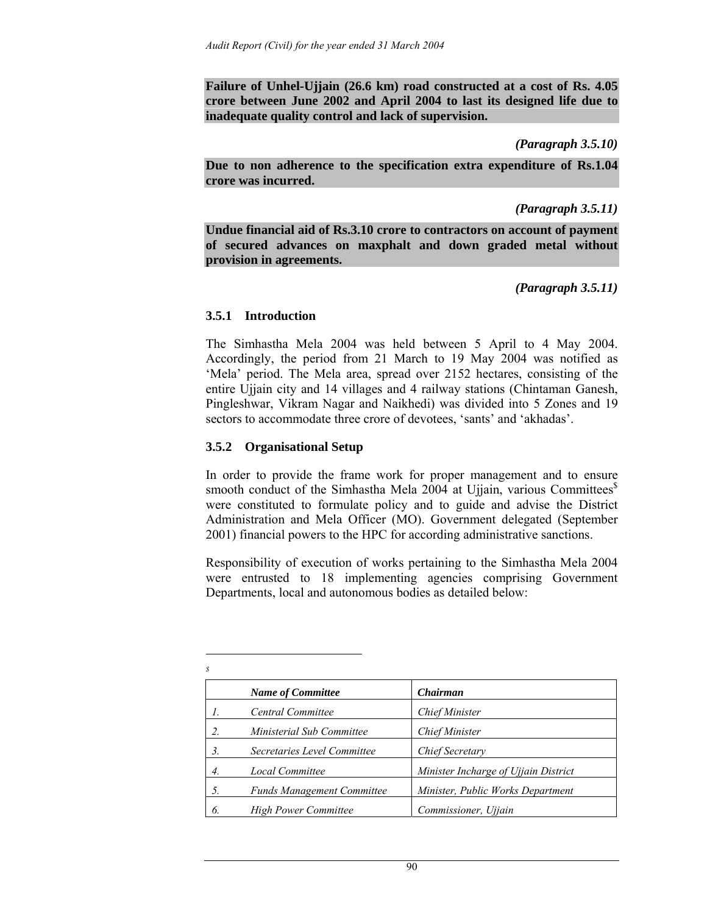**Failure of Unhel-Ujjain (26.6 km) road constructed at a cost of Rs. 4.05 crore between June 2002 and April 2004 to last its designed life due to inadequate quality control and lack of supervision.**

***(Paragraph 3.5.10)***

**Due to non adherence to the specification extra expenditure of Rs.1.04 crore was incurred.**

***(Paragraph 3.5.11)***

**Undue financial aid of Rs.3.10 crore to contractors on account of payment of secured advances on maxphalt and down graded metal without provision in agreements.**

***(Paragraph 3.5.11)***

### 3.5.1 Introduction

The Simhastha Mela 2004 was held between 5 April to 4 May 2004. Accordingly, the period from 21 March to 19 May 2004 was notified as 'Mela' period. The Mela area, spread over 2152 hectares, consisting of the entire Ujjain city and 14 villages and 4 railway stations (Chintaman Ganesh, Pingleshwar, Vikram Nagar and Naikhedi) was divided into 5 Zones and 19 sectors to accommodate three crore of devotees, 'sants' and 'akhadas'.

### 3.5.2 Organisational Setup

In order to provide the frame work for proper management and to ensure smooth conduct of the Simhastha Mela 2004 at Ujjain, various Committees[$] were constituted to formulate policy and to guide and advise the District Administration and Mela Officer (MO). Government delegated (September 2001) financial powers to the HPC for according administrative sanctions.

Responsibility of execution of works pertaining to the Simhastha Mela 2004 were entrusted to 18 implementing agencies comprising Government Departments, local and autonomous bodies as detailed below:

---

[$]

| | *Name of Committee* | *Chairman* |
|---|---|---|
| *1.* | *Central Committee* | *Chief Minister* |
| *2.* | *Ministerial Sub Committee* | *Chief Minister* |
| *3.* | *Secretaries Level Committee* | *Chief Secretary* |
| *4.* | *Local Committee* | *Minister Incharge of Ujjain District* |
| *5.* | *Funds Management Committee* | *Minister, Public Works Department* |
| *6.* | *High Power Committee* | *Commissioner, Ujjain* |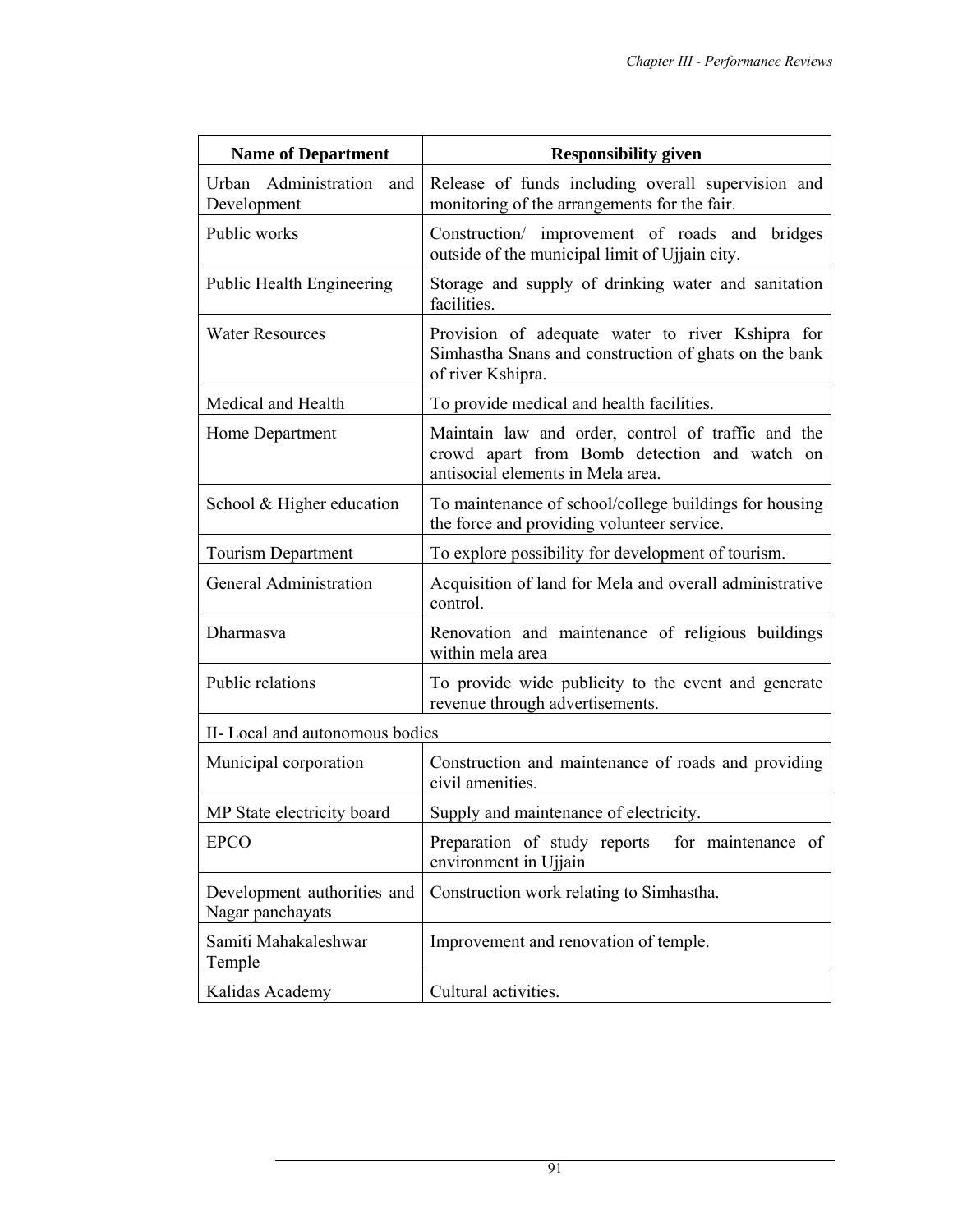| Name of Department | Responsibility given |
|---|---|
| Urban Administration and Development | Release of funds including overall supervision and monitoring of the arrangements for the fair. |
| Public works | Construction/ improvement of roads and bridges outside of the municipal limit of Ujjain city. |
| Public Health Engineering | Storage and supply of drinking water and sanitation facilities. |
| Water Resources | Provision of adequate water to river Kshipra for Simhastha Snans and construction of ghats on the bank of river Kshipra. |
| Medical and Health | To provide medical and health facilities. |
| Home Department | Maintain law and order, control of traffic and the crowd apart from Bomb detection and watch on antisocial elements in Mela area. |
| School & Higher education | To maintenance of school/college buildings for housing the force and providing volunteer service. |
| Tourism Department | To explore possibility for development of tourism. |
| General Administration | Acquisition of land for Mela and overall administrative control. |
| Dharmasva | Renovation and maintenance of religious buildings within mela area |
| Public relations | To provide wide publicity to the event and generate revenue through advertisements. |
| II- Local and autonomous bodies | |
| Municipal corporation | Construction and maintenance of roads and providing civil amenities. |
| MP State electricity board | Supply and maintenance of electricity. |
| EPCO | Preparation of study reports for maintenance of environment in Ujjain |
| Development authorities and Nagar panchayats | Construction work relating to Simhastha. |
| Samiti Mahakaleshwar Temple | Improvement and renovation of temple. |
| Kalidas Academy | Cultural activities. |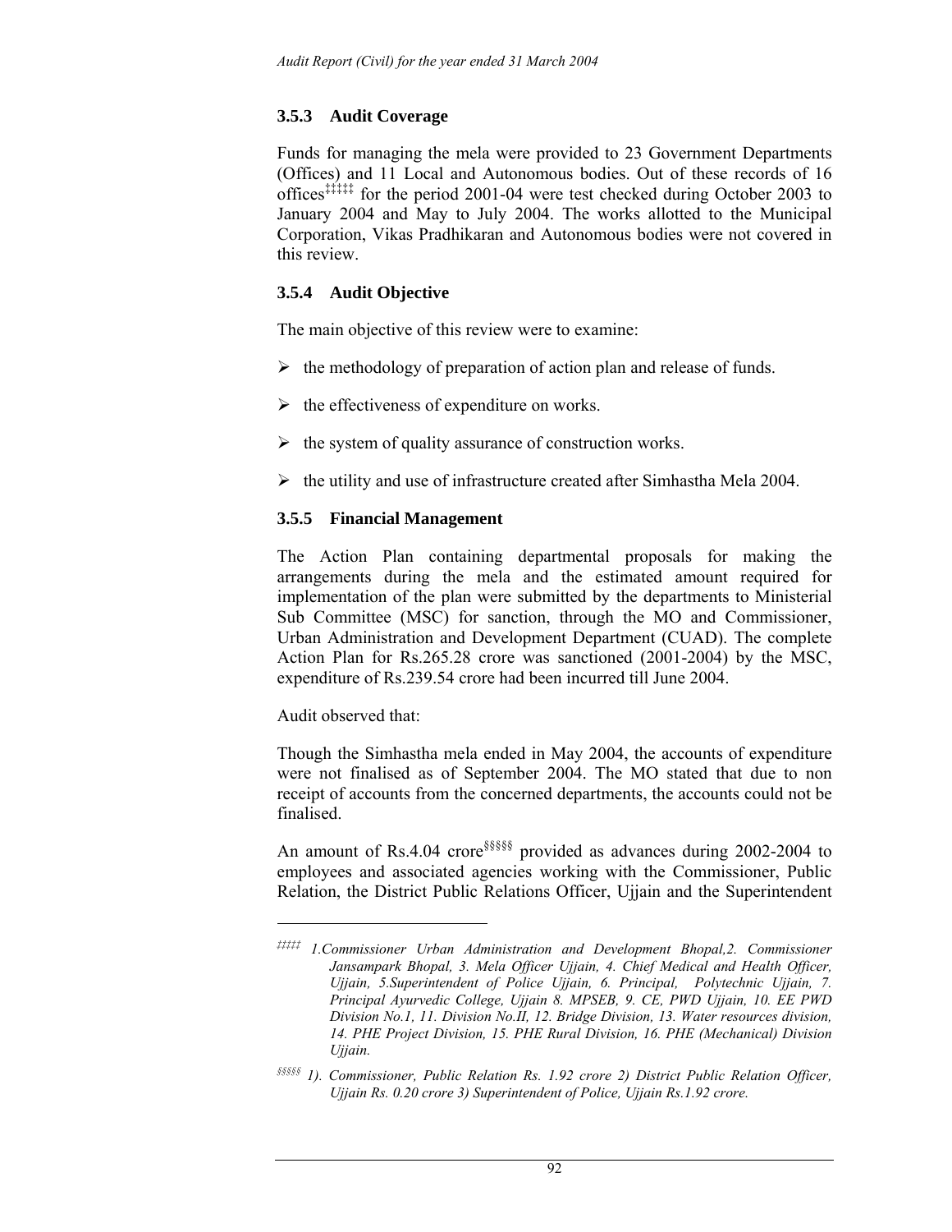### 3.5.3 Audit Coverage

Funds for managing the mela were provided to 23 Government Departments (Offices) and 11 Local and Autonomous bodies. Out of these records of 16 offices[‡‡‡‡‡] for the period 2001-04 were test checked during October 2003 to January 2004 and May to July 2004. The works allotted to the Municipal Corporation, Vikas Pradhikaran and Autonomous bodies were not covered in this review.

### 3.5.4 Audit Objective

The main objective of this review were to examine:

- the methodology of preparation of action plan and release of funds.
- the effectiveness of expenditure on works.
- the system of quality assurance of construction works.
- the utility and use of infrastructure created after Simhastha Mela 2004.

### 3.5.5 Financial Management

The Action Plan containing departmental proposals for making the arrangements during the mela and the estimated amount required for implementation of the plan were submitted by the departments to Ministerial Sub Committee (MSC) for sanction, through the MO and Commissioner, Urban Administration and Development Department (CUAD). The complete Action Plan for Rs.265.28 crore was sanctioned (2001-2004) by the MSC, expenditure of Rs.239.54 crore had been incurred till June 2004.

Audit observed that:

Though the Simhastha mela ended in May 2004, the accounts of expenditure were not finalised as of September 2004. The MO stated that due to non receipt of accounts from the concerned departments, the accounts could not be finalised.

An amount of Rs.4.04 crore[§§§§§] provided as advances during 2002-2004 to employees and associated agencies working with the Commissioner, Public Relation, the District Public Relations Officer, Ujjain and the Superintendent

---

[‡‡‡‡‡] *1.Commissioner Urban Administration and Development Bhopal,2. Commissioner Jansampark Bhopal, 3. Mela Officer Ujjain, 4. Chief Medical and Health Officer, Ujjain, 5.Superintendent of Police Ujjain, 6. Principal, Polytechnic Ujjain, 7. Principal Ayurvedic College, Ujjain 8. MPSEB, 9. CE, PWD Ujjain, 10. EE PWD Division No.1, 11. Division No.II, 12. Bridge Division, 13. Water resources division, 14. PHE Project Division, 15. PHE Rural Division, 16. PHE (Mechanical) Division Ujjain.*

[§§§§§] *1). Commissioner, Public Relation Rs. 1.92 crore 2) District Public Relation Officer, Ujjain Rs. 0.20 crore 3) Superintendent of Police, Ujjain Rs.1.92 crore.*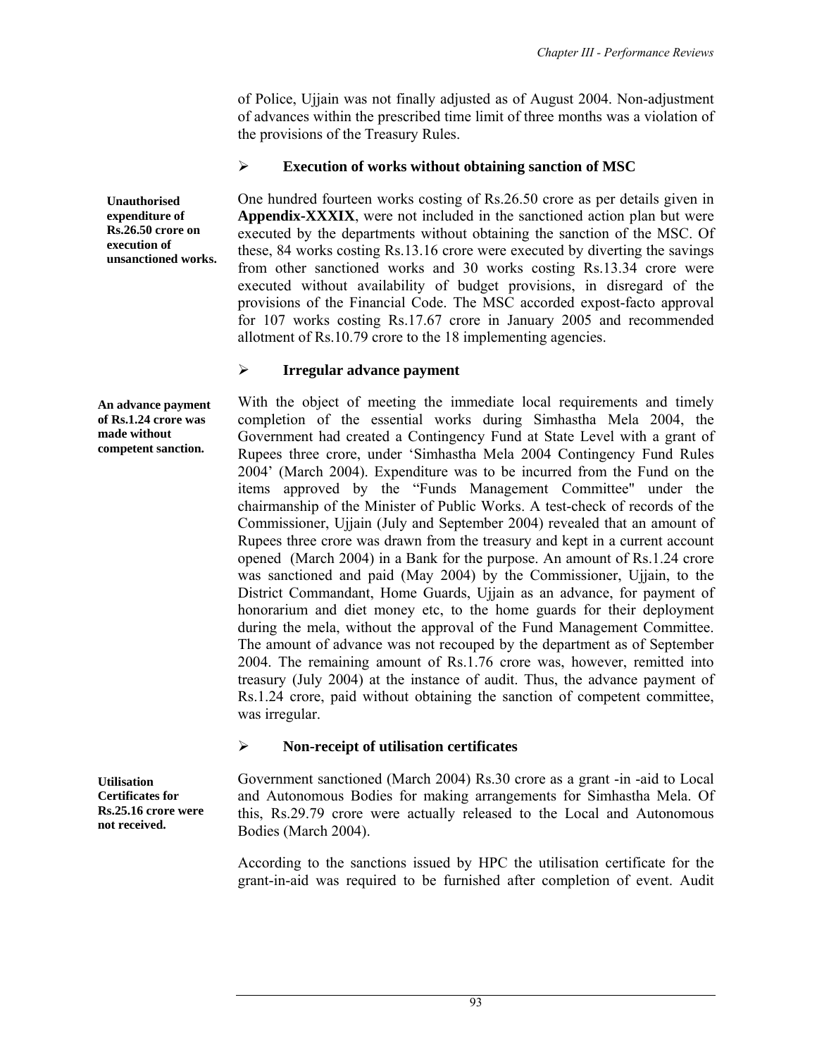of Police, Ujjain was not finally adjusted as of August 2004. Non-adjustment of advances within the prescribed time limit of three months was a violation of the provisions of the Treasury Rules.

- **Execution of works without obtaining sanction of MSC**

**Unauthorised expenditure of Rs.26.50 crore on execution of unsanctioned works.**

One hundred fourteen works costing of Rs.26.50 crore as per details given in **Appendix-XXXIX**, were not included in the sanctioned action plan but were executed by the departments without obtaining the sanction of the MSC. Of these, 84 works costing Rs.13.16 crore were executed by diverting the savings from other sanctioned works and 30 works costing Rs.13.34 crore were executed without availability of budget provisions, in disregard of the provisions of the Financial Code. The MSC accorded expost-facto approval for 107 works costing Rs.17.67 crore in January 2005 and recommended allotment of Rs.10.79 crore to the 18 implementing agencies.

- **Irregular advance payment**

**An advance payment of Rs.1.24 crore was made without competent sanction.**

With the object of meeting the immediate local requirements and timely completion of the essential works during Simhastha Mela 2004, the Government had created a Contingency Fund at State Level with a grant of Rupees three crore, under 'Simhastha Mela 2004 Contingency Fund Rules 2004' (March 2004). Expenditure was to be incurred from the Fund on the items approved by the "Funds Management Committee" under the chairmanship of the Minister of Public Works. A test-check of records of the Commissioner, Ujjain (July and September 2004) revealed that an amount of Rupees three crore was drawn from the treasury and kept in a current account opened (March 2004) in a Bank for the purpose. An amount of Rs.1.24 crore was sanctioned and paid (May 2004) by the Commissioner, Ujjain, to the District Commandant, Home Guards, Ujjain as an advance, for payment of honorarium and diet money etc, to the home guards for their deployment during the mela, without the approval of the Fund Management Committee. The amount of advance was not recouped by the department as of September 2004. The remaining amount of Rs.1.76 crore was, however, remitted into treasury (July 2004) at the instance of audit. Thus, the advance payment of Rs.1.24 crore, paid without obtaining the sanction of competent committee, was irregular.

- **Non-receipt of utilisation certificates**

**Utilisation Certificates for Rs.25.16 crore were not received.**

Government sanctioned (March 2004) Rs.30 crore as a grant -in -aid to Local and Autonomous Bodies for making arrangements for Simhastha Mela. Of this, Rs.29.79 crore were actually released to the Local and Autonomous Bodies (March 2004).

According to the sanctions issued by HPC the utilisation certificate for the grant-in-aid was required to be furnished after completion of event. Audit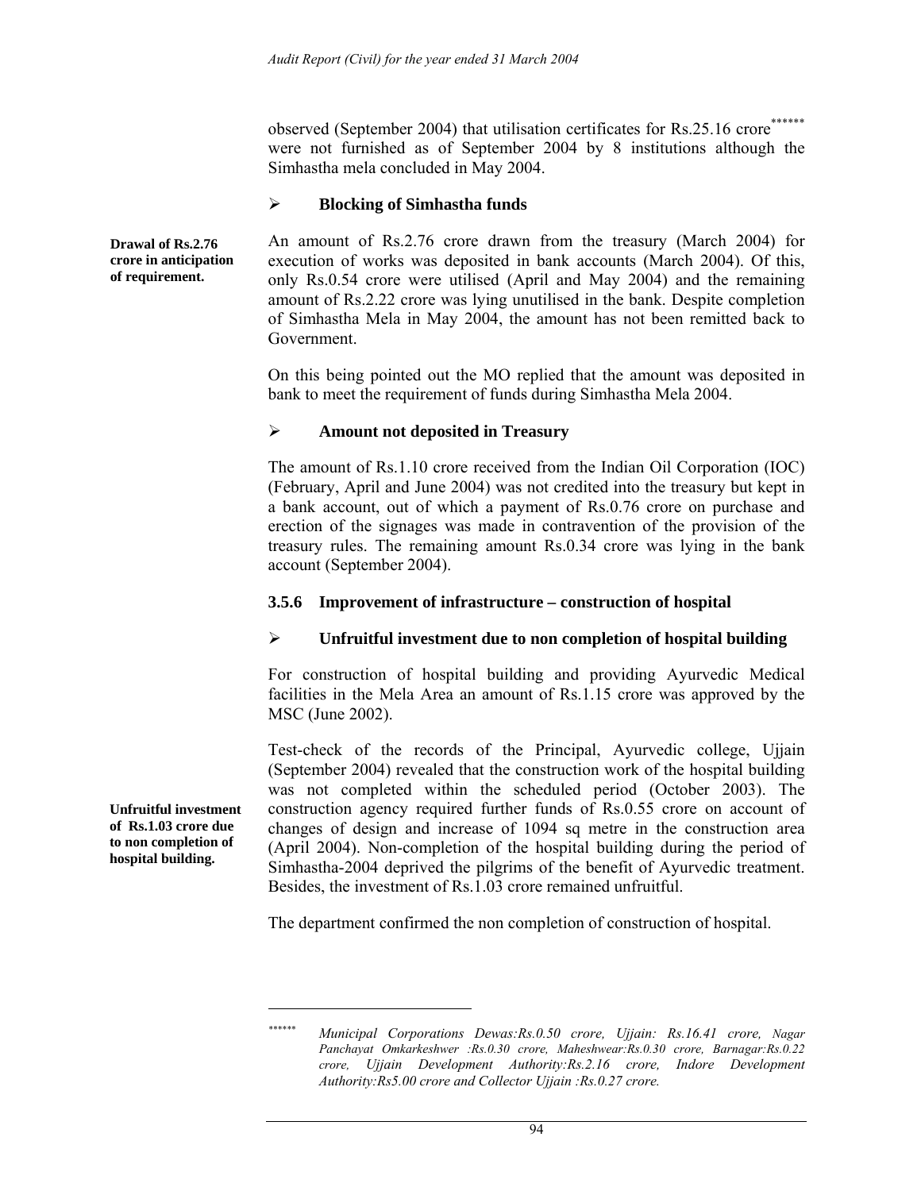observed (September 2004) that utilisation certificates for Rs.25.16 crore[******] were not furnished as of September 2004 by 8 institutions although the Simhastha mela concluded in May 2004.

- **Blocking of Simhastha funds**

**Drawal of Rs.2.76 crore in anticipation of requirement.**

An amount of Rs.2.76 crore drawn from the treasury (March 2004) for execution of works was deposited in bank accounts (March 2004). Of this, only Rs.0.54 crore were utilised (April and May 2004) and the remaining amount of Rs.2.22 crore was lying unutilised in the bank. Despite completion of Simhastha Mela in May 2004, the amount has not been remitted back to Government.

On this being pointed out the MO replied that the amount was deposited in bank to meet the requirement of funds during Simhastha Mela 2004.

- **Amount not deposited in Treasury**

The amount of Rs.1.10 crore received from the Indian Oil Corporation (IOC) (February, April and June 2004) was not credited into the treasury but kept in a bank account, out of which a payment of Rs.0.76 crore on purchase and erection of the signages was made in contravention of the provision of the treasury rules. The remaining amount Rs.0.34 crore was lying in the bank account (September 2004).

### 3.5.6 Improvement of infrastructure – construction of hospital

- **Unfruitful investment due to non completion of hospital building**

For construction of hospital building and providing Ayurvedic Medical facilities in the Mela Area an amount of Rs.1.15 crore was approved by the MSC (June 2002).

**Unfruitful investment of Rs.1.03 crore due to non completion of hospital building.**

Test-check of the records of the Principal, Ayurvedic college, Ujjain (September 2004) revealed that the construction work of the hospital building was not completed within the scheduled period (October 2003). The construction agency required further funds of Rs.0.55 crore on account of changes of design and increase of 1094 sq metre in the construction area (April 2004). Non-completion of the hospital building during the period of Simhastha-2004 deprived the pilgrims of the benefit of Ayurvedic treatment. Besides, the investment of Rs.1.03 crore remained unfruitful.

The department confirmed the non completion of construction of hospital.

---

[******] *Municipal Corporations Dewas:Rs.0.50 crore, Ujjain: Rs.16.41 crore, Nagar Panchayat Omkarkeshwer :Rs.0.30 crore, Maheshwear:Rs.0.30 crore, Barnagar:Rs.0.22 crore, Ujjain Development Authority:Rs.2.16 crore, Indore Development Authority:Rs5.00 crore and Collector Ujjain :Rs.0.27 crore.*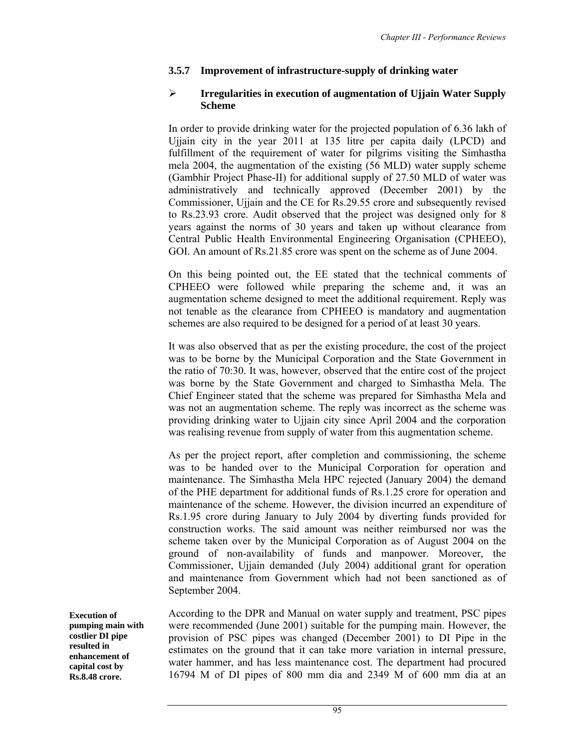### 3.5.7 Improvement of infrastructure-supply of drinking water

- **Irregularities in execution of augmentation of Ujjain Water Supply Scheme**

In order to provide drinking water for the projected population of 6.36 lakh of Ujjain city in the year 2011 at 135 litre per capita daily (LPCD) and fulfillment of the requirement of water for pilgrims visiting the Simhastha mela 2004, the augmentation of the existing (56 MLD) water supply scheme (Gambhir Project Phase-II) for additional supply of 27.50 MLD of water was administratively and technically approved (December 2001) by the Commissioner, Ujjain and the CE for Rs.29.55 crore and subsequently revised to Rs.23.93 crore. Audit observed that the project was designed only for 8 years against the norms of 30 years and taken up without clearance from Central Public Health Environmental Engineering Organisation (CPHEEO), GOI. An amount of Rs.21.85 crore was spent on the scheme as of June 2004.

On this being pointed out, the EE stated that the technical comments of CPHEEO were followed while preparing the scheme and, it was an augmentation scheme designed to meet the additional requirement. Reply was not tenable as the clearance from CPHEEO is mandatory and augmentation schemes are also required to be designed for a period of at least 30 years.

It was also observed that as per the existing procedure, the cost of the project was to be borne by the Municipal Corporation and the State Government in the ratio of 70:30. It was, however, observed that the entire cost of the project was borne by the State Government and charged to Simhastha Mela. The Chief Engineer stated that the scheme was prepared for Simhastha Mela and was not an augmentation scheme. The reply was incorrect as the scheme was providing drinking water to Ujjain city since April 2004 and the corporation was realising revenue from supply of water from this augmentation scheme.

As per the project report, after completion and commissioning, the scheme was to be handed over to the Municipal Corporation for operation and maintenance. The Simhastha Mela HPC rejected (January 2004) the demand of the PHE department for additional funds of Rs.1.25 crore for operation and maintenance of the scheme. However, the division incurred an expenditure of Rs.1.95 crore during January to July 2004 by diverting funds provided for construction works. The said amount was neither reimbursed nor was the scheme taken over by the Municipal Corporation as of August 2004 on the ground of non-availability of funds and manpower. Moreover, the Commissioner, Ujjain demanded (July 2004) additional grant for operation and maintenance from Government which had not been sanctioned as of September 2004.

**Execution of pumping main with costlier DI pipe resulted in enhancement of capital cost by Rs.8.48 crore.**

According to the DPR and Manual on water supply and treatment, PSC pipes were recommended (June 2001) suitable for the pumping main. However, the provision of PSC pipes was changed (December 2001) to DI Pipe in the estimates on the ground that it can take more variation in internal pressure, water hammer, and has less maintenance cost. The department had procured 16794 M of DI pipes of 800 mm dia and 2349 M of 600 mm dia at an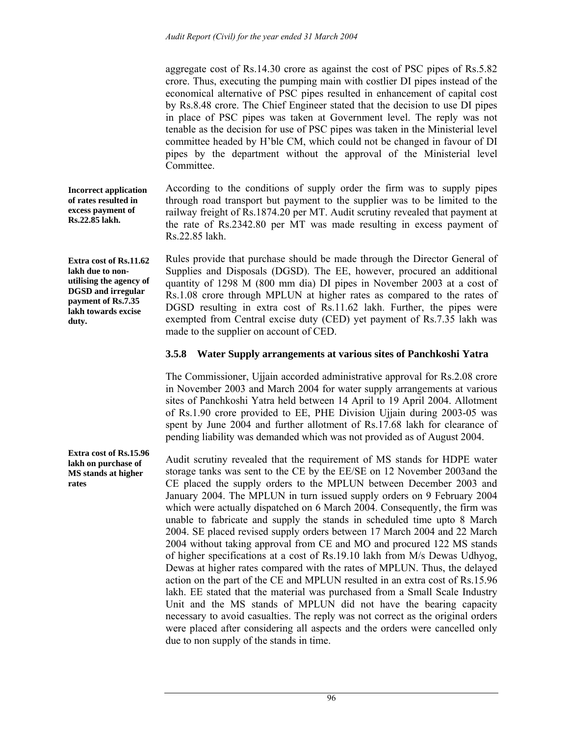aggregate cost of Rs.14.30 crore as against the cost of PSC pipes of Rs.5.82 crore. Thus, executing the pumping main with costlier DI pipes instead of the economical alternative of PSC pipes resulted in enhancement of capital cost by Rs.8.48 crore. The Chief Engineer stated that the decision to use DI pipes in place of PSC pipes was taken at Government level. The reply was not tenable as the decision for use of PSC pipes was taken in the Ministerial level committee headed by H'ble CM, which could not be changed in favour of DI pipes by the department without the approval of the Ministerial level Committee.

**Incorrect application of rates resulted in excess payment of Rs.22.85 lakh.**

According to the conditions of supply order the firm was to supply pipes through road transport but payment to the supplier was to be limited to the railway freight of Rs.1874.20 per MT. Audit scrutiny revealed that payment at the rate of Rs.2342.80 per MT was made resulting in excess payment of Rs.22.85 lakh.

**Extra cost of Rs.11.62 lakh due to non-utilising the agency of DGSD and irregular payment of Rs.7.35 lakh towards excise duty.**

Rules provide that purchase should be made through the Director General of Supplies and Disposals (DGSD). The EE, however, procured an additional quantity of 1298 M (800 mm dia) DI pipes in November 2003 at a cost of Rs.1.08 crore through MPLUN at higher rates as compared to the rates of DGSD resulting in extra cost of Rs.11.62 lakh. Further, the pipes were exempted from Central excise duty (CED) yet payment of Rs.7.35 lakh was made to the supplier on account of CED.

### 3.5.8 Water Supply arrangements at various sites of Panchkoshi Yatra

The Commissioner, Ujjain accorded administrative approval for Rs.2.08 crore in November 2003 and March 2004 for water supply arrangements at various sites of Panchkoshi Yatra held between 14 April to 19 April 2004. Allotment of Rs.1.90 crore provided to EE, PHE Division Ujjain during 2003-05 was spent by June 2004 and further allotment of Rs.17.68 lakh for clearance of pending liability was demanded which was not provided as of August 2004.

**Extra cost of Rs.15.96 lakh on purchase of MS stands at higher rates**

Audit scrutiny revealed that the requirement of MS stands for HDPE water storage tanks was sent to the CE by the EE/SE on 12 November 2003and the CE placed the supply orders to the MPLUN between December 2003 and January 2004. The MPLUN in turn issued supply orders on 9 February 2004 which were actually dispatched on 6 March 2004. Consequently, the firm was unable to fabricate and supply the stands in scheduled time upto 8 March 2004. SE placed revised supply orders between 17 March 2004 and 22 March 2004 without taking approval from CE and MO and procured 122 MS stands of higher specifications at a cost of Rs.19.10 lakh from M/s Dewas Udhyog, Dewas at higher rates compared with the rates of MPLUN. Thus, the delayed action on the part of the CE and MPLUN resulted in an extra cost of Rs.15.96 lakh. EE stated that the material was purchased from a Small Scale Industry Unit and the MS stands of MPLUN did not have the bearing capacity necessary to avoid casualties. The reply was not correct as the original orders were placed after considering all aspects and the orders were cancelled only due to non supply of the stands in time.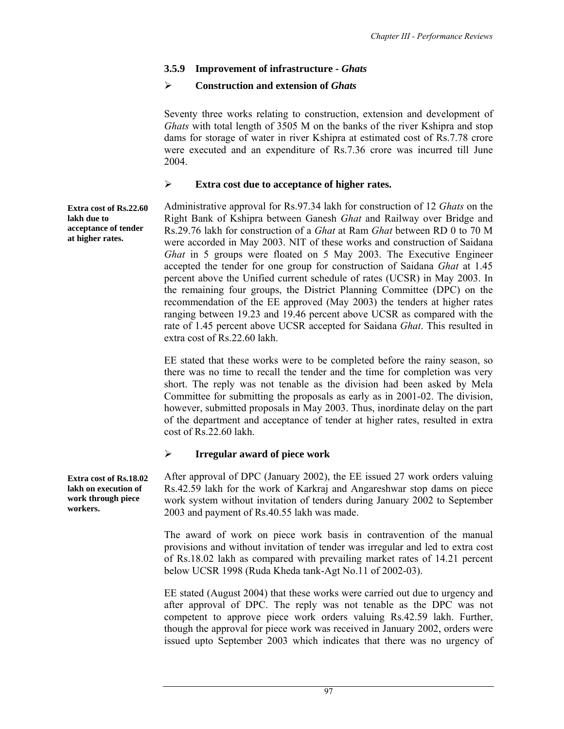### 3.5.9 Improvement of infrastructure - *Ghats*

- **Construction and extension of *Ghats***

Seventy three works relating to construction, extension and development of *Ghats* with total length of 3505 M on the banks of the river Kshipra and stop dams for storage of water in river Kshipra at estimated cost of Rs.7.78 crore were executed and an expenditure of Rs.7.36 crore was incurred till June 2004.

- **Extra cost due to acceptance of higher rates.**

**Extra cost of Rs.22.60 lakh due to acceptance of tender at higher rates.**

Administrative approval for Rs.97.34 lakh for construction of 12 *Ghats* on the Right Bank of Kshipra between Ganesh *Ghat* and Railway over Bridge and Rs.29.76 lakh for construction of a *Ghat* at Ram *Ghat* between RD 0 to 70 M were accorded in May 2003. NIT of these works and construction of Saidana *Ghat* in 5 groups were floated on 5 May 2003. The Executive Engineer accepted the tender for one group for construction of Saidana *Ghat* at 1.45 percent above the Unified current schedule of rates (UCSR) in May 2003. In the remaining four groups, the District Planning Committee (DPC) on the recommendation of the EE approved (May 2003) the tenders at higher rates ranging between 19.23 and 19.46 percent above UCSR as compared with the rate of 1.45 percent above UCSR accepted for Saidana *Ghat*. This resulted in extra cost of Rs.22.60 lakh.

EE stated that these works were to be completed before the rainy season, so there was no time to recall the tender and the time for completion was very short. The reply was not tenable as the division had been asked by Mela Committee for submitting the proposals as early as in 2001-02. The division, however, submitted proposals in May 2003. Thus, inordinate delay on the part of the department and acceptance of tender at higher rates, resulted in extra cost of Rs.22.60 lakh.

- **Irregular award of piece work**

**Extra cost of Rs.18.02 lakh on execution of work through piece workers.**

After approval of DPC (January 2002), the EE issued 27 work orders valuing Rs.42.59 lakh for the work of Karkraj and Angareshwar stop dams on piece work system without invitation of tenders during January 2002 to September 2003 and payment of Rs.40.55 lakh was made.

The award of work on piece work basis in contravention of the manual provisions and without invitation of tender was irregular and led to extra cost of Rs.18.02 lakh as compared with prevailing market rates of 14.21 percent below UCSR 1998 (Ruda Kheda tank-Agt No.11 of 2002-03).

EE stated (August 2004) that these works were carried out due to urgency and after approval of DPC. The reply was not tenable as the DPC was not competent to approve piece work orders valuing Rs.42.59 lakh. Further, though the approval for piece work was received in January 2002, orders were issued upto September 2003 which indicates that there was no urgency of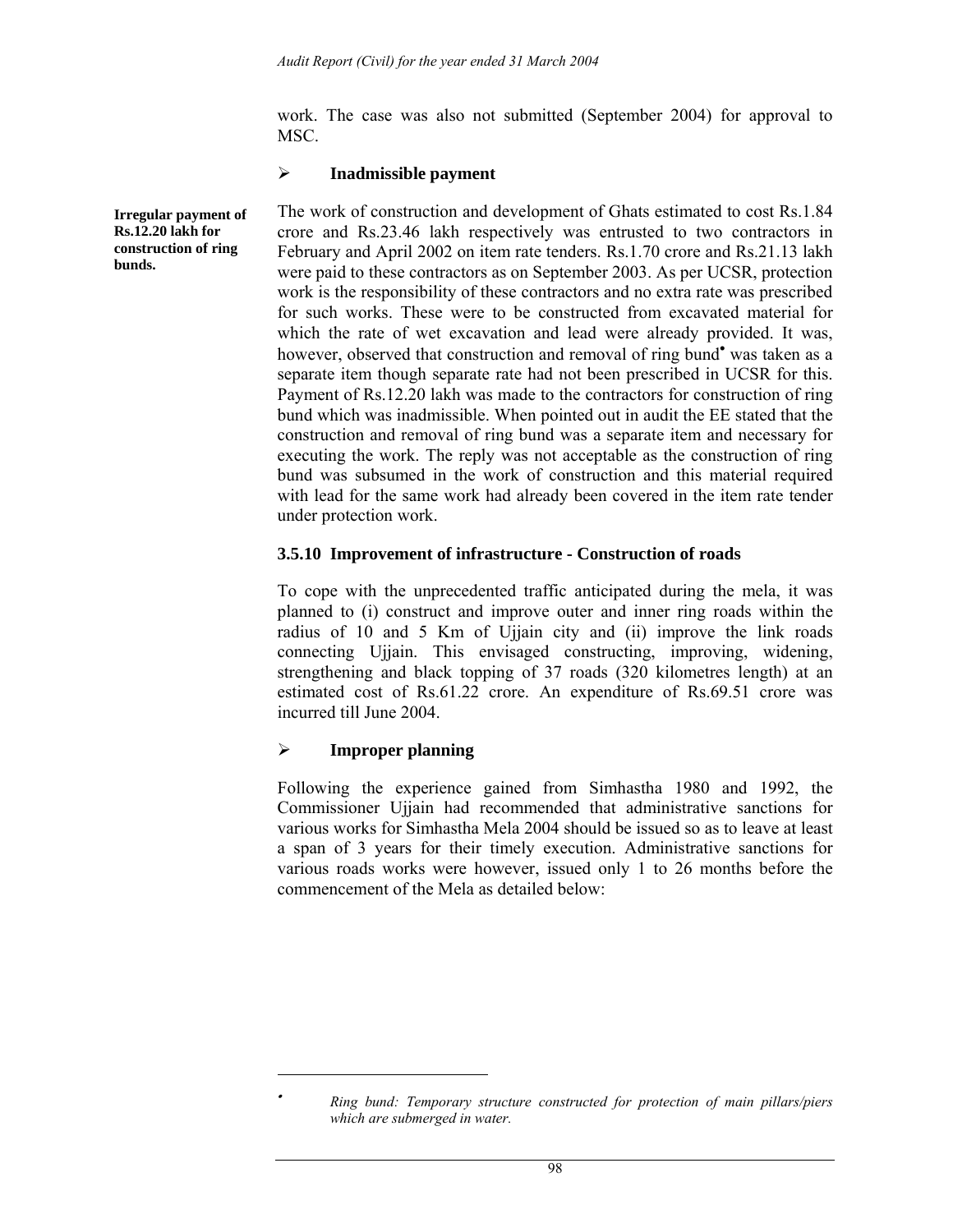work. The case was also not submitted (September 2004) for approval to MSC.

- **Inadmissible payment**

**Irregular payment of Rs.12.20 lakh for construction of ring bunds.**

The work of construction and development of Ghats estimated to cost Rs.1.84 crore and Rs.23.46 lakh respectively was entrusted to two contractors in February and April 2002 on item rate tenders. Rs.1.70 crore and Rs.21.13 lakh were paid to these contractors as on September 2003. As per UCSR, protection work is the responsibility of these contractors and no extra rate was prescribed for such works. These were to be constructed from excavated material for which the rate of wet excavation and lead were already provided. It was, however, observed that construction and removal of ring bund[•] was taken as a separate item though separate rate had not been prescribed in UCSR for this. Payment of Rs.12.20 lakh was made to the contractors for construction of ring bund which was inadmissible. When pointed out in audit the EE stated that the construction and removal of ring bund was a separate item and necessary for executing the work. The reply was not acceptable as the construction of ring bund was subsumed in the work of construction and this material required with lead for the same work had already been covered in the item rate tender under protection work.

### 3.5.10 Improvement of infrastructure - Construction of roads

To cope with the unprecedented traffic anticipated during the mela, it was planned to (i) construct and improve outer and inner ring roads within the radius of 10 and 5 Km of Ujjain city and (ii) improve the link roads connecting Ujjain. This envisaged constructing, improving, widening, strengthening and black topping of 37 roads (320 kilometres length) at an estimated cost of Rs.61.22 crore. An expenditure of Rs.69.51 crore was incurred till June 2004.

- **Improper planning**

Following the experience gained from Simhastha 1980 and 1992, the Commissioner Ujjain had recommended that administrative sanctions for various works for Simhastha Mela 2004 should be issued so as to leave at least a span of 3 years for their timely execution. Administrative sanctions for various roads works were however, issued only 1 to 26 months before the commencement of the Mela as detailed below:

---

[•] *Ring bund: Temporary structure constructed for protection of main pillars/piers which are submerged in water.*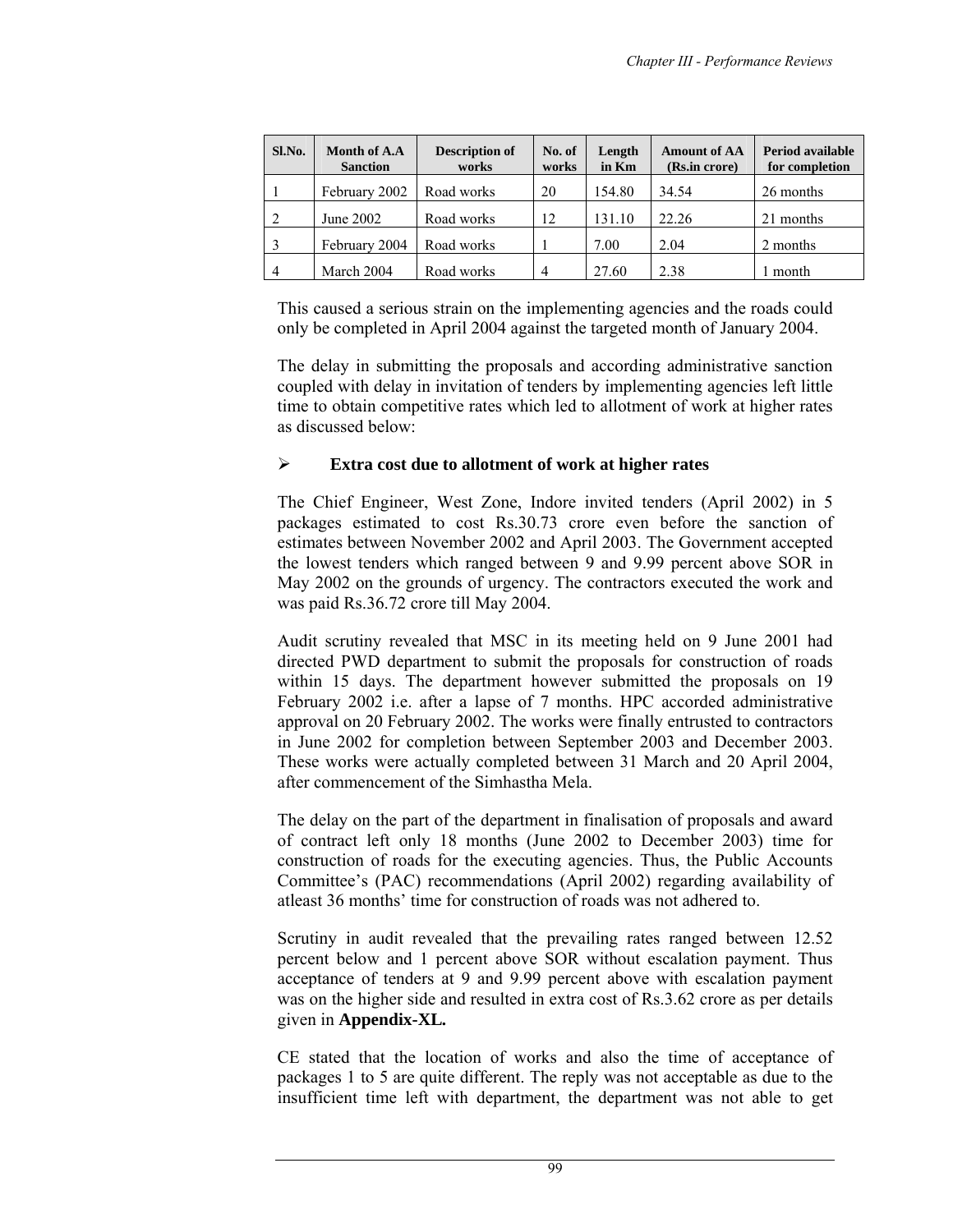| Sl.No. | Month of A.A Sanction | Description of works | No. of works | Length in Km | Amount of AA (Rs.in crore) | Period available for completion |
|---|---|---|---|---|---|---|
| 1 | February 2002 | Road works | 20 | 154.80 | 34.54 | 26 months |
| 2 | June 2002 | Road works | 12 | 131.10 | 22.26 | 21 months |
| 3 | February 2004 | Road works | 1 | 7.00 | 2.04 | 2 months |
| 4 | March 2004 | Road works | 4 | 27.60 | 2.38 | 1 month |

This caused a serious strain on the implementing agencies and the roads could only be completed in April 2004 against the targeted month of January 2004.

The delay in submitting the proposals and according administrative sanction coupled with delay in invitation of tenders by implementing agencies left little time to obtain competitive rates which led to allotment of work at higher rates as discussed below:

- **Extra cost due to allotment of work at higher rates**

The Chief Engineer, West Zone, Indore invited tenders (April 2002) in 5 packages estimated to cost Rs.30.73 crore even before the sanction of estimates between November 2002 and April 2003. The Government accepted the lowest tenders which ranged between 9 and 9.99 percent above SOR in May 2002 on the grounds of urgency. The contractors executed the work and was paid Rs.36.72 crore till May 2004.

Audit scrutiny revealed that MSC in its meeting held on 9 June 2001 had directed PWD department to submit the proposals for construction of roads within 15 days. The department however submitted the proposals on 19 February 2002 i.e. after a lapse of 7 months. HPC accorded administrative approval on 20 February 2002. The works were finally entrusted to contractors in June 2002 for completion between September 2003 and December 2003. These works were actually completed between 31 March and 20 April 2004, after commencement of the Simhastha Mela.

The delay on the part of the department in finalisation of proposals and award of contract left only 18 months (June 2002 to December 2003) time for construction of roads for the executing agencies. Thus, the Public Accounts Committee's (PAC) recommendations (April 2002) regarding availability of atleast 36 months' time for construction of roads was not adhered to.

Scrutiny in audit revealed that the prevailing rates ranged between 12.52 percent below and 1 percent above SOR without escalation payment. Thus acceptance of tenders at 9 and 9.99 percent above with escalation payment was on the higher side and resulted in extra cost of Rs.3.62 crore as per details given in **Appendix-XL.**

CE stated that the location of works and also the time of acceptance of packages 1 to 5 are quite different. The reply was not acceptable as due to the insufficient time left with department, the department was not able to get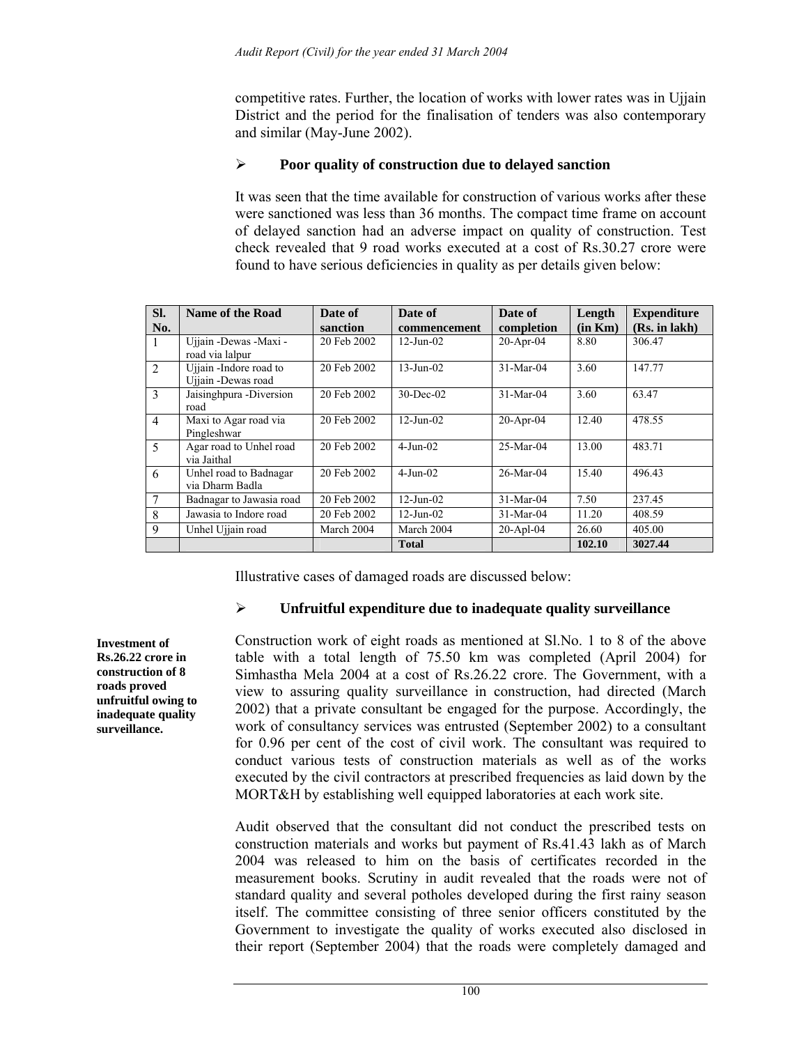competitive rates. Further, the location of works with lower rates was in Ujjain District and the period for the finalisation of tenders was also contemporary and similar (May-June 2002).

- **Poor quality of construction due to delayed sanction**

It was seen that the time available for construction of various works after these were sanctioned was less than 36 months. The compact time frame on account of delayed sanction had an adverse impact on quality of construction. Test check revealed that 9 road works executed at a cost of Rs.30.27 crore were found to have serious deficiencies in quality as per details given below:

| Sl. No. | Name of the Road | Date of sanction | Date of commencement | Date of completion | Length (in Km) | Expenditure (Rs. in lakh) |
|---|---|---|---|---|---|---|
| 1 | Ujjain -Dewas -Maxi - road via lalpur | 20 Feb 2002 | 12-Jun-02 | 20-Apr-04 | 8.80 | 306.47 |
| 2 | Ujjain -Indore road to Ujjain -Dewas road | 20 Feb 2002 | 13-Jun-02 | 31-Mar-04 | 3.60 | 147.77 |
| 3 | Jaisinghpura -Diversion road | 20 Feb 2002 | 30-Dec-02 | 31-Mar-04 | 3.60 | 63.47 |
| 4 | Maxi to Agar road via Pingleshwar | 20 Feb 2002 | 12-Jun-02 | 20-Apr-04 | 12.40 | 478.55 |
| 5 | Agar road to Unhel road via Jaithal | 20 Feb 2002 | 4-Jun-02 | 25-Mar-04 | 13.00 | 483.71 |
| 6 | Unhel road to Badnagar via Dharm Badla | 20 Feb 2002 | 4-Jun-02 | 26-Mar-04 | 15.40 | 496.43 |
| 7 | Badnagar to Jawasia road | 20 Feb 2002 | 12-Jun-02 | 31-Mar-04 | 7.50 | 237.45 |
| 8 | Jawasia to Indore road | 20 Feb 2002 | 12-Jun-02 | 31-Mar-04 | 11.20 | 408.59 |
| 9 | Unhel Ujjain road | March 2004 | March 2004 | 20-Apl-04 | 26.60 | 405.00 |
| | | | **Total** | | **102.10** | **3027.44** |

Illustrative cases of damaged roads are discussed below:

- **Unfruitful expenditure due to inadequate quality surveillance**

**Investment of Rs.26.22 crore in construction of 8 roads proved unfruitful owing to inadequate quality surveillance.**

Construction work of eight roads as mentioned at Sl.No. 1 to 8 of the above table with a total length of 75.50 km was completed (April 2004) for Simhastha Mela 2004 at a cost of Rs.26.22 crore. The Government, with a view to assuring quality surveillance in construction, had directed (March 2002) that a private consultant be engaged for the purpose. Accordingly, the work of consultancy services was entrusted (September 2002) to a consultant for 0.96 per cent of the cost of civil work. The consultant was required to conduct various tests of construction materials as well as of the works executed by the civil contractors at prescribed frequencies as laid down by the MORT&H by establishing well equipped laboratories at each work site.

Audit observed that the consultant did not conduct the prescribed tests on construction materials and works but payment of Rs.41.43 lakh as of March 2004 was released to him on the basis of certificates recorded in the measurement books. Scrutiny in audit revealed that the roads were not of standard quality and several potholes developed during the first rainy season itself. The committee consisting of three senior officers constituted by the Government to investigate the quality of works executed also disclosed in their report (September 2004) that the roads were completely damaged and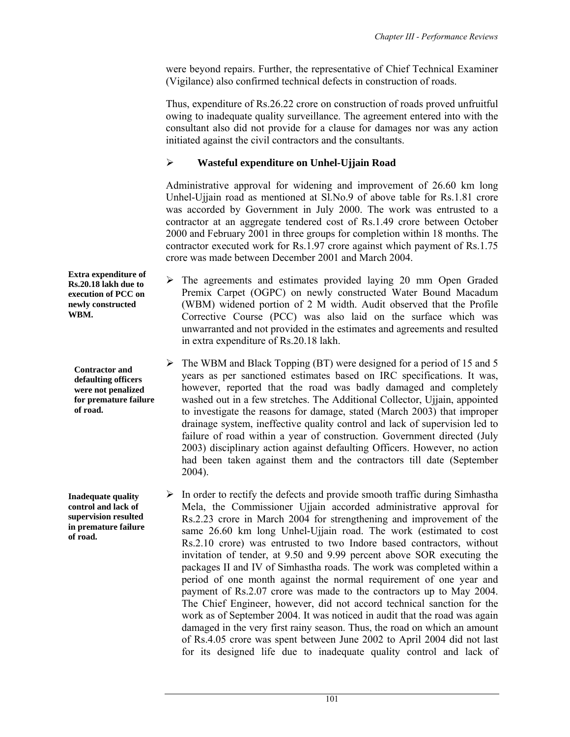were beyond repairs. Further, the representative of Chief Technical Examiner (Vigilance) also confirmed technical defects in construction of roads.

Thus, expenditure of Rs.26.22 crore on construction of roads proved unfruitful owing to inadequate quality surveillance. The agreement entered into with the consultant also did not provide for a clause for damages nor was any action initiated against the civil contractors and the consultants.

- **Wasteful expenditure on Unhel-Ujjain Road**

Administrative approval for widening and improvement of 26.60 km long Unhel-Ujjain road as mentioned at Sl.No.9 of above table for Rs.1.81 crore was accorded by Government in July 2000. The work was entrusted to a contractor at an aggregate tendered cost of Rs.1.49 crore between October 2000 and February 2001 in three groups for completion within 18 months. The contractor executed work for Rs.1.97 crore against which payment of Rs.1.75 crore was made between December 2001 and March 2004.

**Extra expenditure of Rs.20.18 lakh due to execution of PCC on newly constructed WBM.**

- The agreements and estimates provided laying 20 mm Open Graded Premix Carpet (OGPC) on newly constructed Water Bound Macadum (WBM) widened portion of 2 M width. Audit observed that the Profile Corrective Course (PCC) was also laid on the surface which was unwarranted and not provided in the estimates and agreements and resulted in extra expenditure of Rs.20.18 lakh.

**Contractor and defaulting officers were not penalized for premature failure of road.**

- The WBM and Black Topping (BT) were designed for a period of 15 and 5 years as per sanctioned estimates based on IRC specifications. It was, however, reported that the road was badly damaged and completely washed out in a few stretches. The Additional Collector, Ujjain, appointed to investigate the reasons for damage, stated (March 2003) that improper drainage system, ineffective quality control and lack of supervision led to failure of road within a year of construction. Government directed (July 2003) disciplinary action against defaulting Officers. However, no action had been taken against them and the contractors till date (September 2004).

**Inadequate quality control and lack of supervision resulted in premature failure of road.**

- In order to rectify the defects and provide smooth traffic during Simhastha Mela, the Commissioner Ujjain accorded administrative approval for Rs.2.23 crore in March 2004 for strengthening and improvement of the same 26.60 km long Unhel-Ujjain road. The work (estimated to cost Rs.2.10 crore) was entrusted to two Indore based contractors, without invitation of tender, at 9.50 and 9.99 percent above SOR executing the packages II and IV of Simhastha roads. The work was completed within a period of one month against the normal requirement of one year and payment of Rs.2.07 crore was made to the contractors up to May 2004. The Chief Engineer, however, did not accord technical sanction for the work as of September 2004. It was noticed in audit that the road was again damaged in the very first rainy season. Thus, the road on which an amount of Rs.4.05 crore was spent between June 2002 to April 2004 did not last for its designed life due to inadequate quality control and lack of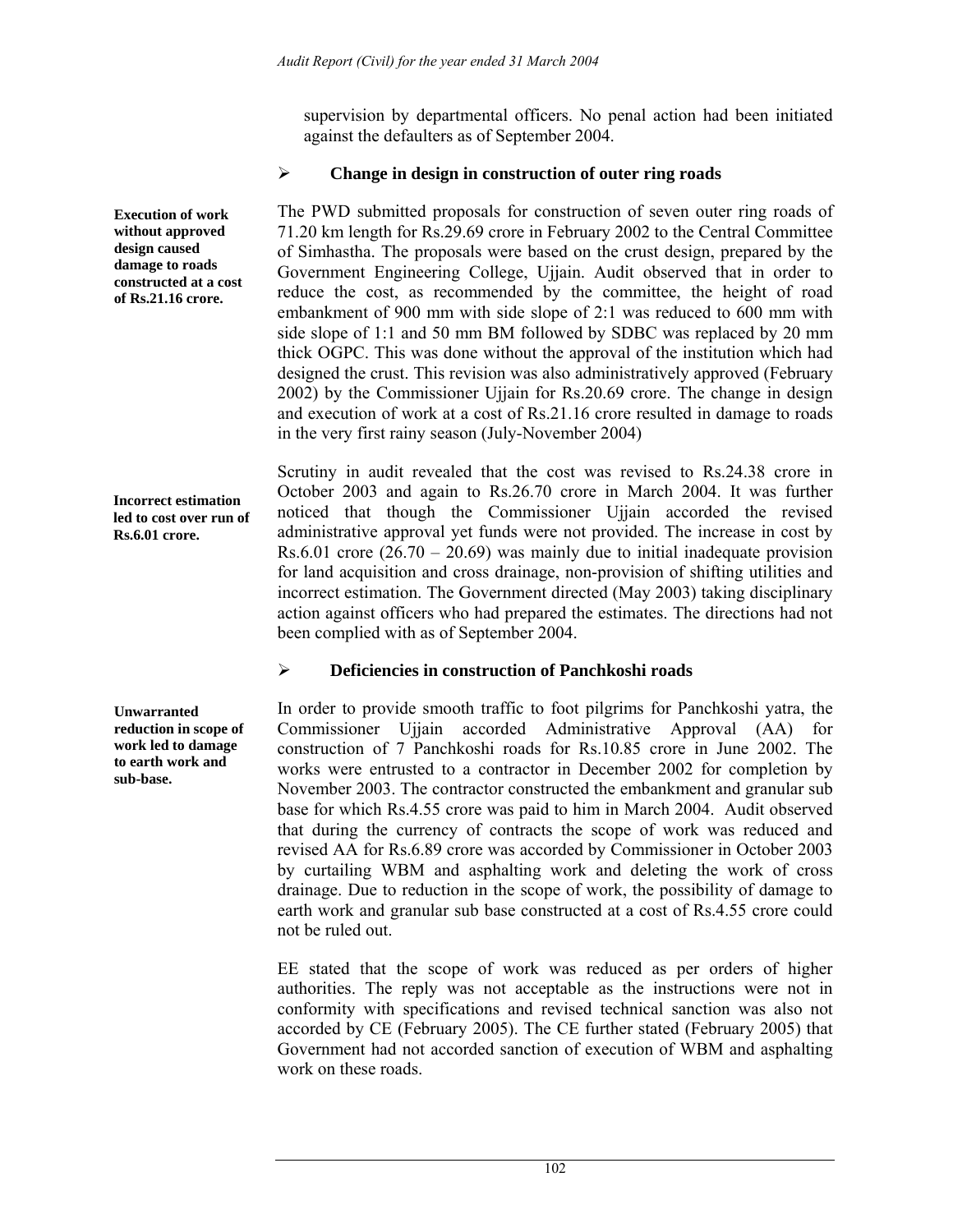supervision by departmental officers. No penal action had been initiated against the defaulters as of September 2004.

- **Change in design in construction of outer ring roads**

**Execution of work without approved design caused damage to roads constructed at a cost of Rs.21.16 crore.**

The PWD submitted proposals for construction of seven outer ring roads of 71.20 km length for Rs.29.69 crore in February 2002 to the Central Committee of Simhastha. The proposals were based on the crust design, prepared by the Government Engineering College, Ujjain. Audit observed that in order to reduce the cost, as recommended by the committee, the height of road embankment of 900 mm with side slope of 2:1 was reduced to 600 mm with side slope of 1:1 and 50 mm BM followed by SDBC was replaced by 20 mm thick OGPC. This was done without the approval of the institution which had designed the crust. This revision was also administratively approved (February 2002) by the Commissioner Ujjain for Rs.20.69 crore. The change in design and execution of work at a cost of Rs.21.16 crore resulted in damage to roads in the very first rainy season (July-November 2004)

**Incorrect estimation led to cost over run of Rs.6.01 crore.**

Scrutiny in audit revealed that the cost was revised to Rs.24.38 crore in October 2003 and again to Rs.26.70 crore in March 2004. It was further noticed that though the Commissioner Ujjain accorded the revised administrative approval yet funds were not provided. The increase in cost by Rs.6.01 crore (26.70 – 20.69) was mainly due to initial inadequate provision for land acquisition and cross drainage, non-provision of shifting utilities and incorrect estimation. The Government directed (May 2003) taking disciplinary action against officers who had prepared the estimates. The directions had not been complied with as of September 2004.

- **Deficiencies in construction of Panchkoshi roads**

**Unwarranted reduction in scope of work led to damage to earth work and sub-base.**

In order to provide smooth traffic to foot pilgrims for Panchkoshi yatra, the Commissioner Ujjain accorded Administrative Approval (AA) for construction of 7 Panchkoshi roads for Rs.10.85 crore in June 2002. The works were entrusted to a contractor in December 2002 for completion by November 2003. The contractor constructed the embankment and granular sub base for which Rs.4.55 crore was paid to him in March 2004. Audit observed that during the currency of contracts the scope of work was reduced and revised AA for Rs.6.89 crore was accorded by Commissioner in October 2003 by curtailing WBM and asphalting work and deleting the work of cross drainage. Due to reduction in the scope of work, the possibility of damage to earth work and granular sub base constructed at a cost of Rs.4.55 crore could not be ruled out.

EE stated that the scope of work was reduced as per orders of higher authorities. The reply was not acceptable as the instructions were not in conformity with specifications and revised technical sanction was also not accorded by CE (February 2005). The CE further stated (February 2005) that Government had not accorded sanction of execution of WBM and asphalting work on these roads.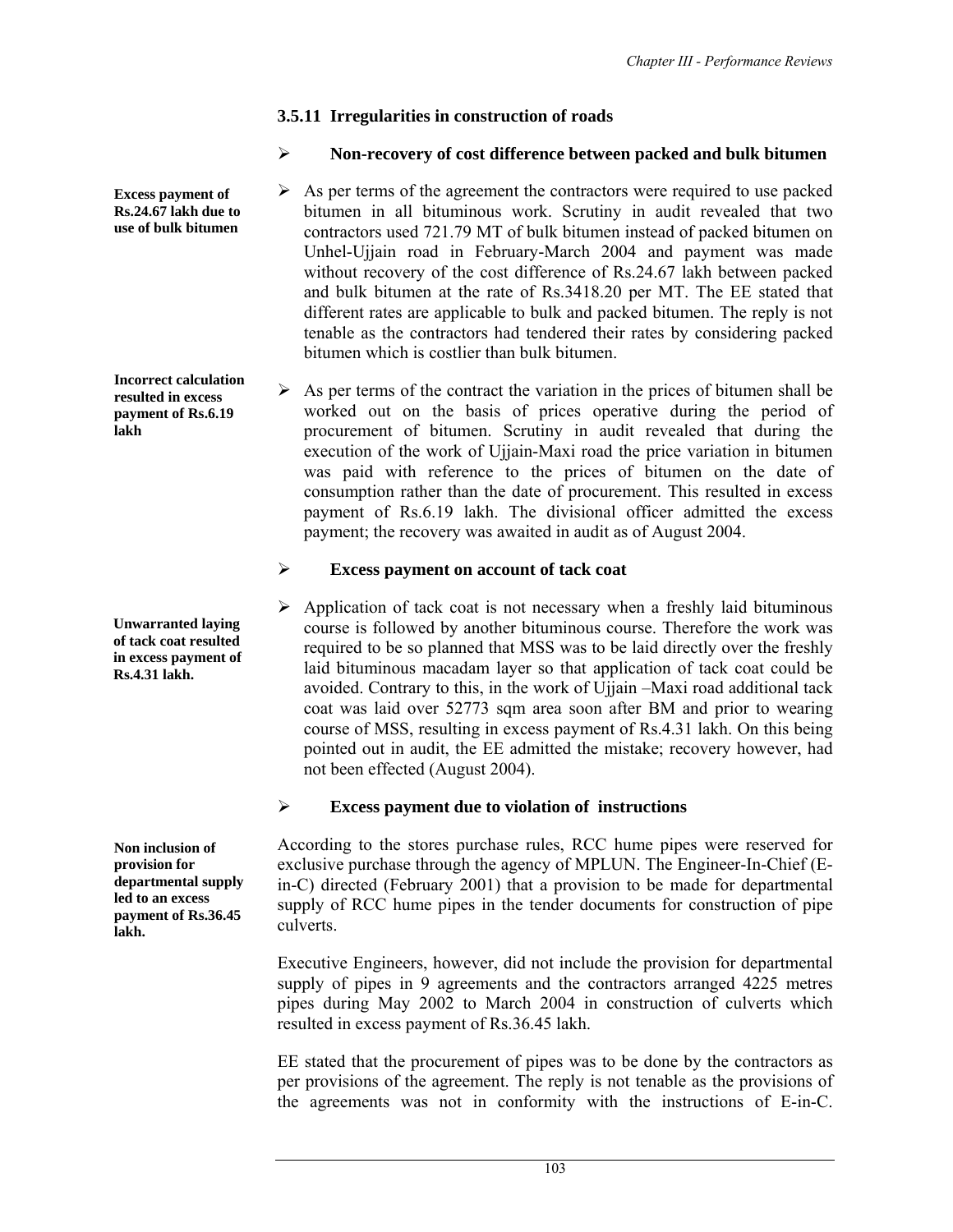### 3.5.11 Irregularities in construction of roads

- **Non-recovery of cost difference between packed and bulk bitumen**

**Excess payment of Rs.24.67 lakh due to use of bulk bitumen**

- As per terms of the agreement the contractors were required to use packed bitumen in all bituminous work. Scrutiny in audit revealed that two contractors used 721.79 MT of bulk bitumen instead of packed bitumen on Unhel-Ujjain road in February-March 2004 and payment was made without recovery of the cost difference of Rs.24.67 lakh between packed and bulk bitumen at the rate of Rs.3418.20 per MT. The EE stated that different rates are applicable to bulk and packed bitumen. The reply is not tenable as the contractors had tendered their rates by considering packed bitumen which is costlier than bulk bitumen.

**Incorrect calculation resulted in excess payment of Rs.6.19 lakh**

- As per terms of the contract the variation in the prices of bitumen shall be worked out on the basis of prices operative during the period of procurement of bitumen. Scrutiny in audit revealed that during the execution of the work of Ujjain-Maxi road the price variation in bitumen was paid with reference to the prices of bitumen on the date of consumption rather than the date of procurement. This resulted in excess payment of Rs.6.19 lakh. The divisional officer admitted the excess payment; the recovery was awaited in audit as of August 2004.

- **Excess payment on account of tack coat**

**Unwarranted laying of tack coat resulted in excess payment of Rs.4.31 lakh.**

- Application of tack coat is not necessary when a freshly laid bituminous course is followed by another bituminous course. Therefore the work was required to be so planned that MSS was to be laid directly over the freshly laid bituminous macadam layer so that application of tack coat could be avoided. Contrary to this, in the work of Ujjain –Maxi road additional tack coat was laid over 52773 sqm area soon after BM and prior to wearing course of MSS, resulting in excess payment of Rs.4.31 lakh. On this being pointed out in audit, the EE admitted the mistake; recovery however, had not been effected (August 2004).

- **Excess payment due to violation of instructions**

**Non inclusion of provision for departmental supply led to an excess payment of Rs.36.45 lakh.**

According to the stores purchase rules, RCC hume pipes were reserved for exclusive purchase through the agency of MPLUN. The Engineer-In-Chief (E-in-C) directed (February 2001) that a provision to be made for departmental supply of RCC hume pipes in the tender documents for construction of pipe culverts.

Executive Engineers, however, did not include the provision for departmental supply of pipes in 9 agreements and the contractors arranged 4225 metres pipes during May 2002 to March 2004 in construction of culverts which resulted in excess payment of Rs.36.45 lakh.

EE stated that the procurement of pipes was to be done by the contractors as per provisions of the agreement. The reply is not tenable as the provisions of the agreements was not in conformity with the instructions of E-in-C.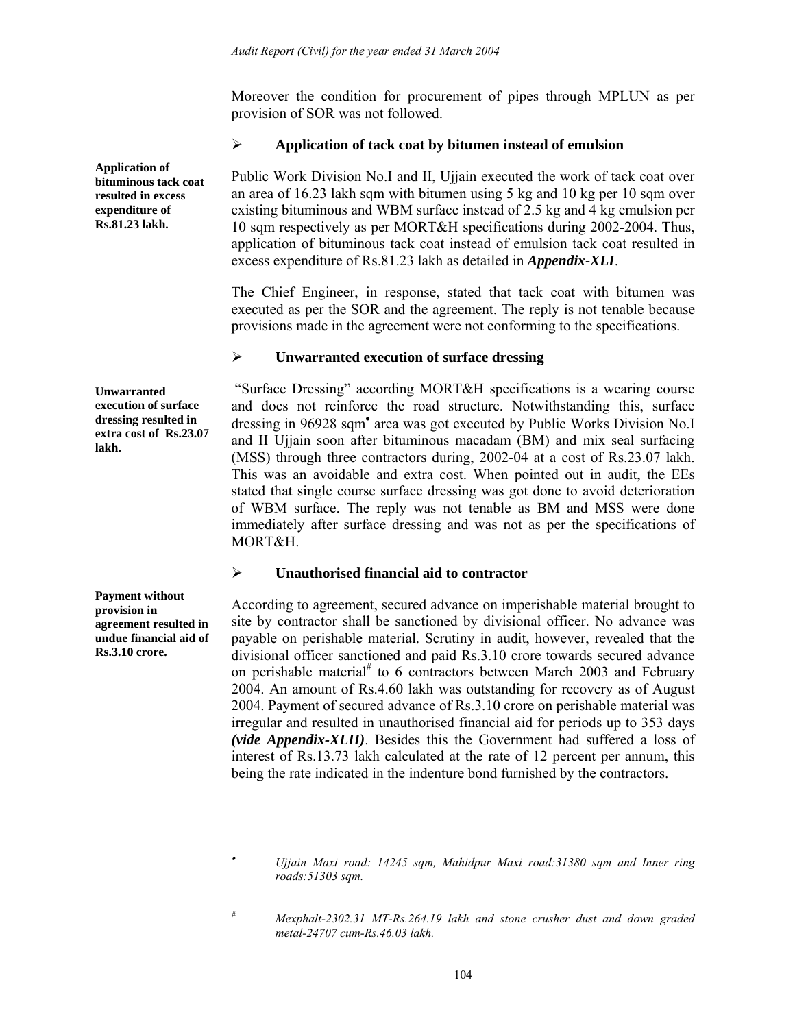Moreover the condition for procurement of pipes through MPLUN as per provision of SOR was not followed.

### ➢ Application of tack coat by bitumen instead of emulsion

**Application of bituminous tack coat resulted in excess expenditure of Rs.81.23 lakh.**

Public Work Division No.I and II, Ujjain executed the work of tack coat over an area of 16.23 lakh sqm with bitumen using 5 kg and 10 kg per 10 sqm over existing bituminous and WBM surface instead of 2.5 kg and 4 kg emulsion per 10 sqm respectively as per MORT&H specifications during 2002-2004. Thus, application of bituminous tack coat instead of emulsion tack coat resulted in excess expenditure of Rs.81.23 lakh as detailed in ***Appendix-XLI***.

The Chief Engineer, in response, stated that tack coat with bitumen was executed as per the SOR and the agreement. The reply is not tenable because provisions made in the agreement were not conforming to the specifications.

### ➢ Unwarranted execution of surface dressing

**Unwarranted execution of surface dressing resulted in extra cost of Rs.23.07 lakh.**

"Surface Dressing" according MORT&H specifications is a wearing course and does not reinforce the road structure. Notwithstanding this, surface dressing in 96928 sqm• area was got executed by Public Works Division No.I and II Ujjain soon after bituminous macadam (BM) and mix seal surfacing (MSS) through three contractors during, 2002-04 at a cost of Rs.23.07 lakh. This was an avoidable and extra cost. When pointed out in audit, the EEs stated that single course surface dressing was got done to avoid deterioration of WBM surface. The reply was not tenable as BM and MSS were done immediately after surface dressing and was not as per the specifications of MORT&H.

### ➢ Unauthorised financial aid to contractor

**Payment without provision in agreement resulted in undue financial aid of Rs.3.10 crore.**

According to agreement, secured advance on imperishable material brought to site by contractor shall be sanctioned by divisional officer. No advance was payable on perishable material. Scrutiny in audit, however, revealed that the divisional officer sanctioned and paid Rs.3.10 crore towards secured advance on perishable material# to 6 contractors between March 2003 and February 2004. An amount of Rs.4.60 lakh was outstanding for recovery as of August 2004. Payment of secured advance of Rs.3.10 crore on perishable material was irregular and resulted in unauthorised financial aid for periods up to 353 days ***(vide Appendix-XLII)***. Besides this the Government had suffered a loss of interest of Rs.13.73 lakh calculated at the rate of 12 percent per annum, this being the rate indicated in the indenture bond furnished by the contractors.

---

• *Ujjain Maxi road: 14245 sqm, Mahidpur Maxi road:31380 sqm and Inner ring roads:51303 sqm.*

# *Mexphalt-2302.31 MT-Rs.264.19 lakh and stone crusher dust and down graded metal-24707 cum-Rs.46.03 lakh.*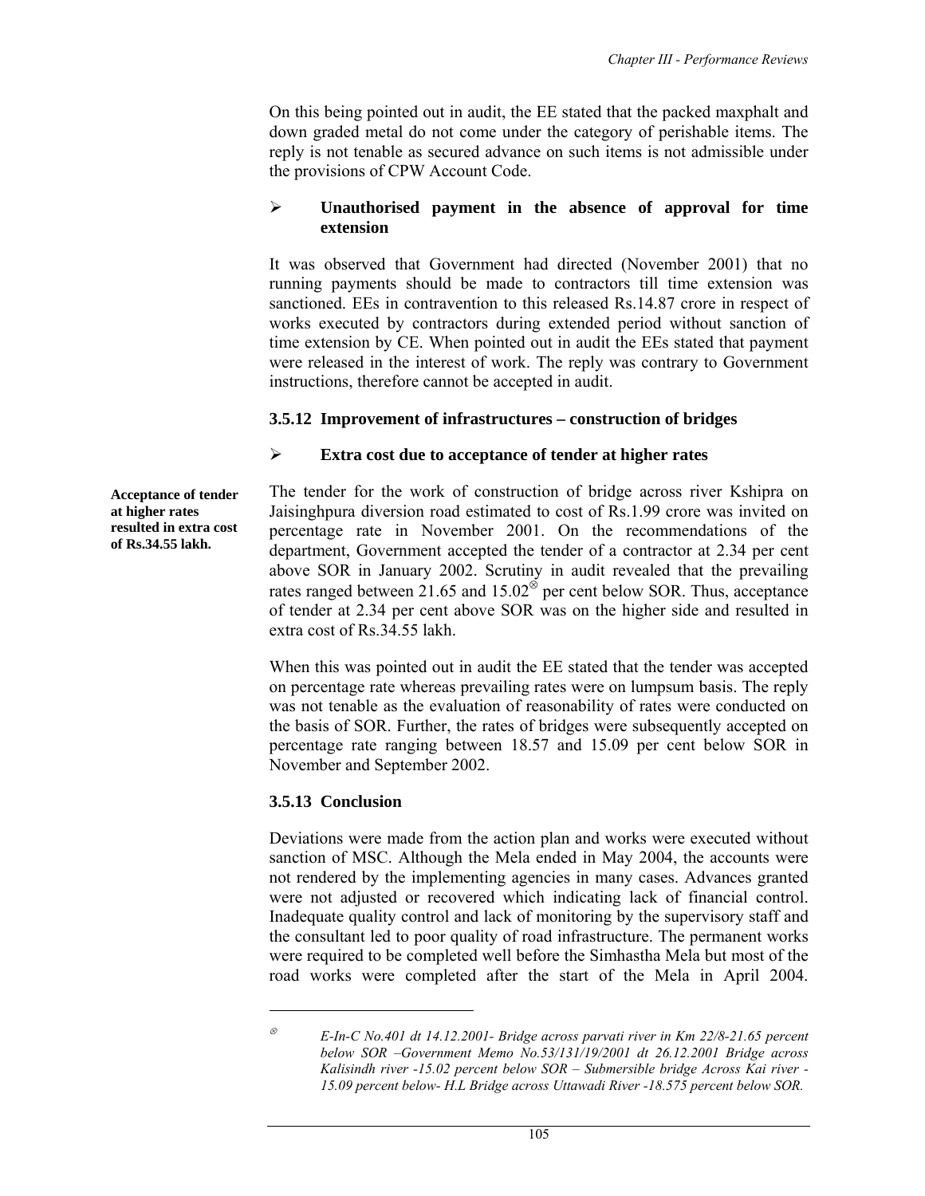On this being pointed out in audit, the EE stated that the packed maxphalt and down graded metal do not come under the category of perishable items. The reply is not tenable as secured advance on such items is not admissible under the provisions of CPW Account Code.

- **Unauthorised payment in the absence of approval for time extension**

It was observed that Government had directed (November 2001) that no running payments should be made to contractors till time extension was sanctioned. EEs in contravention to this released Rs.14.87 crore in respect of works executed by contractors during extended period without sanction of time extension by CE. When pointed out in audit the EEs stated that payment were released in the interest of work. The reply was contrary to Government instructions, therefore cannot be accepted in audit.

### 3.5.12 Improvement of infrastructures – construction of bridges

- **Extra cost due to acceptance of tender at higher rates**

**Acceptance of tender at higher rates resulted in extra cost of Rs.34.55 lakh.**

The tender for the work of construction of bridge across river Kshipra on Jaisinghpura diversion road estimated to cost of Rs.1.99 crore was invited on percentage rate in November 2001. On the recommendations of the department, Government accepted the tender of a contractor at 2.34 per cent above SOR in January 2002. Scrutiny in audit revealed that the prevailing rates ranged between 21.65 and 15.02[⊗] per cent below SOR. Thus, acceptance of tender at 2.34 per cent above SOR was on the higher side and resulted in extra cost of Rs.34.55 lakh.

When this was pointed out in audit the EE stated that the tender was accepted on percentage rate whereas prevailing rates were on lumpsum basis. The reply was not tenable as the evaluation of reasonability of rates were conducted on the basis of SOR. Further, the rates of bridges were subsequently accepted on percentage rate ranging between 18.57 and 15.09 per cent below SOR in November and September 2002.

### 3.5.13 Conclusion

Deviations were made from the action plan and works were executed without sanction of MSC. Although the Mela ended in May 2004, the accounts were not rendered by the implementing agencies in many cases. Advances granted were not adjusted or recovered which indicating lack of financial control. Inadequate quality control and lack of monitoring by the supervisory staff and the consultant led to poor quality of road infrastructure. The permanent works were required to be completed well before the Simhastha Mela but most of the road works were completed after the start of the Mela in April 2004.

---

[⊗] *E-In-C No.401 dt 14.12.2001- Bridge across parvati river in Km 22/8-21.65 percent below SOR –Government Memo No.53/131/19/2001 dt 26.12.2001 Bridge across Kalisindh river -15.02 percent below SOR – Submersible bridge Across Kai river - 15.09 percent below- H.L Bridge across Uttawadi River -18.575 percent below SOR.*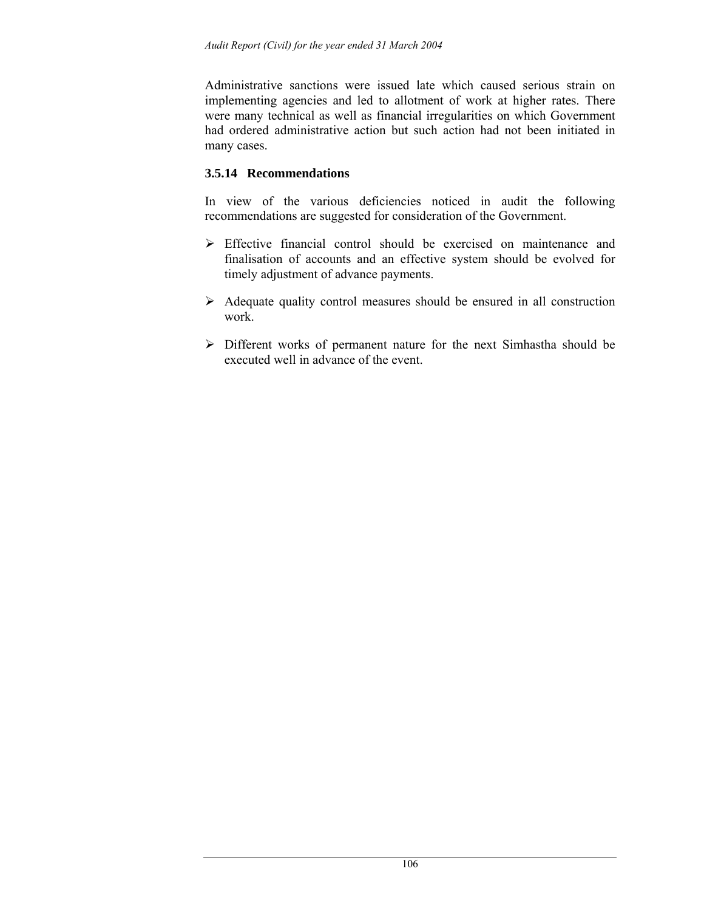Administrative sanctions were issued late which caused serious strain on implementing agencies and led to allotment of work at higher rates. There were many technical as well as financial irregularities on which Government had ordered administrative action but such action had not been initiated in many cases.

### 3.5.14 Recommendations

In view of the various deficiencies noticed in audit the following recommendations are suggested for consideration of the Government.

- Effective financial control should be exercised on maintenance and finalisation of accounts and an effective system should be evolved for timely adjustment of advance payments.
- Adequate quality control measures should be ensured in all construction work.
- Different works of permanent nature for the next Simhastha should be executed well in advance of the event.